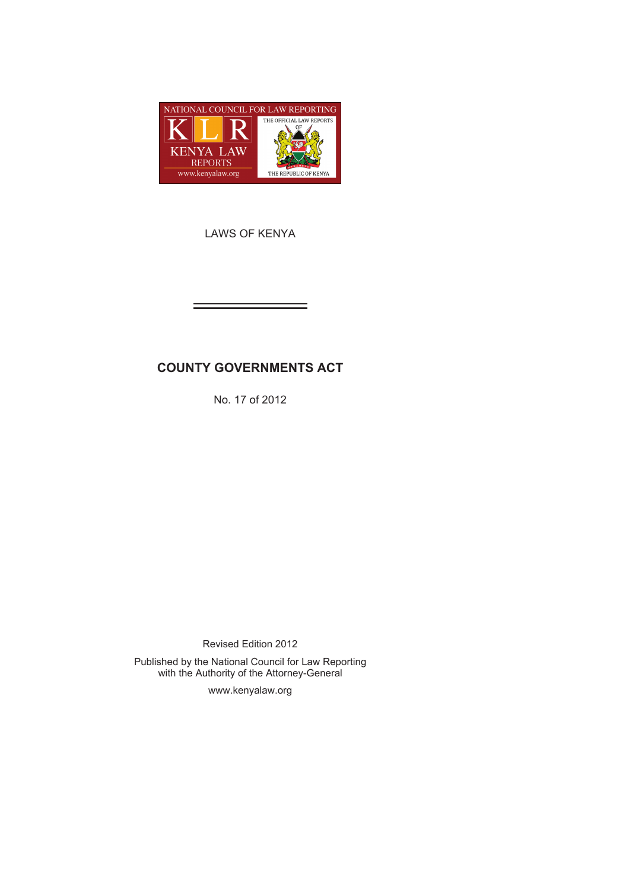NATIONAL COUNCIL FOR LAW REPORTING

KLR

KENYA LAW REPORTS

www.kenyalaw.org

THE OFFICIAL LAW REPORTS OF THE REPUBLIC OF KENYA

LAWS OF KENYA

# COUNTY GOVERNMENTS ACT

No. 17 of 2012

Revised Edition 2012

Published by the National Council for Law Reporting
with the Authority of the Attorney-General

www.kenyalaw.org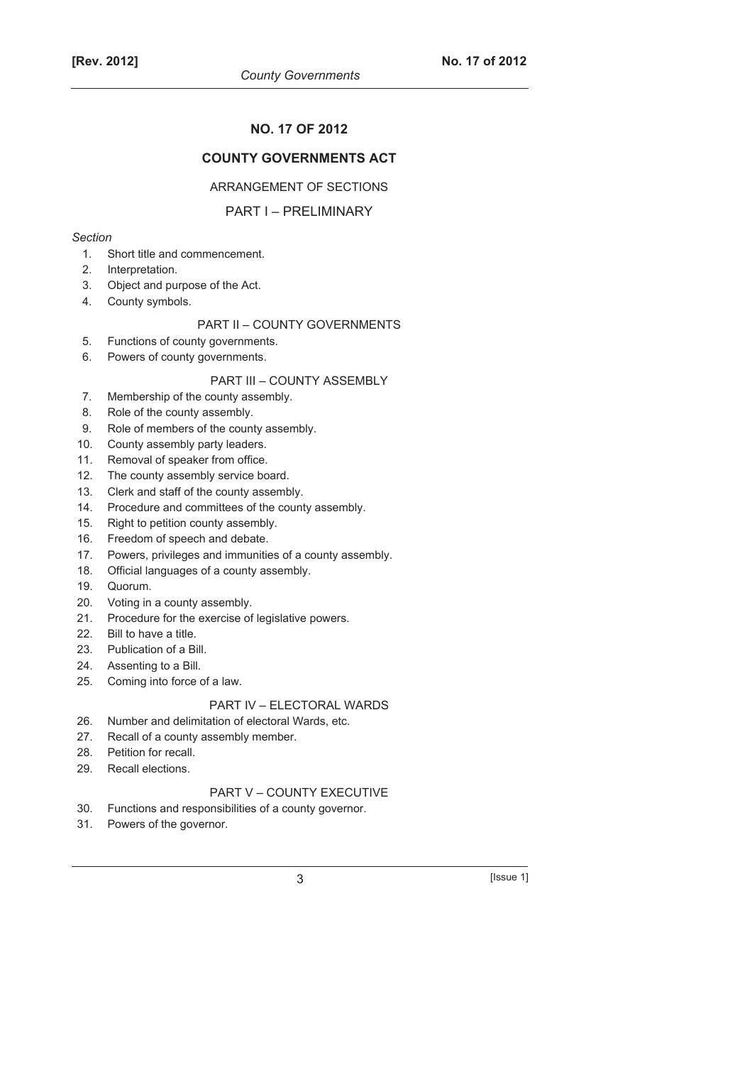# NO. 17 OF 2012

## COUNTY GOVERNMENTS ACT

ARRANGEMENT OF SECTIONS

### PART I – PRELIMINARY

*Section*

1. Short title and commencement.
2. Interpretation.
3. Object and purpose of the Act.
4. County symbols.

### PART II – COUNTY GOVERNMENTS

5. Functions of county governments.
6. Powers of county governments.

### PART III – COUNTY ASSEMBLY

7. Membership of the county assembly.
8. Role of the county assembly.
9. Role of members of the county assembly.
10. County assembly party leaders.
11. Removal of speaker from office.
12. The county assembly service board.
13. Clerk and staff of the county assembly.
14. Procedure and committees of the county assembly.
15. Right to petition county assembly.
16. Freedom of speech and debate.
17. Powers, privileges and immunities of a county assembly.
18. Official languages of a county assembly.
19. Quorum.
20. Voting in a county assembly.
21. Procedure for the exercise of legislative powers.
22. Bill to have a title.
23. Publication of a Bill.
24. Assenting to a Bill.
25. Coming into force of a law.

### PART IV – ELECTORAL WARDS

26. Number and delimitation of electoral Wards, etc.
27. Recall of a county assembly member.
28. Petition for recall.
29. Recall elections.

### PART V – COUNTY EXECUTIVE

30. Functions and responsibilities of a county governor.
31. Powers of the governor.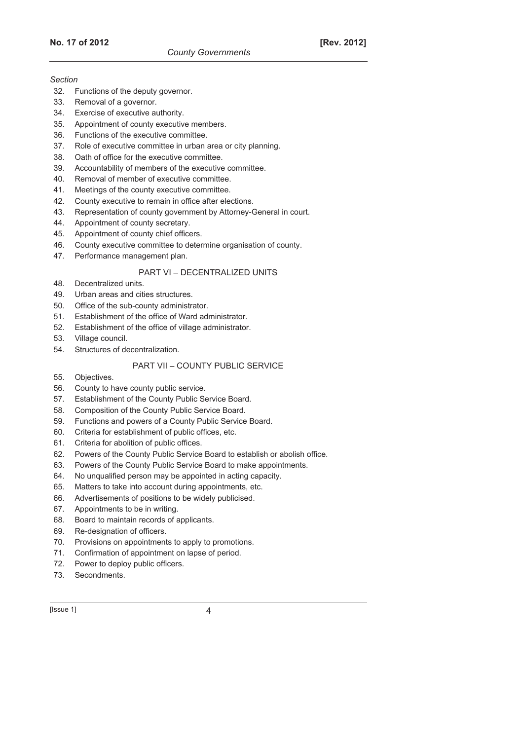*Section*

32. Functions of the deputy governor.
33. Removal of a governor.
34. Exercise of executive authority.
35. Appointment of county executive members.
36. Functions of the executive committee.
37. Role of executive committee in urban area or city planning.
38. Oath of office for the executive committee.
39. Accountability of members of the executive committee.
40. Removal of member of executive committee.
41. Meetings of the county executive committee.
42. County executive to remain in office after elections.
43. Representation of county government by Attorney-General in court.
44. Appointment of county secretary.
45. Appointment of county chief officers.
46. County executive committee to determine organisation of county.
47. Performance management plan.

## PART VI – DECENTRALIZED UNITS

48. Decentralized units.
49. Urban areas and cities structures.
50. Office of the sub-county administrator.
51. Establishment of the office of Ward administrator.
52. Establishment of the office of village administrator.
53. Village council.
54. Structures of decentralization.

## PART VII – COUNTY PUBLIC SERVICE

55. Objectives.
56. County to have county public service.
57. Establishment of the County Public Service Board.
58. Composition of the County Public Service Board.
59. Functions and powers of a County Public Service Board.
60. Criteria for establishment of public offices, etc.
61. Criteria for abolition of public offices.
62. Powers of the County Public Service Board to establish or abolish office.
63. Powers of the County Public Service Board to make appointments.
64. No unqualified person may be appointed in acting capacity.
65. Matters to take into account during appointments, etc.
66. Advertisements of positions to be widely publicised.
67. Appointments to be in writing.
68. Board to maintain records of applicants.
69. Re-designation of officers.
70. Provisions on appointments to apply to promotions.
71. Confirmation of appointment on lapse of period.
72. Power to deploy public officers.
73. Secondments.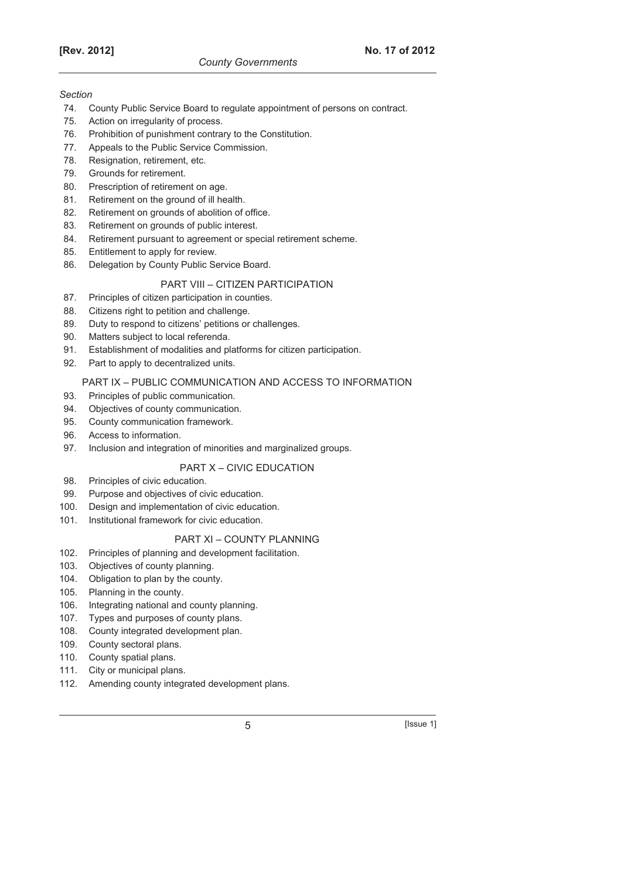*Section*

74. County Public Service Board to regulate appointment of persons on contract.
75. Action on irregularity of process.
76. Prohibition of punishment contrary to the Constitution.
77. Appeals to the Public Service Commission.
78. Resignation, retirement, etc.
79. Grounds for retirement.
80. Prescription of retirement on age.
81. Retirement on the ground of ill health.
82. Retirement on grounds of abolition of office.
83. Retirement on grounds of public interest.
84. Retirement pursuant to agreement or special retirement scheme.
85. Entitlement to apply for review.
86. Delegation by County Public Service Board.

## PART VIII – CITIZEN PARTICIPATION

87. Principles of citizen participation in counties.
88. Citizens right to petition and challenge.
89. Duty to respond to citizens' petitions or challenges.
90. Matters subject to local referenda.
91. Establishment of modalities and platforms for citizen participation.
92. Part to apply to decentralized units.

## PART IX – PUBLIC COMMUNICATION AND ACCESS TO INFORMATION

93. Principles of public communication.
94. Objectives of county communication.
95. County communication framework.
96. Access to information.
97. Inclusion and integration of minorities and marginalized groups.

## PART X – CIVIC EDUCATION

98. Principles of civic education.
99. Purpose and objectives of civic education.
100. Design and implementation of civic education.
101. Institutional framework for civic education.

## PART XI – COUNTY PLANNING

102. Principles of planning and development facilitation.
103. Objectives of county planning.
104. Obligation to plan by the county.
105. Planning in the county.
106. Integrating national and county planning.
107. Types and purposes of county plans.
108. County integrated development plan.
109. County sectoral plans.
110. County spatial plans.
111. City or municipal plans.
112. Amending county integrated development plans.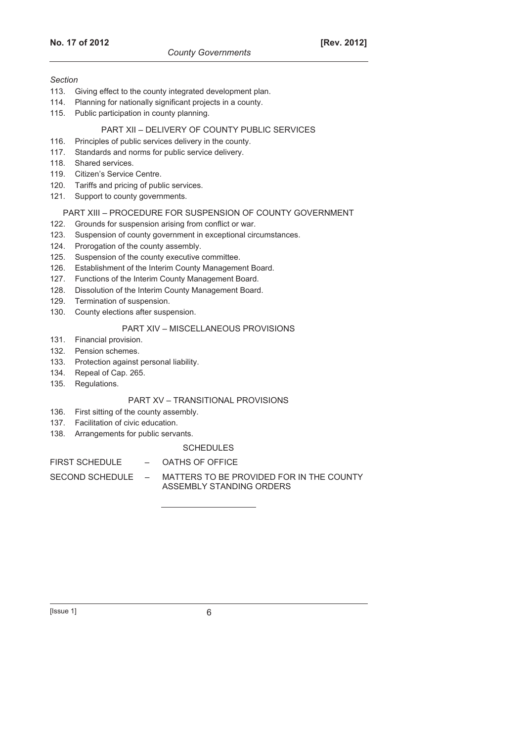*Section*

113. Giving effect to the county integrated development plan.
114. Planning for nationally significant projects in a county.
115. Public participation in county planning.

## PART XII – DELIVERY OF COUNTY PUBLIC SERVICES

116. Principles of public services delivery in the county.
117. Standards and norms for public service delivery.
118. Shared services.
119. Citizen's Service Centre.
120. Tariffs and pricing of public services.
121. Support to county governments.

## PART XIII – PROCEDURE FOR SUSPENSION OF COUNTY GOVERNMENT

122. Grounds for suspension arising from conflict or war.
123. Suspension of county government in exceptional circumstances.
124. Prorogation of the county assembly.
125. Suspension of the county executive committee.
126. Establishment of the Interim County Management Board.
127. Functions of the Interim County Management Board.
128. Dissolution of the Interim County Management Board.
129. Termination of suspension.
130. County elections after suspension.

## PART XIV – MISCELLANEOUS PROVISIONS

131. Financial provision.
132. Pension schemes.
133. Protection against personal liability.
134. Repeal of Cap. 265.
135. Regulations.

## PART XV – TRANSITIONAL PROVISIONS

136. First sitting of the county assembly.
137. Facilitation of civic education.
138. Arrangements for public servants.

## SCHEDULES

FIRST SCHEDULE – OATHS OF OFFICE

SECOND SCHEDULE – MATTERS TO BE PROVIDED FOR IN THE COUNTY ASSEMBLY STANDING ORDERS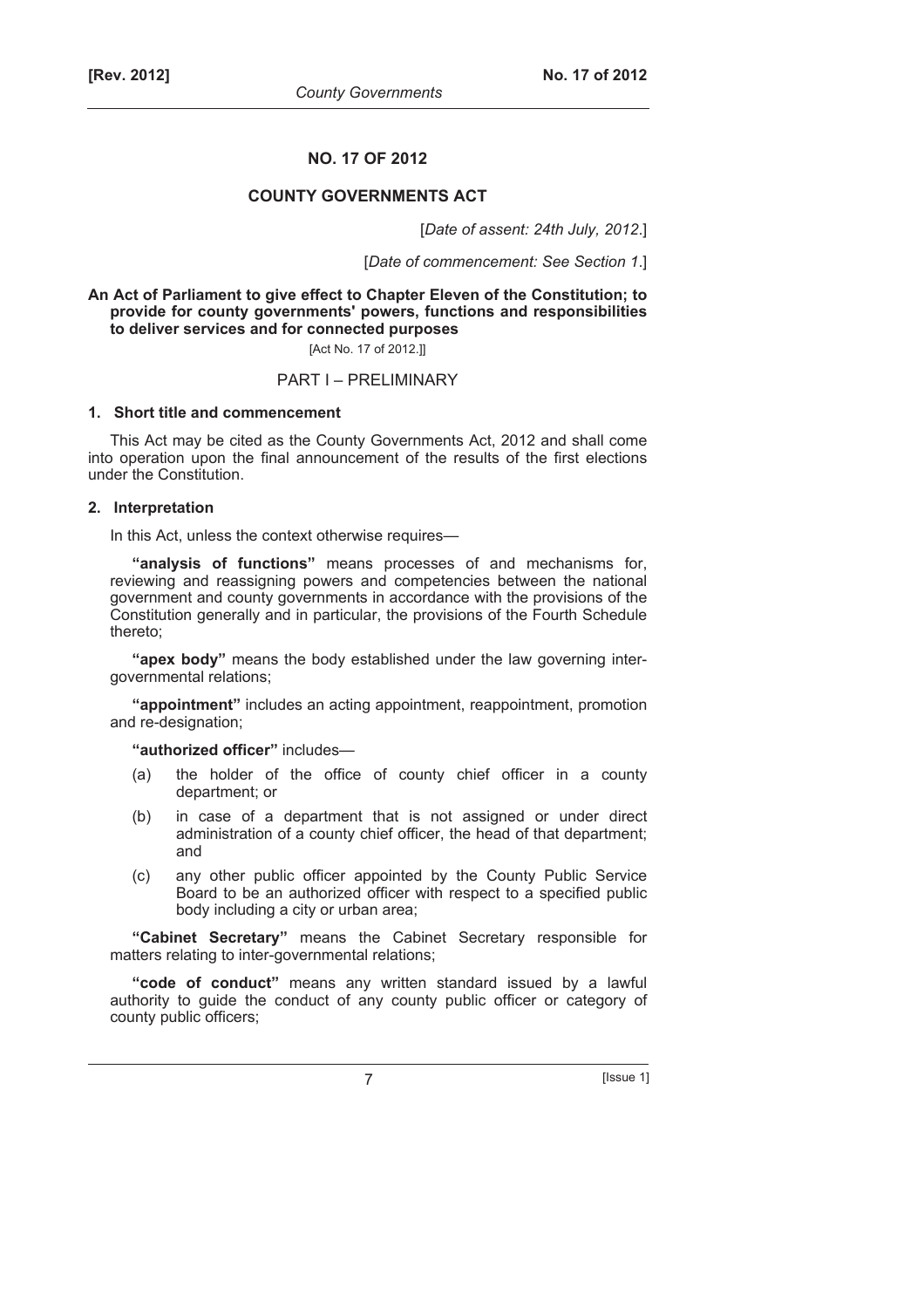# NO. 17 OF 2012

## COUNTY GOVERNMENTS ACT

[*Date of assent: 24th July, 2012*.]

[*Date of commencement: See Section 1*.]

**An Act of Parliament to give effect to Chapter Eleven of the Constitution; to provide for county governments' powers, functions and responsibilities to deliver services and for connected purposes**

[Act No. 17 of 2012.]]

## PART I – PRELIMINARY

### 1. Short title and commencement

This Act may be cited as the County Governments Act, 2012 and shall come into operation upon the final announcement of the results of the first elections under the Constitution.

### 2. Interpretation

In this Act, unless the context otherwise requires—

**"analysis of functions"** means processes of and mechanisms for, reviewing and reassigning powers and competencies between the national government and county governments in accordance with the provisions of the Constitution generally and in particular, the provisions of the Fourth Schedule thereto;

**"apex body"** means the body established under the law governing inter-governmental relations;

**"appointment"** includes an acting appointment, reappointment, promotion and re-designation;

**"authorized officer"** includes—

(a) the holder of the office of county chief officer in a county department; or

(b) in case of a department that is not assigned or under direct administration of a county chief officer, the head of that department; and

(c) any other public officer appointed by the County Public Service Board to be an authorized officer with respect to a specified public body including a city or urban area;

**"Cabinet Secretary"** means the Cabinet Secretary responsible for matters relating to inter-governmental relations;

**"code of conduct"** means any written standard issued by a lawful authority to guide the conduct of any county public officer or category of county public officers;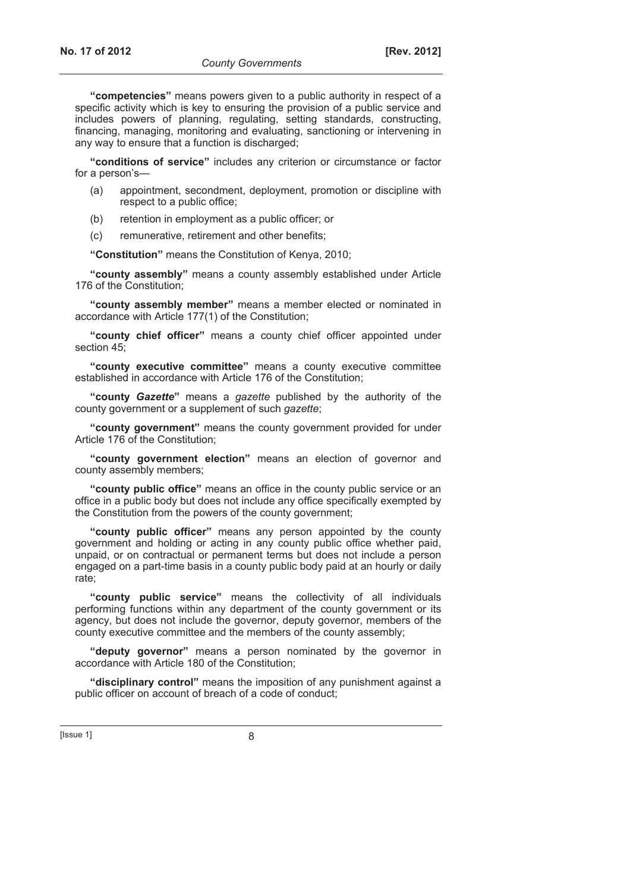**"competencies"** means powers given to a public authority in respect of a specific activity which is key to ensuring the provision of a public service and includes powers of planning, regulating, setting standards, constructing, financing, managing, monitoring and evaluating, sanctioning or intervening in any way to ensure that a function is discharged;

**"conditions of service"** includes any criterion or circumstance or factor for a person's—

(a) appointment, secondment, deployment, promotion or discipline with respect to a public office;

(b) retention in employment as a public officer; or

(c) remunerative, retirement and other benefits;

**"Constitution"** means the Constitution of Kenya, 2010;

**"county assembly"** means a county assembly established under Article 176 of the Constitution;

**"county assembly member"** means a member elected or nominated in accordance with Article 177(1) of the Constitution;

**"county chief officer"** means a county chief officer appointed under section 45;

**"county executive committee"** means a county executive committee established in accordance with Article 176 of the Constitution;

**"county *Gazette*"** means a *gazette* published by the authority of the county government or a supplement of such *gazette*;

**"county government"** means the county government provided for under Article 176 of the Constitution;

**"county government election"** means an election of governor and county assembly members;

**"county public office"** means an office in the county public service or an office in a public body but does not include any office specifically exempted by the Constitution from the powers of the county government;

**"county public officer"** means any person appointed by the county government and holding or acting in any county public office whether paid, unpaid, or on contractual or permanent terms but does not include a person engaged on a part-time basis in a county public body paid at an hourly or daily rate;

**"county public service"** means the collectivity of all individuals performing functions within any department of the county government or its agency, but does not include the governor, deputy governor, members of the county executive committee and the members of the county assembly;

**"deputy governor"** means a person nominated by the governor in accordance with Article 180 of the Constitution;

**"disciplinary control"** means the imposition of any punishment against a public officer on account of breach of a code of conduct;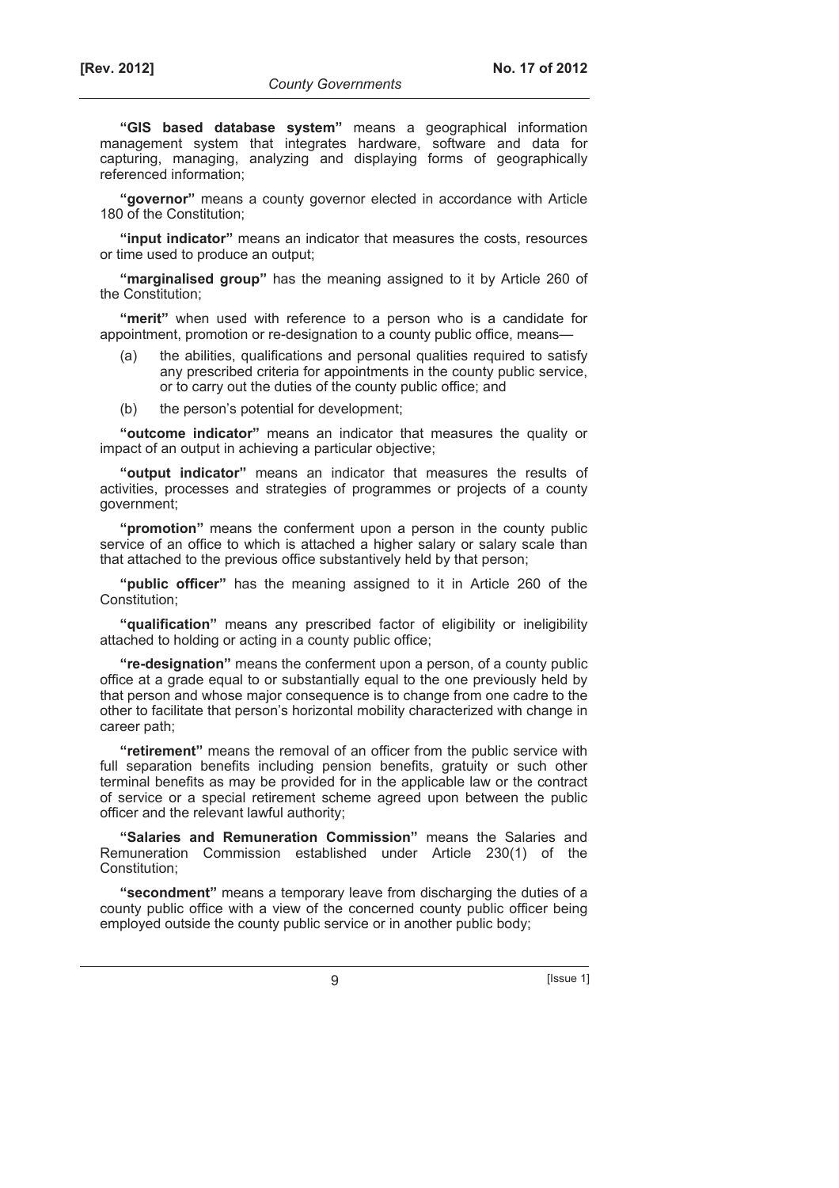**"GIS based database system"** means a geographical information management system that integrates hardware, software and data for capturing, managing, analyzing and displaying forms of geographically referenced information;

**"governor"** means a county governor elected in accordance with Article 180 of the Constitution;

**"input indicator"** means an indicator that measures the costs, resources or time used to produce an output;

**"marginalised group"** has the meaning assigned to it by Article 260 of the Constitution;

**"merit"** when used with reference to a person who is a candidate for appointment, promotion or re-designation to a county public office, means—

(a) the abilities, qualifications and personal qualities required to satisfy any prescribed criteria for appointments in the county public service, or to carry out the duties of the county public office; and

(b) the person's potential for development;

**"outcome indicator"** means an indicator that measures the quality or impact of an output in achieving a particular objective;

**"output indicator"** means an indicator that measures the results of activities, processes and strategies of programmes or projects of a county government;

**"promotion"** means the conferment upon a person in the county public service of an office to which is attached a higher salary or salary scale than that attached to the previous office substantively held by that person;

**"public officer"** has the meaning assigned to it in Article 260 of the Constitution;

**"qualification"** means any prescribed factor of eligibility or ineligibility attached to holding or acting in a county public office;

**"re-designation"** means the conferment upon a person, of a county public office at a grade equal to or substantially equal to the one previously held by that person and whose major consequence is to change from one cadre to the other to facilitate that person's horizontal mobility characterized with change in career path;

**"retirement"** means the removal of an officer from the public service with full separation benefits including pension benefits, gratuity or such other terminal benefits as may be provided for in the applicable law or the contract of service or a special retirement scheme agreed upon between the public officer and the relevant lawful authority;

**"Salaries and Remuneration Commission"** means the Salaries and Remuneration Commission established under Article 230(1) of the Constitution;

**"secondment"** means a temporary leave from discharging the duties of a county public office with a view of the concerned county public officer being employed outside the county public service or in another public body;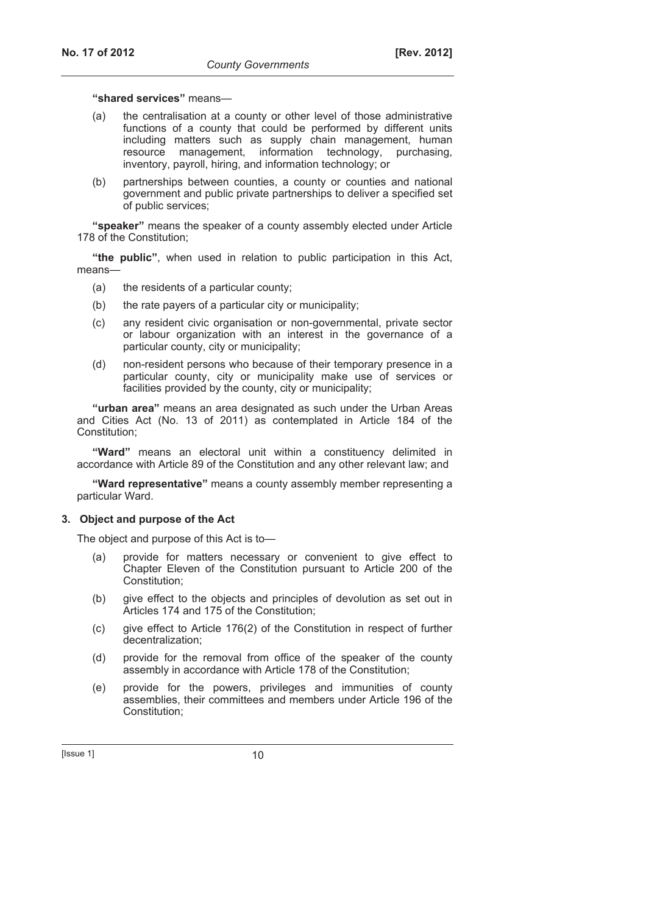**"shared services"** means—

(a) the centralisation at a county or other level of those administrative functions of a county that could be performed by different units including matters such as supply chain management, human resource management, information technology, purchasing, inventory, payroll, hiring, and information technology; or

(b) partnerships between counties, a county or counties and national government and public private partnerships to deliver a specified set of public services;

**"speaker"** means the speaker of a county assembly elected under Article 178 of the Constitution;

**"the public"**, when used in relation to public participation in this Act, means—

(a) the residents of a particular county;

(b) the rate payers of a particular city or municipality;

(c) any resident civic organisation or non-governmental, private sector or labour organization with an interest in the governance of a particular county, city or municipality;

(d) non-resident persons who because of their temporary presence in a particular county, city or municipality make use of services or facilities provided by the county, city or municipality;

**"urban area"** means an area designated as such under the Urban Areas and Cities Act (No. 13 of 2011) as contemplated in Article 184 of the Constitution;

**"Ward"** means an electoral unit within a constituency delimited in accordance with Article 89 of the Constitution and any other relevant law; and

**"Ward representative"** means a county assembly member representing a particular Ward.

### 3. Object and purpose of the Act

The object and purpose of this Act is to—

(a) provide for matters necessary or convenient to give effect to Chapter Eleven of the Constitution pursuant to Article 200 of the Constitution;

(b) give effect to the objects and principles of devolution as set out in Articles 174 and 175 of the Constitution;

(c) give effect to Article 176(2) of the Constitution in respect of further decentralization;

(d) provide for the removal from office of the speaker of the county assembly in accordance with Article 178 of the Constitution;

(e) provide for the powers, privileges and immunities of county assemblies, their committees and members under Article 196 of the Constitution;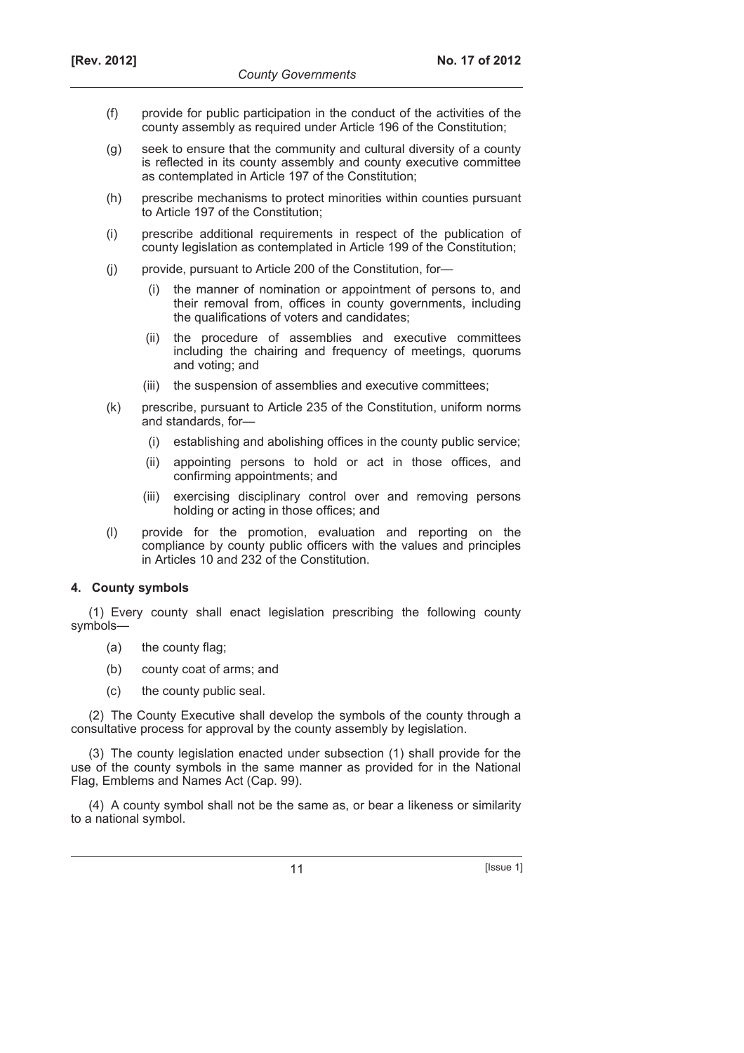(f) provide for public participation in the conduct of the activities of the county assembly as required under Article 196 of the Constitution;

(g) seek to ensure that the community and cultural diversity of a county is reflected in its county assembly and county executive committee as contemplated in Article 197 of the Constitution;

(h) prescribe mechanisms to protect minorities within counties pursuant to Article 197 of the Constitution;

(i) prescribe additional requirements in respect of the publication of county legislation as contemplated in Article 199 of the Constitution;

(j) provide, pursuant to Article 200 of the Constitution, for—

  (i) the manner of nomination or appointment of persons to, and their removal from, offices in county governments, including the qualifications of voters and candidates;

  (ii) the procedure of assemblies and executive committees including the chairing and frequency of meetings, quorums and voting; and

  (iii) the suspension of assemblies and executive committees;

(k) prescribe, pursuant to Article 235 of the Constitution, uniform norms and standards, for—

  (i) establishing and abolishing offices in the county public service;

  (ii) appointing persons to hold or act in those offices, and confirming appointments; and

  (iii) exercising disciplinary control over and removing persons holding or acting in those offices; and

(l) provide for the promotion, evaluation and reporting on the compliance by county public officers with the values and principles in Articles 10 and 232 of the Constitution.

#### 4. County symbols

(1) Every county shall enact legislation prescribing the following county symbols—

  (a) the county flag;

  (b) county coat of arms; and

  (c) the county public seal.

(2) The County Executive shall develop the symbols of the county through a consultative process for approval by the county assembly by legislation.

(3) The county legislation enacted under subsection (1) shall provide for the use of the county symbols in the same manner as provided for in the National Flag, Emblems and Names Act (Cap. 99).

(4) A county symbol shall not be the same as, or bear a likeness or similarity to a national symbol.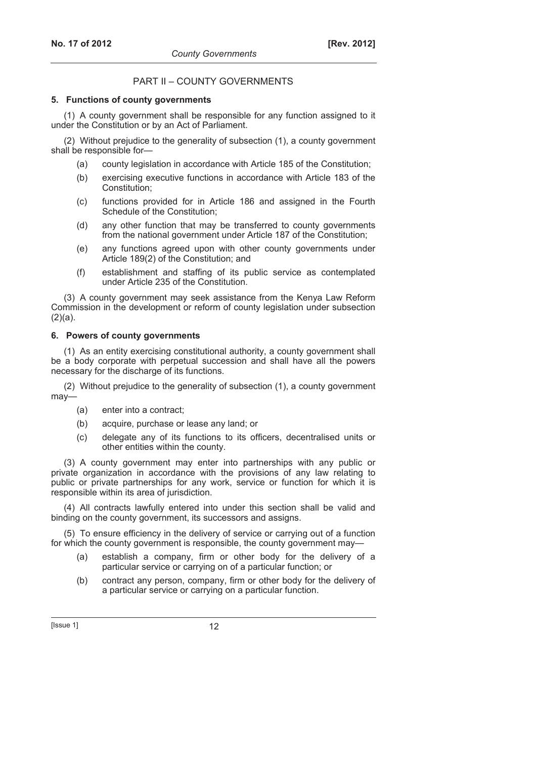## PART II – COUNTY GOVERNMENTS

### 5. Functions of county governments

(1) A county government shall be responsible for any function assigned to it under the Constitution or by an Act of Parliament.

(2) Without prejudice to the generality of subsection (1), a county government shall be responsible for—

- (a) county legislation in accordance with Article 185 of the Constitution;
- (b) exercising executive functions in accordance with Article 183 of the Constitution;
- (c) functions provided for in Article 186 and assigned in the Fourth Schedule of the Constitution;
- (d) any other function that may be transferred to county governments from the national government under Article 187 of the Constitution;
- (e) any functions agreed upon with other county governments under Article 189(2) of the Constitution; and
- (f) establishment and staffing of its public service as contemplated under Article 235 of the Constitution.

(3) A county government may seek assistance from the Kenya Law Reform Commission in the development or reform of county legislation under subsection (2)(a).

### 6. Powers of county governments

(1) As an entity exercising constitutional authority, a county government shall be a body corporate with perpetual succession and shall have all the powers necessary for the discharge of its functions.

(2) Without prejudice to the generality of subsection (1), a county government may—

- (a) enter into a contract;
- (b) acquire, purchase or lease any land; or
- (c) delegate any of its functions to its officers, decentralised units or other entities within the county.

(3) A county government may enter into partnerships with any public or private organization in accordance with the provisions of any law relating to public or private partnerships for any work, service or function for which it is responsible within its area of jurisdiction.

(4) All contracts lawfully entered into under this section shall be valid and binding on the county government, its successors and assigns.

(5) To ensure efficiency in the delivery of service or carrying out of a function for which the county government is responsible, the county government may—

- (a) establish a company, firm or other body for the delivery of a particular service or carrying on of a particular function; or
- (b) contract any person, company, firm or other body for the delivery of a particular service or carrying on a particular function.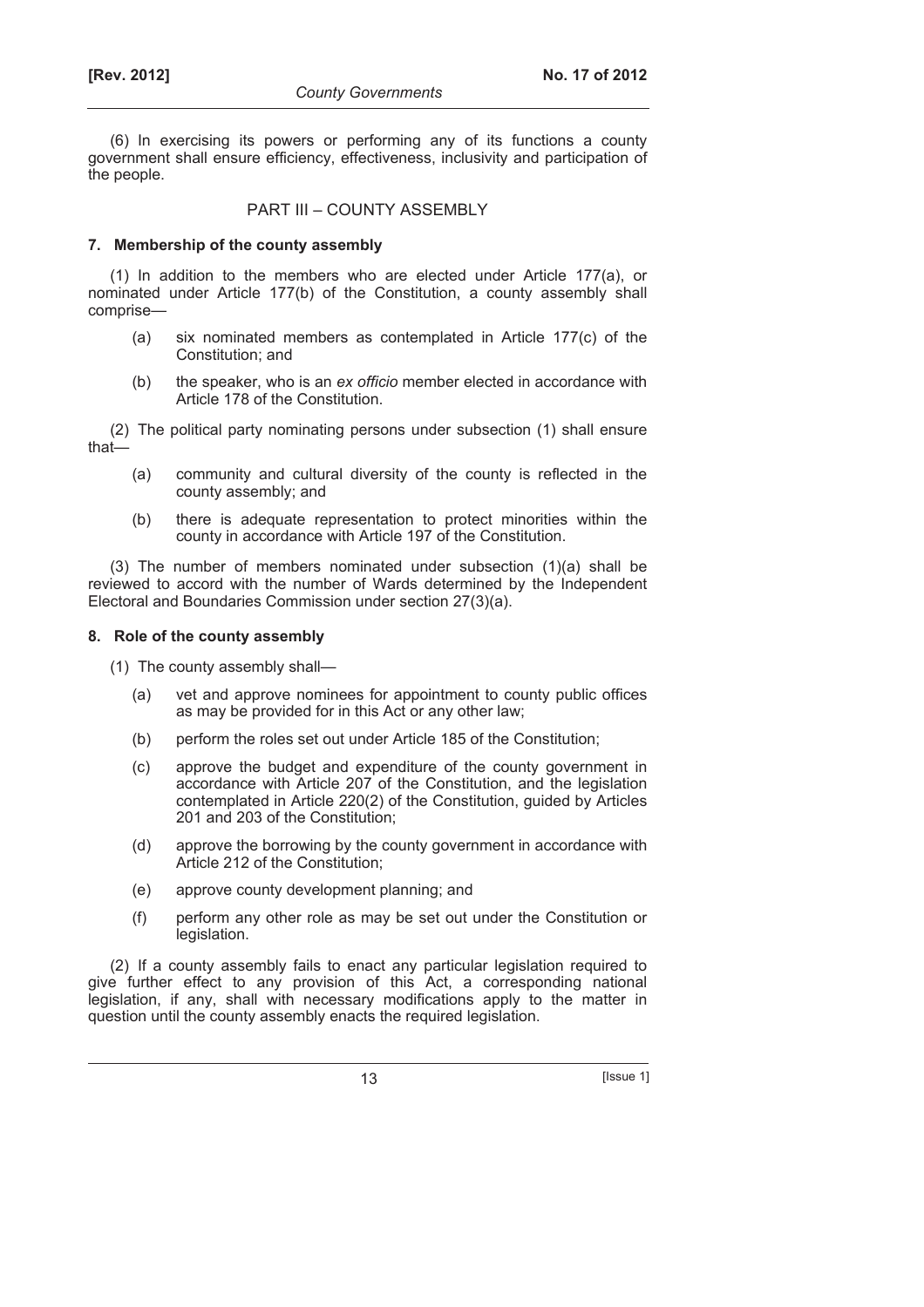(6) In exercising its powers or performing any of its functions a county government shall ensure efficiency, effectiveness, inclusivity and participation of the people.

## PART III – COUNTY ASSEMBLY

### 7. Membership of the county assembly

(1) In addition to the members who are elected under Article 177(a), or nominated under Article 177(b) of the Constitution, a county assembly shall comprise—

- (a) six nominated members as contemplated in Article 177(c) of the Constitution; and
- (b) the speaker, who is an *ex officio* member elected in accordance with Article 178 of the Constitution.

(2) The political party nominating persons under subsection (1) shall ensure that—

- (a) community and cultural diversity of the county is reflected in the county assembly; and
- (b) there is adequate representation to protect minorities within the county in accordance with Article 197 of the Constitution.

(3) The number of members nominated under subsection (1)(a) shall be reviewed to accord with the number of Wards determined by the Independent Electoral and Boundaries Commission under section 27(3)(a).

### 8. Role of the county assembly

(1) The county assembly shall—

- (a) vet and approve nominees for appointment to county public offices as may be provided for in this Act or any other law;
- (b) perform the roles set out under Article 185 of the Constitution;
- (c) approve the budget and expenditure of the county government in accordance with Article 207 of the Constitution, and the legislation contemplated in Article 220(2) of the Constitution, guided by Articles 201 and 203 of the Constitution;
- (d) approve the borrowing by the county government in accordance with Article 212 of the Constitution;
- (e) approve county development planning; and
- (f) perform any other role as may be set out under the Constitution or legislation.

(2) If a county assembly fails to enact any particular legislation required to give further effect to any provision of this Act, a corresponding national legislation, if any, shall with necessary modifications apply to the matter in question until the county assembly enacts the required legislation.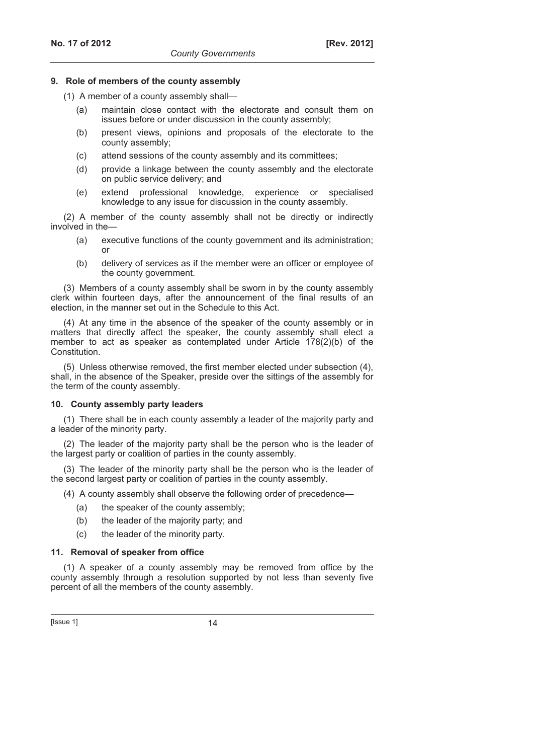### 9. Role of members of the county assembly

(1) A member of a county assembly shall—

- (a) maintain close contact with the electorate and consult them on issues before or under discussion in the county assembly;
- (b) present views, opinions and proposals of the electorate to the county assembly;
- (c) attend sessions of the county assembly and its committees;
- (d) provide a linkage between the county assembly and the electorate on public service delivery; and
- (e) extend professional knowledge, experience or specialised knowledge to any issue for discussion in the county assembly.

(2) A member of the county assembly shall not be directly or indirectly involved in the—

- (a) executive functions of the county government and its administration; or
- (b) delivery of services as if the member were an officer or employee of the county government.

(3) Members of a county assembly shall be sworn in by the county assembly clerk within fourteen days, after the announcement of the final results of an election, in the manner set out in the Schedule to this Act.

(4) At any time in the absence of the speaker of the county assembly or in matters that directly affect the speaker, the county assembly shall elect a member to act as speaker as contemplated under Article 178(2)(b) of the Constitution.

(5) Unless otherwise removed, the first member elected under subsection (4), shall, in the absence of the Speaker, preside over the sittings of the assembly for the term of the county assembly.

### 10. County assembly party leaders

(1) There shall be in each county assembly a leader of the majority party and a leader of the minority party.

(2) The leader of the majority party shall be the person who is the leader of the largest party or coalition of parties in the county assembly.

(3) The leader of the minority party shall be the person who is the leader of the second largest party or coalition of parties in the county assembly.

(4) A county assembly shall observe the following order of precedence—

- (a) the speaker of the county assembly;
- (b) the leader of the majority party; and
- (c) the leader of the minority party.

### 11. Removal of speaker from office

(1) A speaker of a county assembly may be removed from office by the county assembly through a resolution supported by not less than seventy five percent of all the members of the county assembly.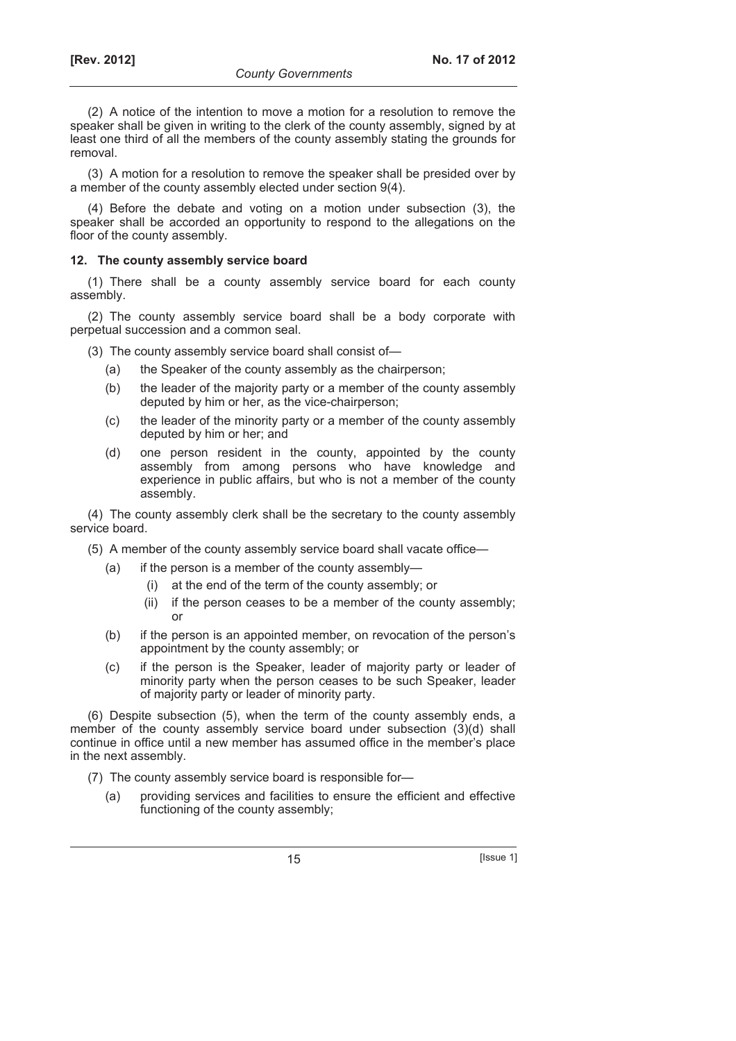(2) A notice of the intention to move a motion for a resolution to remove the speaker shall be given in writing to the clerk of the county assembly, signed by at least one third of all the members of the county assembly stating the grounds for removal.

(3) A motion for a resolution to remove the speaker shall be presided over by a member of the county assembly elected under section 9(4).

(4) Before the debate and voting on a motion under subsection (3), the speaker shall be accorded an opportunity to respond to the allegations on the floor of the county assembly.

### 12. The county assembly service board

(1) There shall be a county assembly service board for each county assembly.

(2) The county assembly service board shall be a body corporate with perpetual succession and a common seal.

(3) The county assembly service board shall consist of—

- (a) the Speaker of the county assembly as the chairperson;
- (b) the leader of the majority party or a member of the county assembly deputed by him or her, as the vice-chairperson;
- (c) the leader of the minority party or a member of the county assembly deputed by him or her; and
- (d) one person resident in the county, appointed by the county assembly from among persons who have knowledge and experience in public affairs, but who is not a member of the county assembly.

(4) The county assembly clerk shall be the secretary to the county assembly service board.

(5) A member of the county assembly service board shall vacate office—

- (a) if the person is a member of the county assembly—
  - (i) at the end of the term of the county assembly; or
  - (ii) if the person ceases to be a member of the county assembly; or
- (b) if the person is an appointed member, on revocation of the person's appointment by the county assembly; or
- (c) if the person is the Speaker, leader of majority party or leader of minority party when the person ceases to be such Speaker, leader of majority party or leader of minority party.

(6) Despite subsection (5), when the term of the county assembly ends, a member of the county assembly service board under subsection (3)(d) shall continue in office until a new member has assumed office in the member's place in the next assembly.

(7) The county assembly service board is responsible for—

- (a) providing services and facilities to ensure the efficient and effective functioning of the county assembly;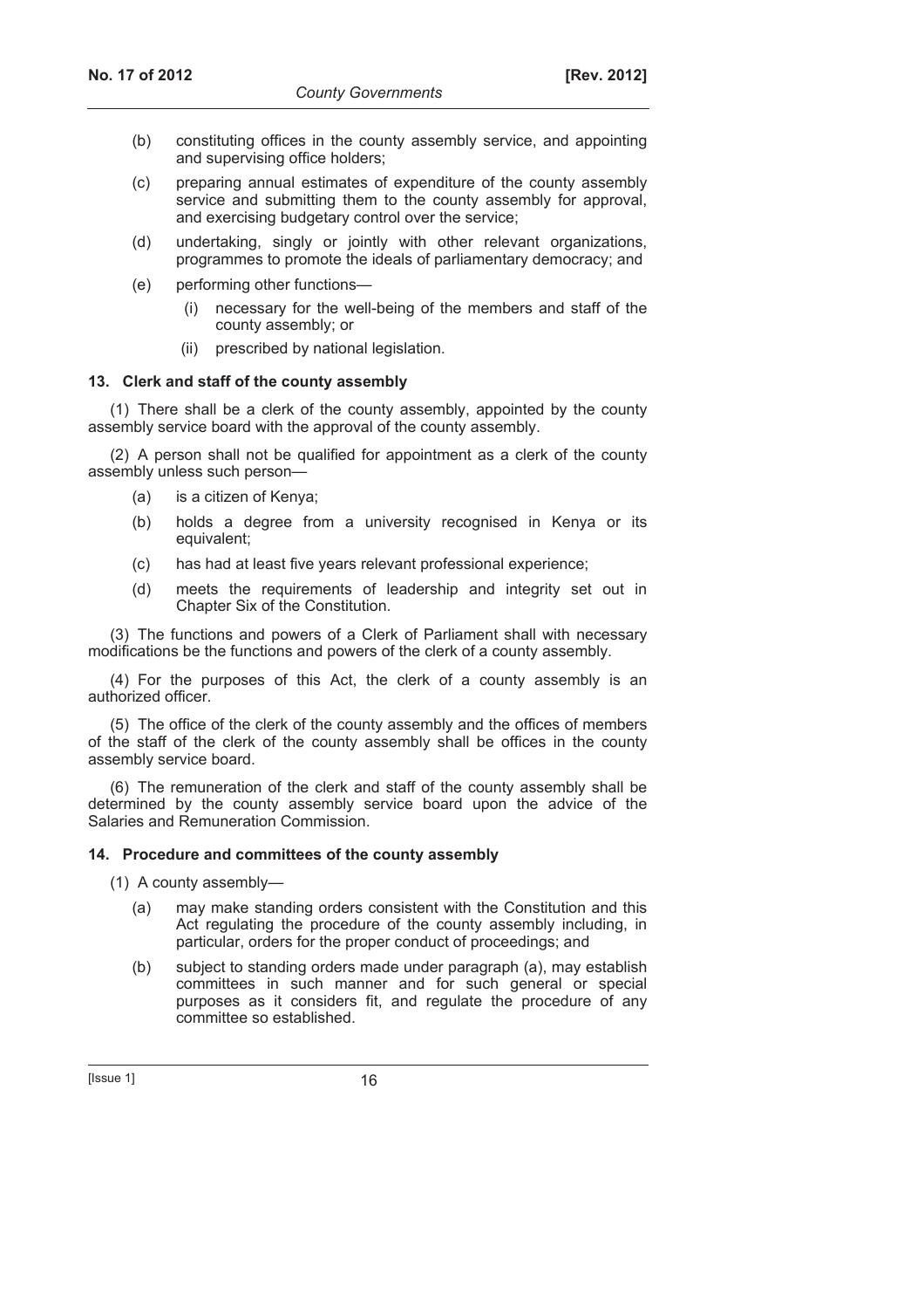(b) constituting offices in the county assembly service, and appointing and supervising office holders;

(c) preparing annual estimates of expenditure of the county assembly service and submitting them to the county assembly for approval, and exercising budgetary control over the service;

(d) undertaking, singly or jointly with other relevant organizations, programmes to promote the ideals of parliamentary democracy; and

(e) performing other functions—

(i) necessary for the well-being of the members and staff of the county assembly; or

(ii) prescribed by national legislation.

### 13. Clerk and staff of the county assembly

(1) There shall be a clerk of the county assembly, appointed by the county assembly service board with the approval of the county assembly.

(2) A person shall not be qualified for appointment as a clerk of the county assembly unless such person—

(a) is a citizen of Kenya;

(b) holds a degree from a university recognised in Kenya or its equivalent;

(c) has had at least five years relevant professional experience;

(d) meets the requirements of leadership and integrity set out in Chapter Six of the Constitution.

(3) The functions and powers of a Clerk of Parliament shall with necessary modifications be the functions and powers of the clerk of a county assembly.

(4) For the purposes of this Act, the clerk of a county assembly is an authorized officer.

(5) The office of the clerk of the county assembly and the offices of members of the staff of the clerk of the county assembly shall be offices in the county assembly service board.

(6) The remuneration of the clerk and staff of the county assembly shall be determined by the county assembly service board upon the advice of the Salaries and Remuneration Commission.

### 14. Procedure and committees of the county assembly

(1) A county assembly—

(a) may make standing orders consistent with the Constitution and this Act regulating the procedure of the county assembly including, in particular, orders for the proper conduct of proceedings; and

(b) subject to standing orders made under paragraph (a), may establish committees in such manner and for such general or special purposes as it considers fit, and regulate the procedure of any committee so established.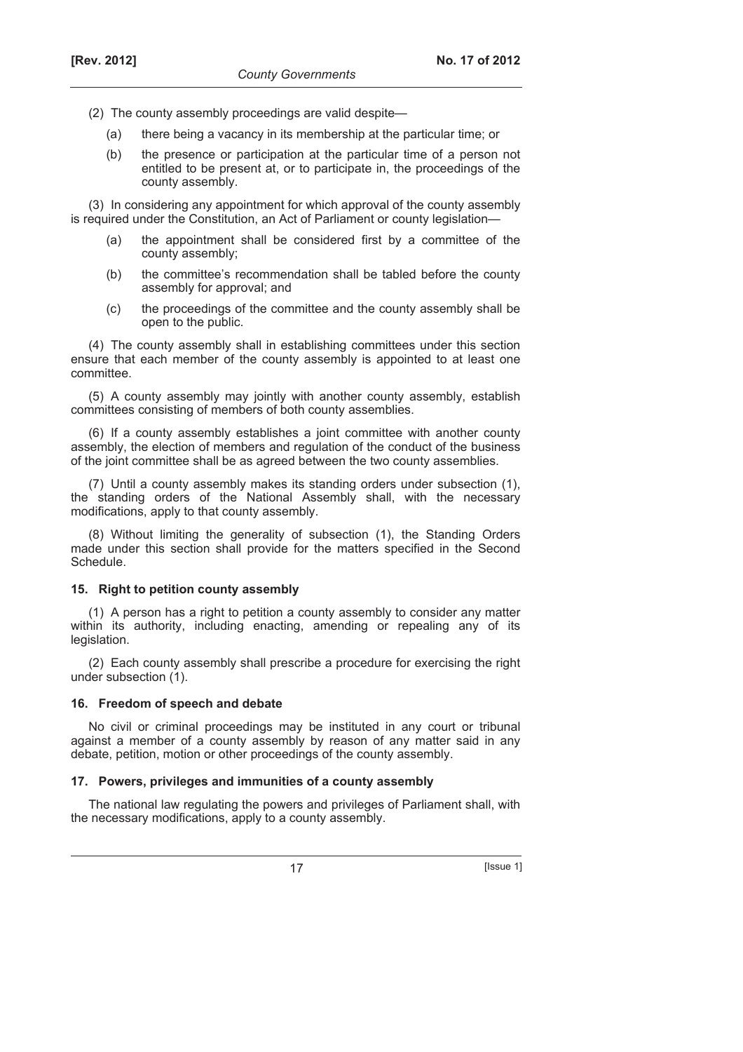(2) The county assembly proceedings are valid despite—

- (a) there being a vacancy in its membership at the particular time; or
- (b) the presence or participation at the particular time of a person not entitled to be present at, or to participate in, the proceedings of the county assembly.

(3) In considering any appointment for which approval of the county assembly is required under the Constitution, an Act of Parliament or county legislation—

- (a) the appointment shall be considered first by a committee of the county assembly;
- (b) the committee's recommendation shall be tabled before the county assembly for approval; and
- (c) the proceedings of the committee and the county assembly shall be open to the public.

(4) The county assembly shall in establishing committees under this section ensure that each member of the county assembly is appointed to at least one committee.

(5) A county assembly may jointly with another county assembly, establish committees consisting of members of both county assemblies.

(6) If a county assembly establishes a joint committee with another county assembly, the election of members and regulation of the conduct of the business of the joint committee shall be as agreed between the two county assemblies.

(7) Until a county assembly makes its standing orders under subsection (1), the standing orders of the National Assembly shall, with the necessary modifications, apply to that county assembly.

(8) Without limiting the generality of subsection (1), the Standing Orders made under this section shall provide for the matters specified in the Second Schedule.

### 15. Right to petition county assembly

(1) A person has a right to petition a county assembly to consider any matter within its authority, including enacting, amending or repealing any of its legislation.

(2) Each county assembly shall prescribe a procedure for exercising the right under subsection (1).

### 16. Freedom of speech and debate

No civil or criminal proceedings may be instituted in any court or tribunal against a member of a county assembly by reason of any matter said in any debate, petition, motion or other proceedings of the county assembly.

### 17. Powers, privileges and immunities of a county assembly

The national law regulating the powers and privileges of Parliament shall, with the necessary modifications, apply to a county assembly.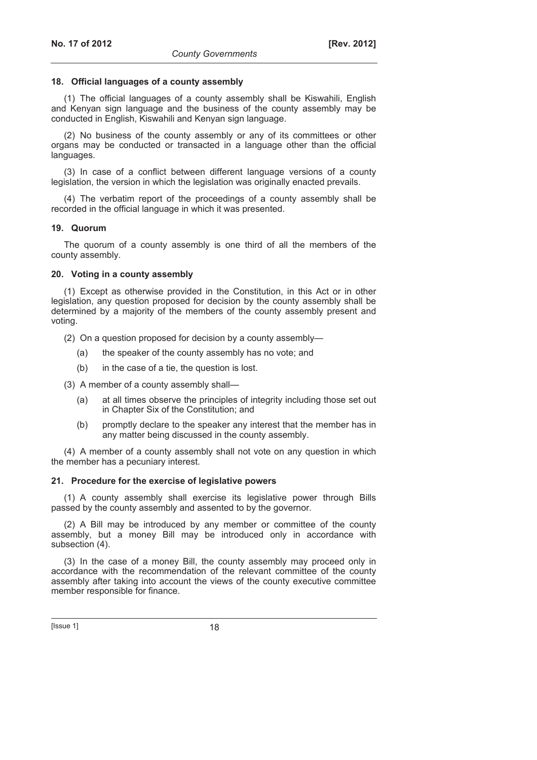### 18. Official languages of a county assembly

(1) The official languages of a county assembly shall be Kiswahili, English and Kenyan sign language and the business of the county assembly may be conducted in English, Kiswahili and Kenyan sign language.

(2) No business of the county assembly or any of its committees or other organs may be conducted or transacted in a language other than the official languages.

(3) In case of a conflict between different language versions of a county legislation, the version in which the legislation was originally enacted prevails.

(4) The verbatim report of the proceedings of a county assembly shall be recorded in the official language in which it was presented.

### 19. Quorum

The quorum of a county assembly is one third of all the members of the county assembly.

### 20. Voting in a county assembly

(1) Except as otherwise provided in the Constitution, in this Act or in other legislation, any question proposed for decision by the county assembly shall be determined by a majority of the members of the county assembly present and voting.

(2) On a question proposed for decision by a county assembly—

- (a) the speaker of the county assembly has no vote; and
- (b) in the case of a tie, the question is lost.

(3) A member of a county assembly shall—

- (a) at all times observe the principles of integrity including those set out in Chapter Six of the Constitution; and
- (b) promptly declare to the speaker any interest that the member has in any matter being discussed in the county assembly.

(4) A member of a county assembly shall not vote on any question in which the member has a pecuniary interest.

### 21. Procedure for the exercise of legislative powers

(1) A county assembly shall exercise its legislative power through Bills passed by the county assembly and assented to by the governor.

(2) A Bill may be introduced by any member or committee of the county assembly, but a money Bill may be introduced only in accordance with subsection (4).

(3) In the case of a money Bill, the county assembly may proceed only in accordance with the recommendation of the relevant committee of the county assembly after taking into account the views of the county executive committee member responsible for finance.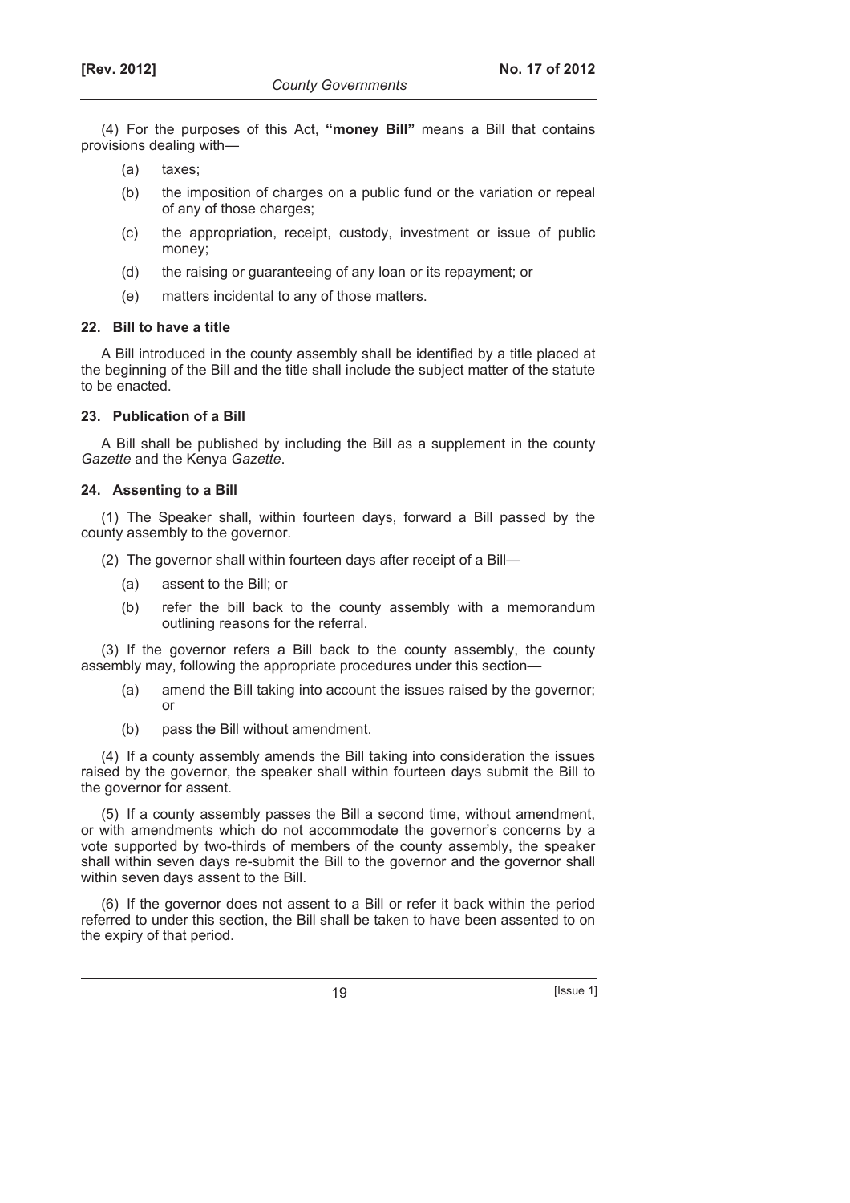(4) For the purposes of this Act, **"money Bill"** means a Bill that contains provisions dealing with—

(a) taxes;

(b) the imposition of charges on a public fund or the variation or repeal of any of those charges;

(c) the appropriation, receipt, custody, investment or issue of public money;

(d) the raising or guaranteeing of any loan or its repayment; or

(e) matters incidental to any of those matters.

### 22. Bill to have a title

A Bill introduced in the county assembly shall be identified by a title placed at the beginning of the Bill and the title shall include the subject matter of the statute to be enacted.

### 23. Publication of a Bill

A Bill shall be published by including the Bill as a supplement in the county *Gazette* and the Kenya *Gazette*.

### 24. Assenting to a Bill

(1) The Speaker shall, within fourteen days, forward a Bill passed by the county assembly to the governor.

(2) The governor shall within fourteen days after receipt of a Bill—

(a) assent to the Bill; or

(b) refer the bill back to the county assembly with a memorandum outlining reasons for the referral.

(3) If the governor refers a Bill back to the county assembly, the county assembly may, following the appropriate procedures under this section—

(a) amend the Bill taking into account the issues raised by the governor; or

(b) pass the Bill without amendment.

(4) If a county assembly amends the Bill taking into consideration the issues raised by the governor, the speaker shall within fourteen days submit the Bill to the governor for assent.

(5) If a county assembly passes the Bill a second time, without amendment, or with amendments which do not accommodate the governor's concerns by a vote supported by two-thirds of members of the county assembly, the speaker shall within seven days re-submit the Bill to the governor and the governor shall within seven days assent to the Bill.

(6) If the governor does not assent to a Bill or refer it back within the period referred to under this section, the Bill shall be taken to have been assented to on the expiry of that period.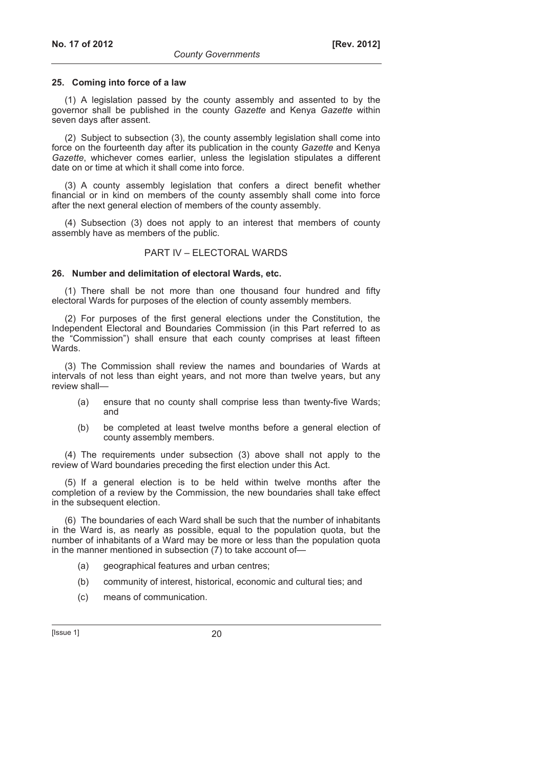### 25. Coming into force of a law

(1) A legislation passed by the county assembly and assented to by the governor shall be published in the county *Gazette* and Kenya *Gazette* within seven days after assent.

(2) Subject to subsection (3), the county assembly legislation shall come into force on the fourteenth day after its publication in the county *Gazette* and Kenya *Gazette*, whichever comes earlier, unless the legislation stipulates a different date on or time at which it shall come into force.

(3) A county assembly legislation that confers a direct benefit whether financial or in kind on members of the county assembly shall come into force after the next general election of members of the county assembly.

(4) Subsection (3) does not apply to an interest that members of county assembly have as members of the public.

## PART IV – ELECTORAL WARDS

### 26. Number and delimitation of electoral Wards, etc.

(1) There shall be not more than one thousand four hundred and fifty electoral Wards for purposes of the election of county assembly members.

(2) For purposes of the first general elections under the Constitution, the Independent Electoral and Boundaries Commission (in this Part referred to as the "Commission") shall ensure that each county comprises at least fifteen Wards.

(3) The Commission shall review the names and boundaries of Wards at intervals of not less than eight years, and not more than twelve years, but any review shall—

- (a) ensure that no county shall comprise less than twenty-five Wards; and
- (b) be completed at least twelve months before a general election of county assembly members.

(4) The requirements under subsection (3) above shall not apply to the review of Ward boundaries preceding the first election under this Act.

(5) If a general election is to be held within twelve months after the completion of a review by the Commission, the new boundaries shall take effect in the subsequent election.

(6) The boundaries of each Ward shall be such that the number of inhabitants in the Ward is, as nearly as possible, equal to the population quota, but the number of inhabitants of a Ward may be more or less than the population quota in the manner mentioned in subsection (7) to take account of—

- (a) geographical features and urban centres;
- (b) community of interest, historical, economic and cultural ties; and
- (c) means of communication.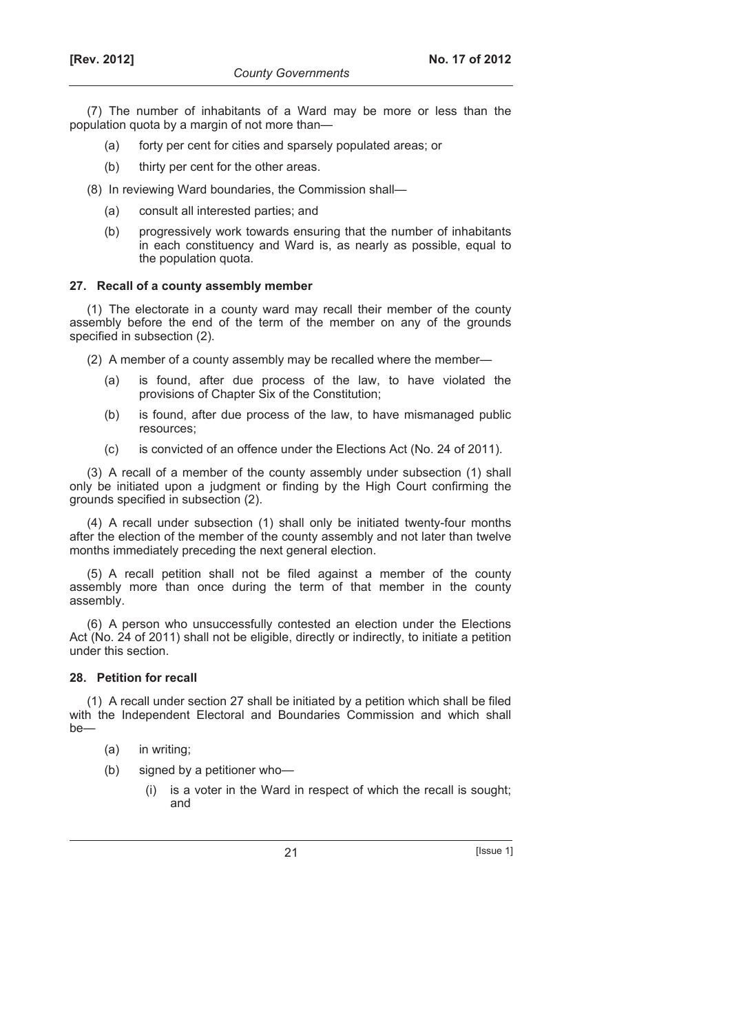(7) The number of inhabitants of a Ward may be more or less than the population quota by a margin of not more than—

- (a) forty per cent for cities and sparsely populated areas; or
- (b) thirty per cent for the other areas.

(8) In reviewing Ward boundaries, the Commission shall—

- (a) consult all interested parties; and
- (b) progressively work towards ensuring that the number of inhabitants in each constituency and Ward is, as nearly as possible, equal to the population quota.

### 27. Recall of a county assembly member

(1) The electorate in a county ward may recall their member of the county assembly before the end of the term of the member on any of the grounds specified in subsection (2).

(2) A member of a county assembly may be recalled where the member—

- (a) is found, after due process of the law, to have violated the provisions of Chapter Six of the Constitution;
- (b) is found, after due process of the law, to have mismanaged public resources;
- (c) is convicted of an offence under the Elections Act (No. 24 of 2011).

(3) A recall of a member of the county assembly under subsection (1) shall only be initiated upon a judgment or finding by the High Court confirming the grounds specified in subsection (2).

(4) A recall under subsection (1) shall only be initiated twenty-four months after the election of the member of the county assembly and not later than twelve months immediately preceding the next general election.

(5) A recall petition shall not be filed against a member of the county assembly more than once during the term of that member in the county assembly.

(6) A person who unsuccessfully contested an election under the Elections Act (No. 24 of 2011) shall not be eligible, directly or indirectly, to initiate a petition under this section.

### 28. Petition for recall

(1) A recall under section 27 shall be initiated by a petition which shall be filed with the Independent Electoral and Boundaries Commission and which shall be—

- (a) in writing;
- (b) signed by a petitioner who—
  - (i) is a voter in the Ward in respect of which the recall is sought; and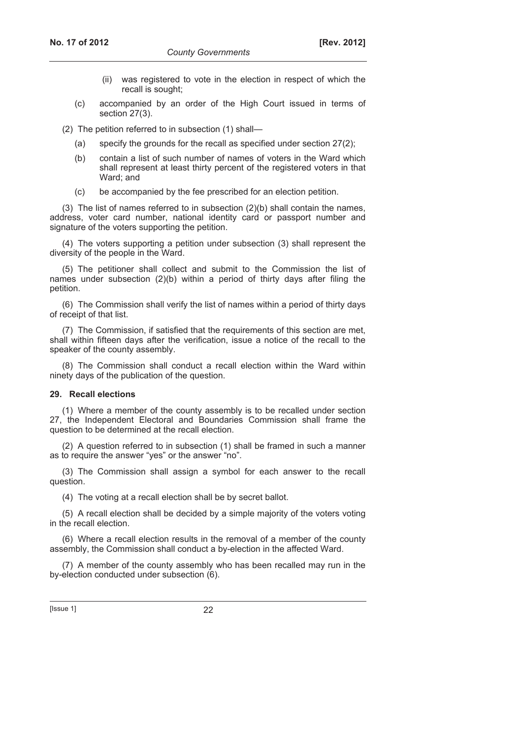(ii) was registered to vote in the election in respect of which the recall is sought;

(c) accompanied by an order of the High Court issued in terms of section 27(3).

(2) The petition referred to in subsection (1) shall—

(a) specify the grounds for the recall as specified under section 27(2);

(b) contain a list of such number of names of voters in the Ward which shall represent at least thirty percent of the registered voters in that Ward; and

(c) be accompanied by the fee prescribed for an election petition.

(3) The list of names referred to in subsection (2)(b) shall contain the names, address, voter card number, national identity card or passport number and signature of the voters supporting the petition.

(4) The voters supporting a petition under subsection (3) shall represent the diversity of the people in the Ward.

(5) The petitioner shall collect and submit to the Commission the list of names under subsection (2)(b) within a period of thirty days after filing the petition.

(6) The Commission shall verify the list of names within a period of thirty days of receipt of that list.

(7) The Commission, if satisfied that the requirements of this section are met, shall within fifteen days after the verification, issue a notice of the recall to the speaker of the county assembly.

(8) The Commission shall conduct a recall election within the Ward within ninety days of the publication of the question.

**29. Recall elections**

(1) Where a member of the county assembly is to be recalled under section 27, the Independent Electoral and Boundaries Commission shall frame the question to be determined at the recall election.

(2) A question referred to in subsection (1) shall be framed in such a manner as to require the answer "yes" or the answer "no".

(3) The Commission shall assign a symbol for each answer to the recall question.

(4) The voting at a recall election shall be by secret ballot.

(5) A recall election shall be decided by a simple majority of the voters voting in the recall election.

(6) Where a recall election results in the removal of a member of the county assembly, the Commission shall conduct a by-election in the affected Ward.

(7) A member of the county assembly who has been recalled may run in the by-election conducted under subsection (6).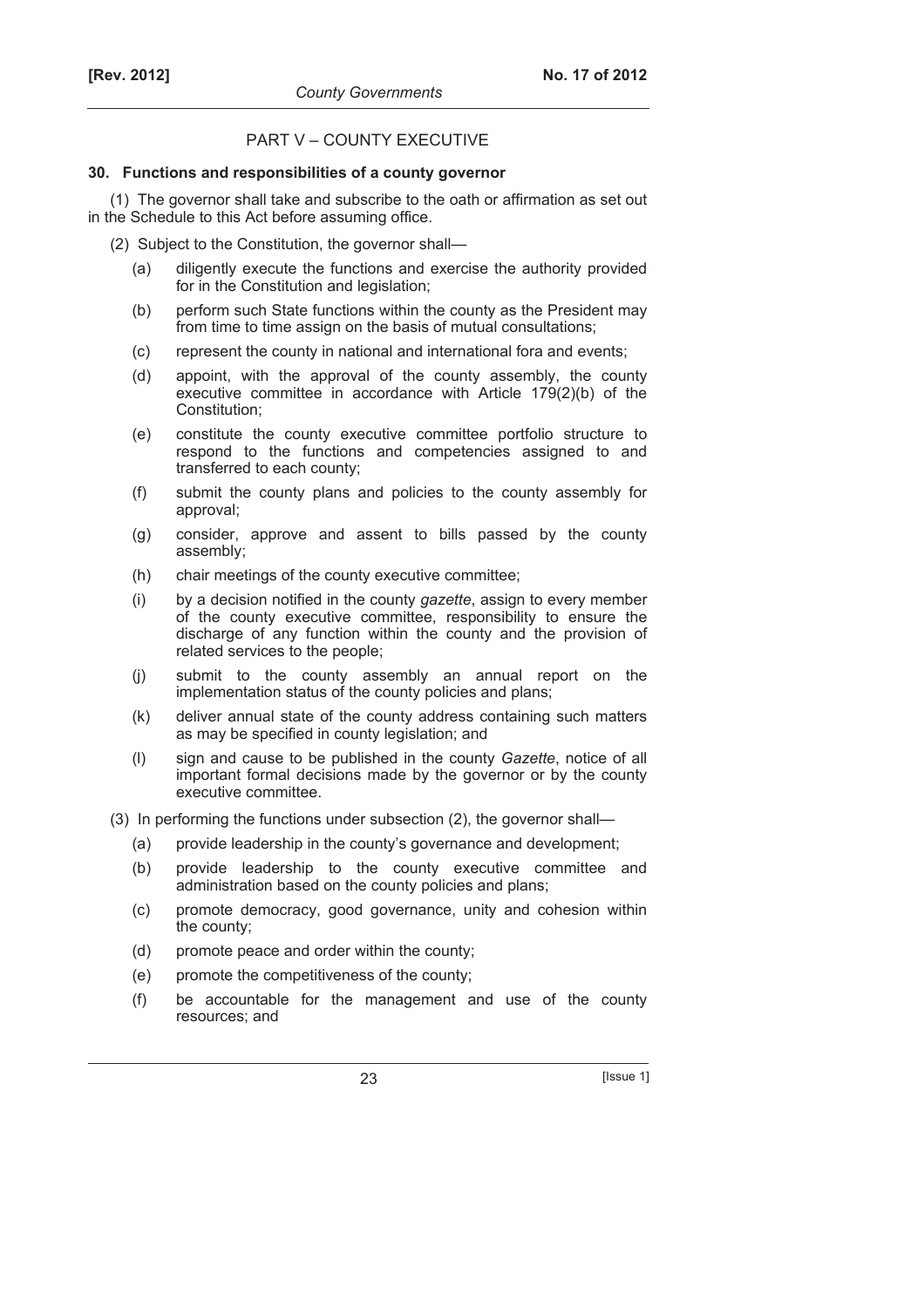## PART V – COUNTY EXECUTIVE

### 30. Functions and responsibilities of a county governor

(1) The governor shall take and subscribe to the oath or affirmation as set out in the Schedule to this Act before assuming office.

(2) Subject to the Constitution, the governor shall—

- (a) diligently execute the functions and exercise the authority provided for in the Constitution and legislation;
- (b) perform such State functions within the county as the President may from time to time assign on the basis of mutual consultations;
- (c) represent the county in national and international fora and events;
- (d) appoint, with the approval of the county assembly, the county executive committee in accordance with Article 179(2)(b) of the Constitution;
- (e) constitute the county executive committee portfolio structure to respond to the functions and competencies assigned to and transferred to each county;
- (f) submit the county plans and policies to the county assembly for approval;
- (g) consider, approve and assent to bills passed by the county assembly;
- (h) chair meetings of the county executive committee;
- (i) by a decision notified in the county *gazette*, assign to every member of the county executive committee, responsibility to ensure the discharge of any function within the county and the provision of related services to the people;
- (j) submit to the county assembly an annual report on the implementation status of the county policies and plans;
- (k) deliver annual state of the county address containing such matters as may be specified in county legislation; and
- (l) sign and cause to be published in the county *Gazette*, notice of all important formal decisions made by the governor or by the county executive committee.

(3) In performing the functions under subsection (2), the governor shall—

- (a) provide leadership in the county's governance and development;
- (b) provide leadership to the county executive committee and administration based on the county policies and plans;
- (c) promote democracy, good governance, unity and cohesion within the county;
- (d) promote peace and order within the county;
- (e) promote the competitiveness of the county;
- (f) be accountable for the management and use of the county resources; and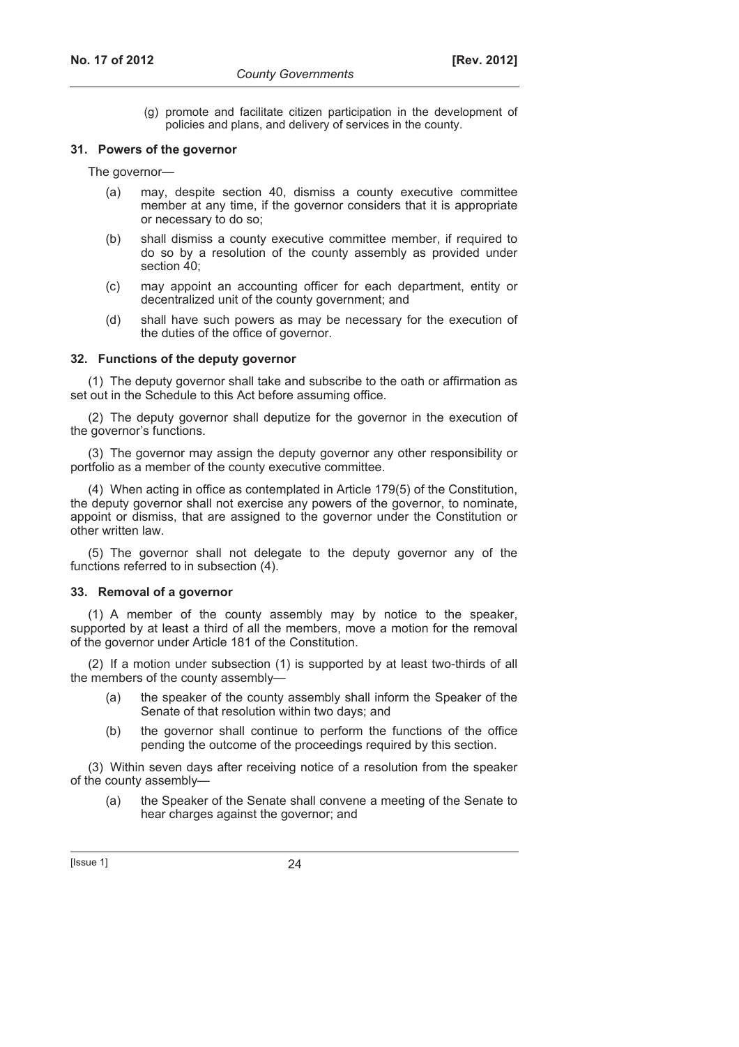(g) promote and facilitate citizen participation in the development of policies and plans, and delivery of services in the county.

### 31. Powers of the governor

The governor—

(a) may, despite section 40, dismiss a county executive committee member at any time, if the governor considers that it is appropriate or necessary to do so;

(b) shall dismiss a county executive committee member, if required to do so by a resolution of the county assembly as provided under section 40;

(c) may appoint an accounting officer for each department, entity or decentralized unit of the county government; and

(d) shall have such powers as may be necessary for the execution of the duties of the office of governor.

### 32. Functions of the deputy governor

(1) The deputy governor shall take and subscribe to the oath or affirmation as set out in the Schedule to this Act before assuming office.

(2) The deputy governor shall deputize for the governor in the execution of the governor's functions.

(3) The governor may assign the deputy governor any other responsibility or portfolio as a member of the county executive committee.

(4) When acting in office as contemplated in Article 179(5) of the Constitution, the deputy governor shall not exercise any powers of the governor, to nominate, appoint or dismiss, that are assigned to the governor under the Constitution or other written law.

(5) The governor shall not delegate to the deputy governor any of the functions referred to in subsection (4).

### 33. Removal of a governor

(1) A member of the county assembly may by notice to the speaker, supported by at least a third of all the members, move a motion for the removal of the governor under Article 181 of the Constitution.

(2) If a motion under subsection (1) is supported by at least two-thirds of all the members of the county assembly—

(a) the speaker of the county assembly shall inform the Speaker of the Senate of that resolution within two days; and

(b) the governor shall continue to perform the functions of the office pending the outcome of the proceedings required by this section.

(3) Within seven days after receiving notice of a resolution from the speaker of the county assembly—

(a) the Speaker of the Senate shall convene a meeting of the Senate to hear charges against the governor; and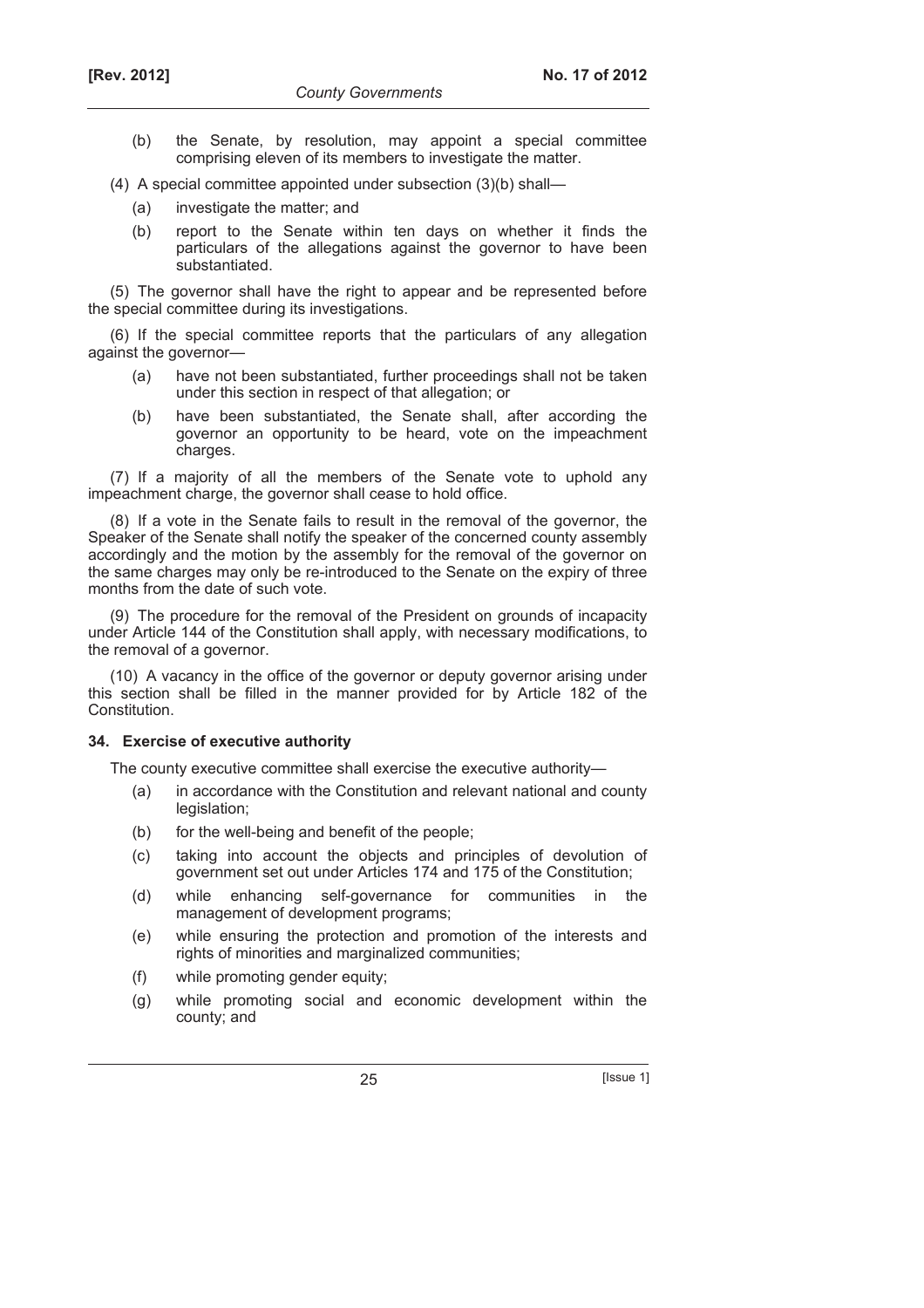(b) the Senate, by resolution, may appoint a special committee comprising eleven of its members to investigate the matter.

(4) A special committee appointed under subsection (3)(b) shall—

(a) investigate the matter; and

(b) report to the Senate within ten days on whether it finds the particulars of the allegations against the governor to have been substantiated.

(5) The governor shall have the right to appear and be represented before the special committee during its investigations.

(6) If the special committee reports that the particulars of any allegation against the governor—

(a) have not been substantiated, further proceedings shall not be taken under this section in respect of that allegation; or

(b) have been substantiated, the Senate shall, after according the governor an opportunity to be heard, vote on the impeachment charges.

(7) If a majority of all the members of the Senate vote to uphold any impeachment charge, the governor shall cease to hold office.

(8) If a vote in the Senate fails to result in the removal of the governor, the Speaker of the Senate shall notify the speaker of the concerned county assembly accordingly and the motion by the assembly for the removal of the governor on the same charges may only be re-introduced to the Senate on the expiry of three months from the date of such vote.

(9) The procedure for the removal of the President on grounds of incapacity under Article 144 of the Constitution shall apply, with necessary modifications, to the removal of a governor.

(10) A vacancy in the office of the governor or deputy governor arising under this section shall be filled in the manner provided for by Article 182 of the Constitution.

### 34. Exercise of executive authority

The county executive committee shall exercise the executive authority—

(a) in accordance with the Constitution and relevant national and county legislation;

(b) for the well-being and benefit of the people;

(c) taking into account the objects and principles of devolution of government set out under Articles 174 and 175 of the Constitution;

(d) while enhancing self-governance for communities in the management of development programs;

(e) while ensuring the protection and promotion of the interests and rights of minorities and marginalized communities;

(f) while promoting gender equity;

(g) while promoting social and economic development within the county; and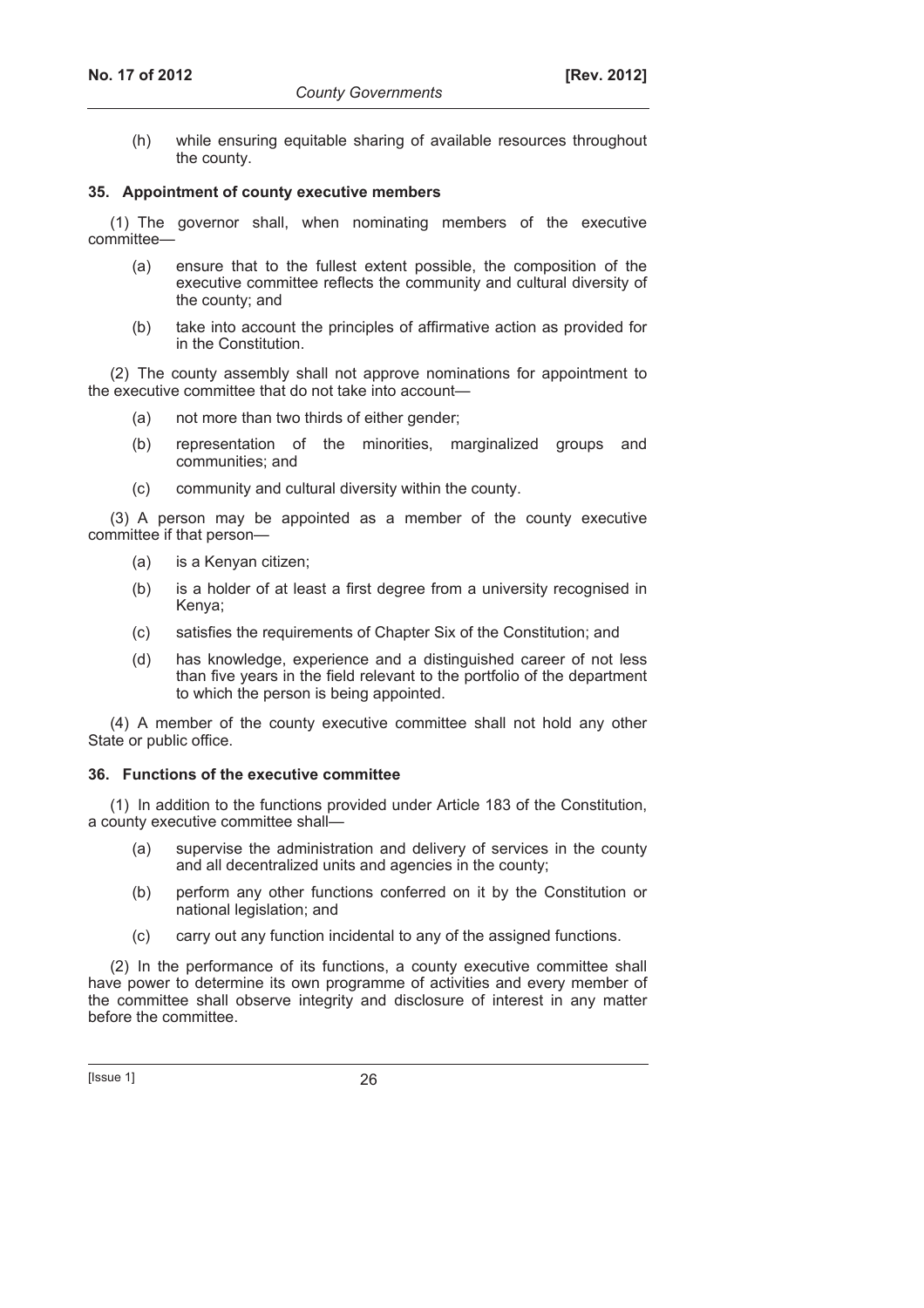(h) while ensuring equitable sharing of available resources throughout the county.

**35. Appointment of county executive members**

(1) The governor shall, when nominating members of the executive committee—

(a) ensure that to the fullest extent possible, the composition of the executive committee reflects the community and cultural diversity of the county; and

(b) take into account the principles of affirmative action as provided for in the Constitution.

(2) The county assembly shall not approve nominations for appointment to the executive committee that do not take into account—

(a) not more than two thirds of either gender;

(b) representation of the minorities, marginalized groups and communities; and

(c) community and cultural diversity within the county.

(3) A person may be appointed as a member of the county executive committee if that person—

(a) is a Kenyan citizen;

(b) is a holder of at least a first degree from a university recognised in Kenya;

(c) satisfies the requirements of Chapter Six of the Constitution; and

(d) has knowledge, experience and a distinguished career of not less than five years in the field relevant to the portfolio of the department to which the person is being appointed.

(4) A member of the county executive committee shall not hold any other State or public office.

**36. Functions of the executive committee**

(1) In addition to the functions provided under Article 183 of the Constitution, a county executive committee shall—

(a) supervise the administration and delivery of services in the county and all decentralized units and agencies in the county;

(b) perform any other functions conferred on it by the Constitution or national legislation; and

(c) carry out any function incidental to any of the assigned functions.

(2) In the performance of its functions, a county executive committee shall have power to determine its own programme of activities and every member of the committee shall observe integrity and disclosure of interest in any matter before the committee.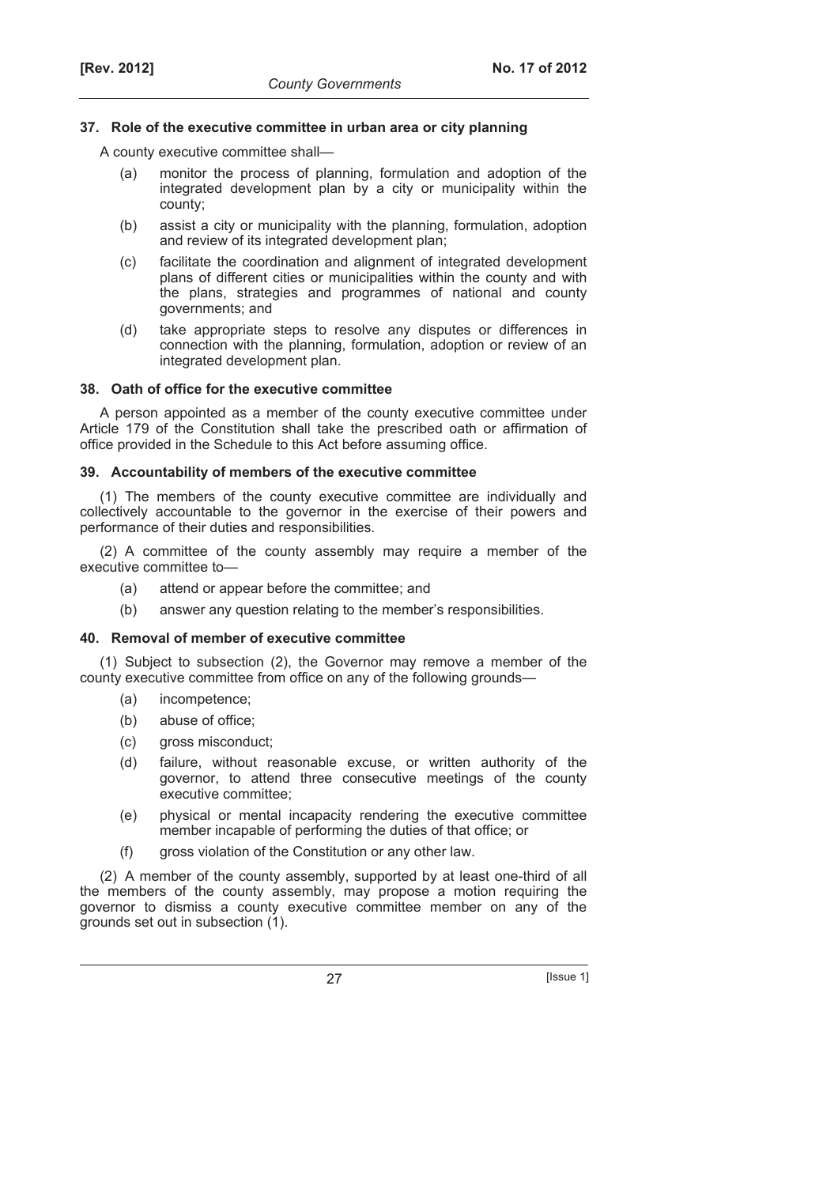### 37. Role of the executive committee in urban area or city planning

A county executive committee shall—

- (a) monitor the process of planning, formulation and adoption of the integrated development plan by a city or municipality within the county;
- (b) assist a city or municipality with the planning, formulation, adoption and review of its integrated development plan;
- (c) facilitate the coordination and alignment of integrated development plans of different cities or municipalities within the county and with the plans, strategies and programmes of national and county governments; and
- (d) take appropriate steps to resolve any disputes or differences in connection with the planning, formulation, adoption or review of an integrated development plan.

### 38. Oath of office for the executive committee

A person appointed as a member of the county executive committee under Article 179 of the Constitution shall take the prescribed oath or affirmation of office provided in the Schedule to this Act before assuming office.

### 39. Accountability of members of the executive committee

(1) The members of the county executive committee are individually and collectively accountable to the governor in the exercise of their powers and performance of their duties and responsibilities.

(2) A committee of the county assembly may require a member of the executive committee to—

- (a) attend or appear before the committee; and
- (b) answer any question relating to the member's responsibilities.

### 40. Removal of member of executive committee

(1) Subject to subsection (2), the Governor may remove a member of the county executive committee from office on any of the following grounds—

- (a) incompetence;
- (b) abuse of office;
- (c) gross misconduct;
- (d) failure, without reasonable excuse, or written authority of the governor, to attend three consecutive meetings of the county executive committee;
- (e) physical or mental incapacity rendering the executive committee member incapable of performing the duties of that office; or
- (f) gross violation of the Constitution or any other law.

(2) A member of the county assembly, supported by at least one-third of all the members of the county assembly, may propose a motion requiring the governor to dismiss a county executive committee member on any of the grounds set out in subsection (1).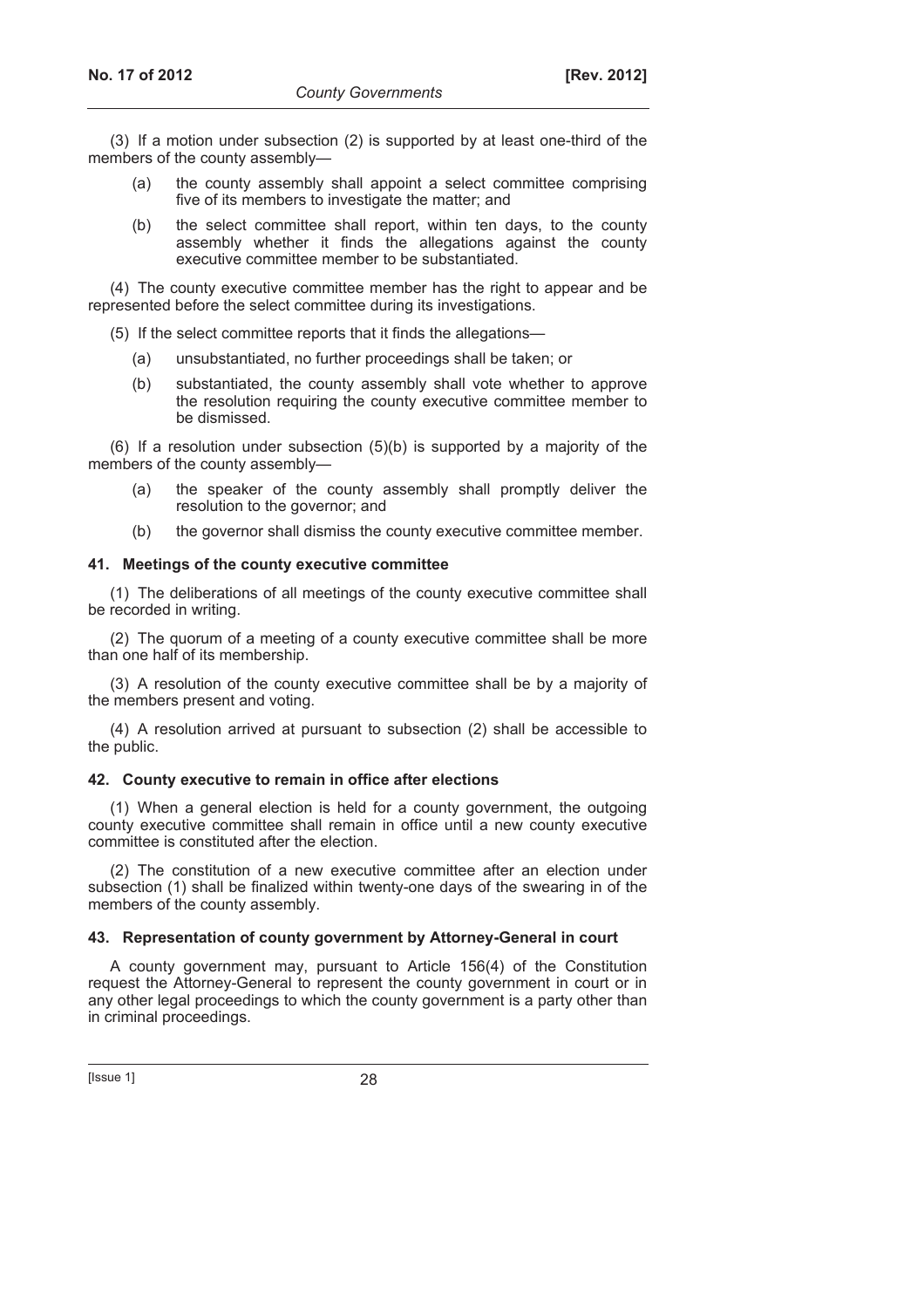(3) If a motion under subsection (2) is supported by at least one-third of the members of the county assembly—

- (a) the county assembly shall appoint a select committee comprising five of its members to investigate the matter; and
- (b) the select committee shall report, within ten days, to the county assembly whether it finds the allegations against the county executive committee member to be substantiated.

(4) The county executive committee member has the right to appear and be represented before the select committee during its investigations.

(5) If the select committee reports that it finds the allegations—

- (a) unsubstantiated, no further proceedings shall be taken; or
- (b) substantiated, the county assembly shall vote whether to approve the resolution requiring the county executive committee member to be dismissed.

(6) If a resolution under subsection (5)(b) is supported by a majority of the members of the county assembly—

- (a) the speaker of the county assembly shall promptly deliver the resolution to the governor; and
- (b) the governor shall dismiss the county executive committee member.

### 41. Meetings of the county executive committee

(1) The deliberations of all meetings of the county executive committee shall be recorded in writing.

(2) The quorum of a meeting of a county executive committee shall be more than one half of its membership.

(3) A resolution of the county executive committee shall be by a majority of the members present and voting.

(4) A resolution arrived at pursuant to subsection (2) shall be accessible to the public.

### 42. County executive to remain in office after elections

(1) When a general election is held for a county government, the outgoing county executive committee shall remain in office until a new county executive committee is constituted after the election.

(2) The constitution of a new executive committee after an election under subsection (1) shall be finalized within twenty-one days of the swearing in of the members of the county assembly.

### 43. Representation of county government by Attorney-General in court

A county government may, pursuant to Article 156(4) of the Constitution request the Attorney-General to represent the county government in court or in any other legal proceedings to which the county government is a party other than in criminal proceedings.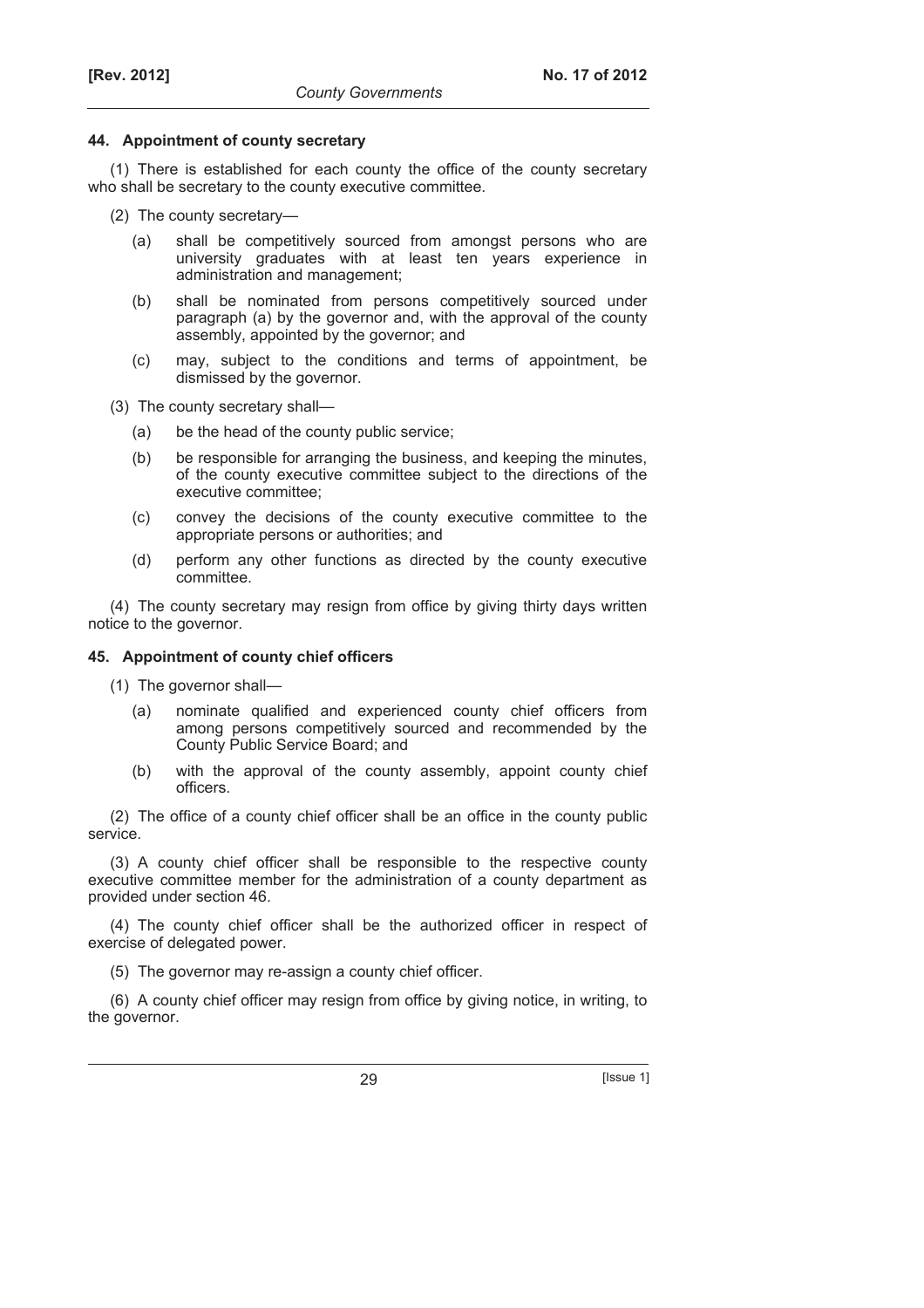### 44. Appointment of county secretary

(1) There is established for each county the office of the county secretary who shall be secretary to the county executive committee.

(2) The county secretary—

(a) shall be competitively sourced from amongst persons who are university graduates with at least ten years experience in administration and management;

(b) shall be nominated from persons competitively sourced under paragraph (a) by the governor and, with the approval of the county assembly, appointed by the governor; and

(c) may, subject to the conditions and terms of appointment, be dismissed by the governor.

(3) The county secretary shall—

(a) be the head of the county public service;

(b) be responsible for arranging the business, and keeping the minutes, of the county executive committee subject to the directions of the executive committee;

(c) convey the decisions of the county executive committee to the appropriate persons or authorities; and

(d) perform any other functions as directed by the county executive committee.

(4) The county secretary may resign from office by giving thirty days written notice to the governor.

### 45. Appointment of county chief officers

(1) The governor shall—

(a) nominate qualified and experienced county chief officers from among persons competitively sourced and recommended by the County Public Service Board; and

(b) with the approval of the county assembly, appoint county chief officers.

(2) The office of a county chief officer shall be an office in the county public service.

(3) A county chief officer shall be responsible to the respective county executive committee member for the administration of a county department as provided under section 46.

(4) The county chief officer shall be the authorized officer in respect of exercise of delegated power.

(5) The governor may re-assign a county chief officer.

(6) A county chief officer may resign from office by giving notice, in writing, to the governor.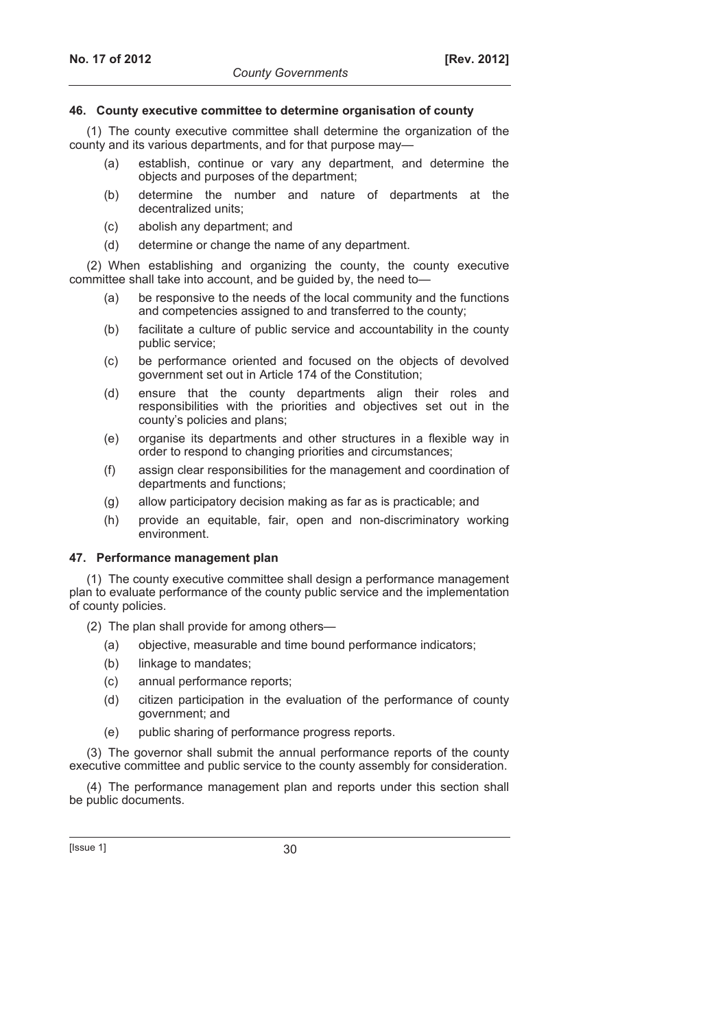### 46. County executive committee to determine organisation of county

(1) The county executive committee shall determine the organization of the county and its various departments, and for that purpose may—

- (a) establish, continue or vary any department, and determine the objects and purposes of the department;
- (b) determine the number and nature of departments at the decentralized units;
- (c) abolish any department; and
- (d) determine or change the name of any department.

(2) When establishing and organizing the county, the county executive committee shall take into account, and be guided by, the need to—

- (a) be responsive to the needs of the local community and the functions and competencies assigned to and transferred to the county;
- (b) facilitate a culture of public service and accountability in the county public service;
- (c) be performance oriented and focused on the objects of devolved government set out in Article 174 of the Constitution;
- (d) ensure that the county departments align their roles and responsibilities with the priorities and objectives set out in the county's policies and plans;
- (e) organise its departments and other structures in a flexible way in order to respond to changing priorities and circumstances;
- (f) assign clear responsibilities for the management and coordination of departments and functions;
- (g) allow participatory decision making as far as is practicable; and
- (h) provide an equitable, fair, open and non-discriminatory working environment.

### 47. Performance management plan

(1) The county executive committee shall design a performance management plan to evaluate performance of the county public service and the implementation of county policies.

(2) The plan shall provide for among others—

- (a) objective, measurable and time bound performance indicators;
- (b) linkage to mandates;
- (c) annual performance reports;
- (d) citizen participation in the evaluation of the performance of county government; and
- (e) public sharing of performance progress reports.

(3) The governor shall submit the annual performance reports of the county executive committee and public service to the county assembly for consideration.

(4) The performance management plan and reports under this section shall be public documents.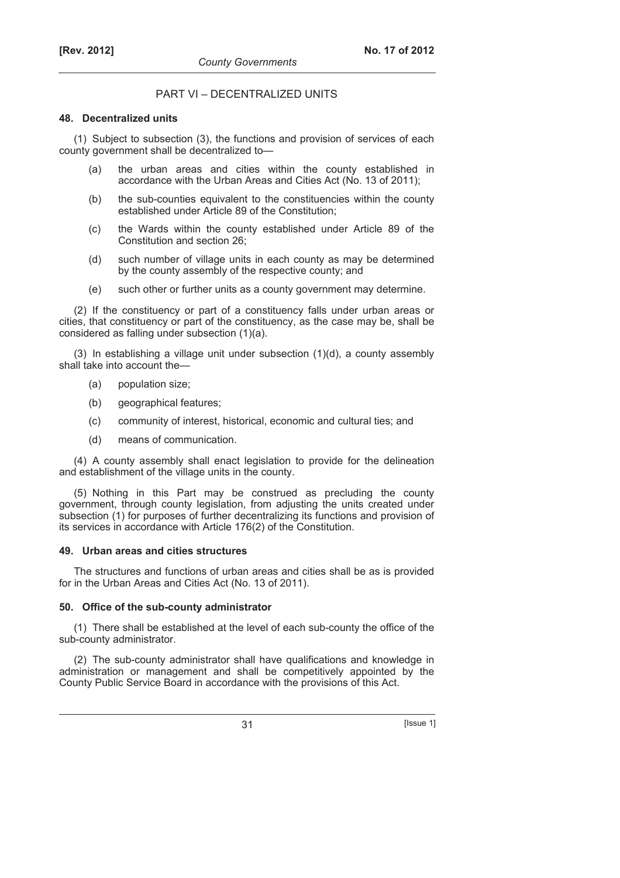## PART VI – DECENTRALIZED UNITS

### 48. Decentralized units

(1) Subject to subsection (3), the functions and provision of services of each county government shall be decentralized to—

- (a) the urban areas and cities within the county established in accordance with the Urban Areas and Cities Act (No. 13 of 2011);
- (b) the sub-counties equivalent to the constituencies within the county established under Article 89 of the Constitution;
- (c) the Wards within the county established under Article 89 of the Constitution and section 26;
- (d) such number of village units in each county as may be determined by the county assembly of the respective county; and
- (e) such other or further units as a county government may determine.

(2) If the constituency or part of a constituency falls under urban areas or cities, that constituency or part of the constituency, as the case may be, shall be considered as falling under subsection (1)(a).

(3) In establishing a village unit under subsection (1)(d), a county assembly shall take into account the—

- (a) population size;
- (b) geographical features;
- (c) community of interest, historical, economic and cultural ties; and
- (d) means of communication.

(4) A county assembly shall enact legislation to provide for the delineation and establishment of the village units in the county.

(5) Nothing in this Part may be construed as precluding the county government, through county legislation, from adjusting the units created under subsection (1) for purposes of further decentralizing its functions and provision of its services in accordance with Article 176(2) of the Constitution.

### 49. Urban areas and cities structures

The structures and functions of urban areas and cities shall be as is provided for in the Urban Areas and Cities Act (No. 13 of 2011).

### 50. Office of the sub-county administrator

(1) There shall be established at the level of each sub-county the office of the sub-county administrator.

(2) The sub-county administrator shall have qualifications and knowledge in administration or management and shall be competitively appointed by the County Public Service Board in accordance with the provisions of this Act.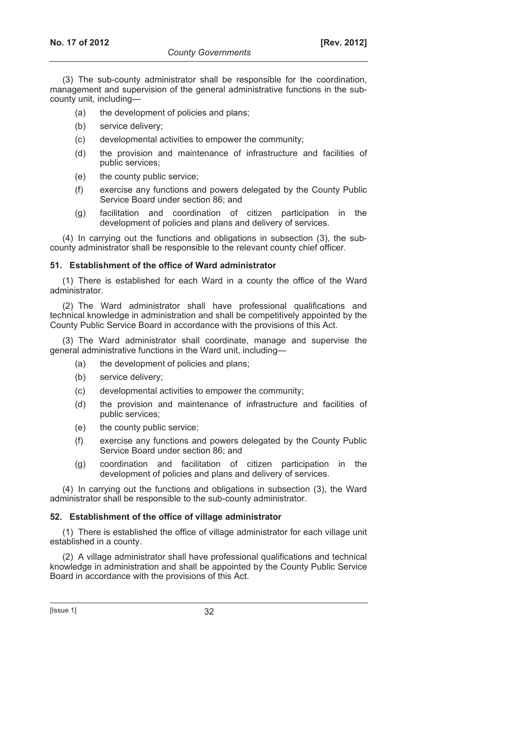(3) The sub-county administrator shall be responsible for the coordination, management and supervision of the general administrative functions in the sub-county unit, including—

(a) the development of policies and plans;

(b) service delivery;

(c) developmental activities to empower the community;

(d) the provision and maintenance of infrastructure and facilities of public services;

(e) the county public service;

(f) exercise any functions and powers delegated by the County Public Service Board under section 86; and

(g) facilitation and coordination of citizen participation in the development of policies and plans and delivery of services.

(4) In carrying out the functions and obligations in subsection (3), the sub-county administrator shall be responsible to the relevant county chief officer.

**51. Establishment of the office of Ward administrator**

(1) There is established for each Ward in a county the office of the Ward administrator.

(2) The Ward administrator shall have professional qualifications and technical knowledge in administration and shall be competitively appointed by the County Public Service Board in accordance with the provisions of this Act.

(3) The Ward administrator shall coordinate, manage and supervise the general administrative functions in the Ward unit, including—

(a) the development of policies and plans;

(b) service delivery;

(c) developmental activities to empower the community;

(d) the provision and maintenance of infrastructure and facilities of public services;

(e) the county public service;

(f) exercise any functions and powers delegated by the County Public Service Board under section 86; and

(g) coordination and facilitation of citizen participation in the development of policies and plans and delivery of services.

(4) In carrying out the functions and obligations in subsection (3), the Ward administrator shall be responsible to the sub-county administrator.

**52. Establishment of the office of village administrator**

(1) There is established the office of village administrator for each village unit established in a county.

(2) A village administrator shall have professional qualifications and technical knowledge in administration and shall be appointed by the County Public Service Board in accordance with the provisions of this Act.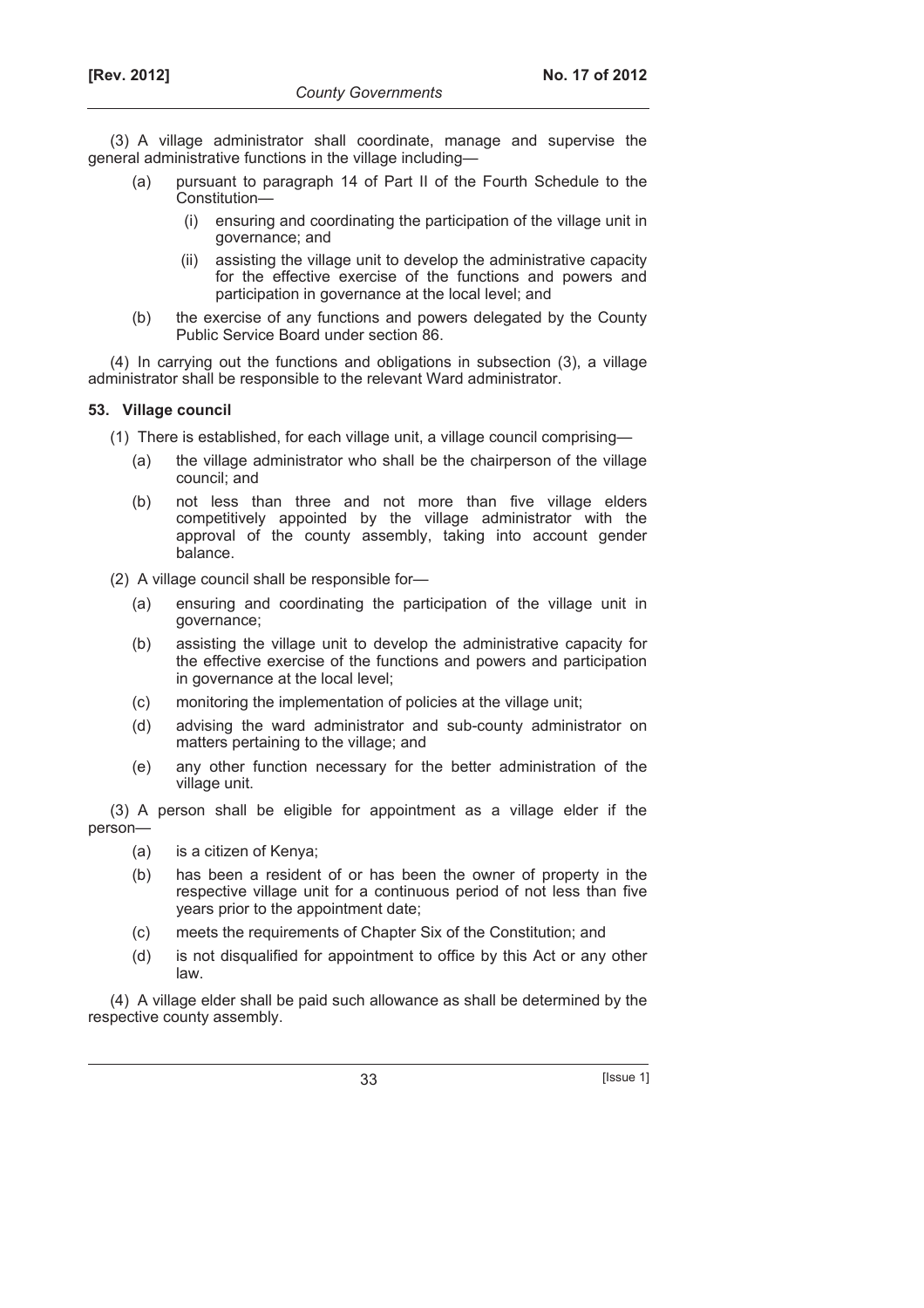(3) A village administrator shall coordinate, manage and supervise the general administrative functions in the village including—

(a) pursuant to paragraph 14 of Part II of the Fourth Schedule to the Constitution—

(i) ensuring and coordinating the participation of the village unit in governance; and

(ii) assisting the village unit to develop the administrative capacity for the effective exercise of the functions and powers and participation in governance at the local level; and

(b) the exercise of any functions and powers delegated by the County Public Service Board under section 86.

(4) In carrying out the functions and obligations in subsection (3), a village administrator shall be responsible to the relevant Ward administrator.

**53. Village council**

(1) There is established, for each village unit, a village council comprising—

(a) the village administrator who shall be the chairperson of the village council; and

(b) not less than three and not more than five village elders competitively appointed by the village administrator with the approval of the county assembly, taking into account gender balance.

(2) A village council shall be responsible for—

(a) ensuring and coordinating the participation of the village unit in governance;

(b) assisting the village unit to develop the administrative capacity for the effective exercise of the functions and powers and participation in governance at the local level;

(c) monitoring the implementation of policies at the village unit;

(d) advising the ward administrator and sub-county administrator on matters pertaining to the village; and

(e) any other function necessary for the better administration of the village unit.

(3) A person shall be eligible for appointment as a village elder if the person—

(a) is a citizen of Kenya;

(b) has been a resident of or has been the owner of property in the respective village unit for a continuous period of not less than five years prior to the appointment date;

(c) meets the requirements of Chapter Six of the Constitution; and

(d) is not disqualified for appointment to office by this Act or any other law.

(4) A village elder shall be paid such allowance as shall be determined by the respective county assembly.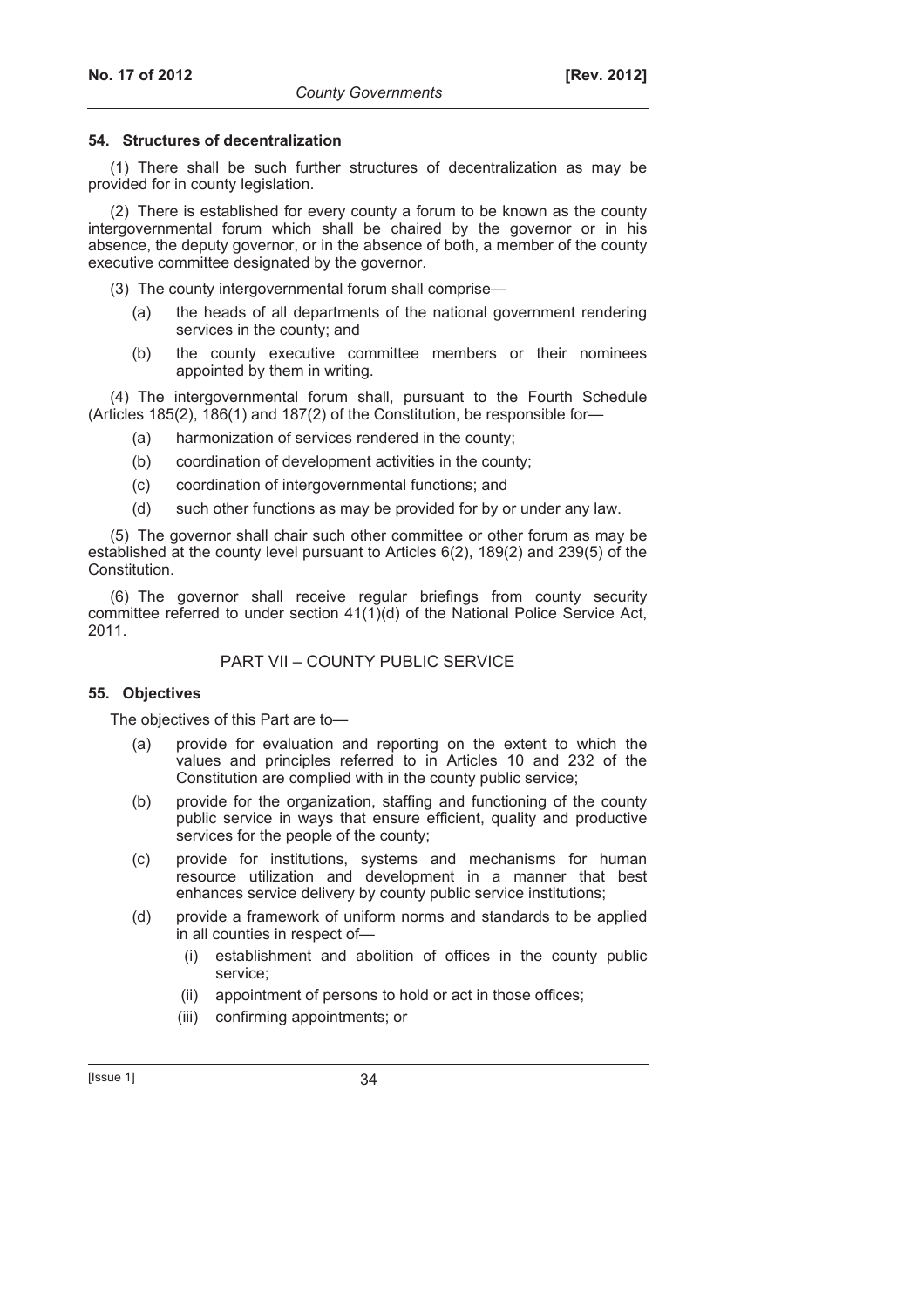### 54. Structures of decentralization

(1) There shall be such further structures of decentralization as may be provided for in county legislation.

(2) There is established for every county a forum to be known as the county intergovernmental forum which shall be chaired by the governor or in his absence, the deputy governor, or in the absence of both, a member of the county executive committee designated by the governor.

(3) The county intergovernmental forum shall comprise—

(a) the heads of all departments of the national government rendering services in the county; and

(b) the county executive committee members or their nominees appointed by them in writing.

(4) The intergovernmental forum shall, pursuant to the Fourth Schedule (Articles 185(2), 186(1) and 187(2) of the Constitution, be responsible for—

(a) harmonization of services rendered in the county;

(b) coordination of development activities in the county;

(c) coordination of intergovernmental functions; and

(d) such other functions as may be provided for by or under any law.

(5) The governor shall chair such other committee or other forum as may be established at the county level pursuant to Articles 6(2), 189(2) and 239(5) of the Constitution.

(6) The governor shall receive regular briefings from county security committee referred to under section 41(1)(d) of the National Police Service Act, 2011.

## PART VII – COUNTY PUBLIC SERVICE

### 55. Objectives

The objectives of this Part are to—

(a) provide for evaluation and reporting on the extent to which the values and principles referred to in Articles 10 and 232 of the Constitution are complied with in the county public service;

(b) provide for the organization, staffing and functioning of the county public service in ways that ensure efficient, quality and productive services for the people of the county;

(c) provide for institutions, systems and mechanisms for human resource utilization and development in a manner that best enhances service delivery by county public service institutions;

(d) provide a framework of uniform norms and standards to be applied in all counties in respect of—

(i) establishment and abolition of offices in the county public service;

(ii) appointment of persons to hold or act in those offices;

(iii) confirming appointments; or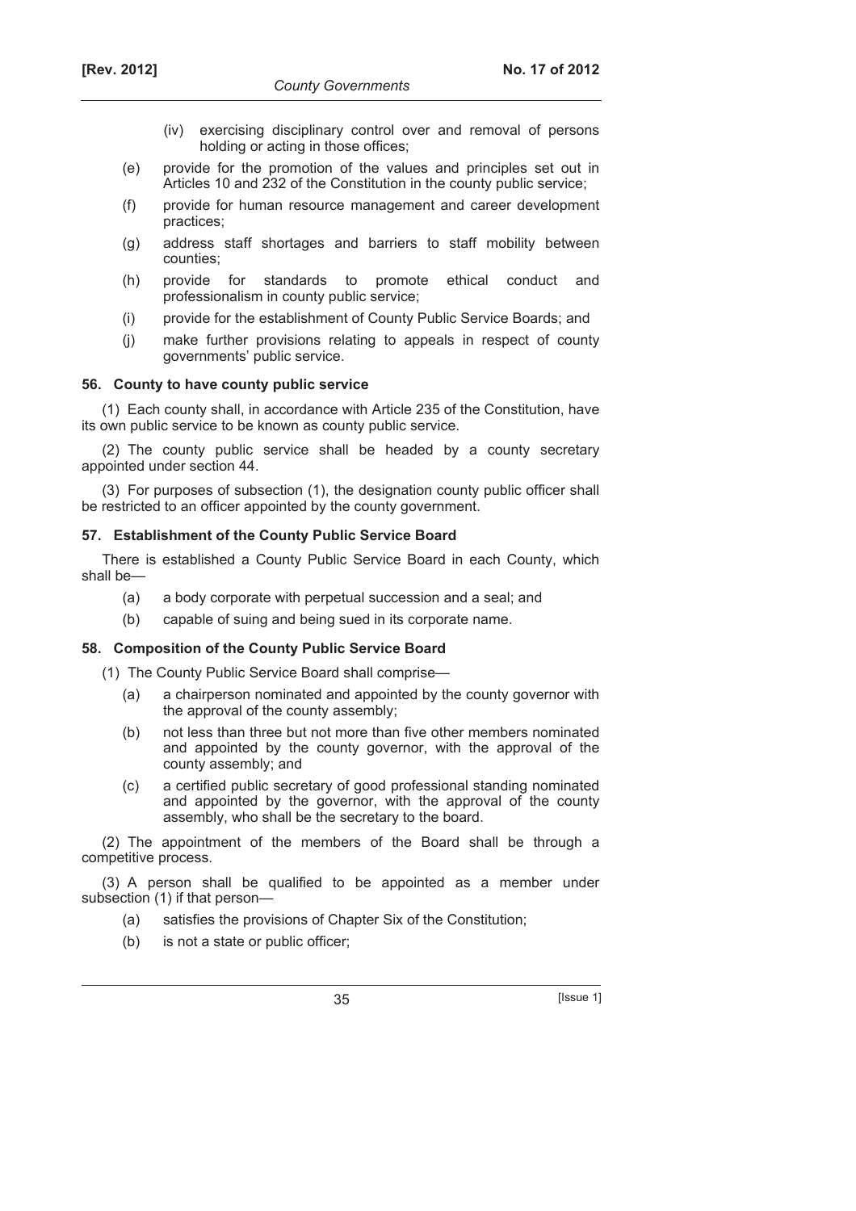(iv) exercising disciplinary control over and removal of persons holding or acting in those offices;

(e) provide for the promotion of the values and principles set out in Articles 10 and 232 of the Constitution in the county public service;

(f) provide for human resource management and career development practices;

(g) address staff shortages and barriers to staff mobility between counties;

(h) provide for standards to promote ethical conduct and professionalism in county public service;

(i) provide for the establishment of County Public Service Boards; and

(j) make further provisions relating to appeals in respect of county governments' public service.

### 56. County to have county public service

(1) Each county shall, in accordance with Article 235 of the Constitution, have its own public service to be known as county public service.

(2) The county public service shall be headed by a county secretary appointed under section 44.

(3) For purposes of subsection (1), the designation county public officer shall be restricted to an officer appointed by the county government.

### 57. Establishment of the County Public Service Board

There is established a County Public Service Board in each County, which shall be—

(a) a body corporate with perpetual succession and a seal; and

(b) capable of suing and being sued in its corporate name.

### 58. Composition of the County Public Service Board

(1) The County Public Service Board shall comprise—

(a) a chairperson nominated and appointed by the county governor with the approval of the county assembly;

(b) not less than three but not more than five other members nominated and appointed by the county governor, with the approval of the county assembly; and

(c) a certified public secretary of good professional standing nominated and appointed by the governor, with the approval of the county assembly, who shall be the secretary to the board.

(2) The appointment of the members of the Board shall be through a competitive process.

(3) A person shall be qualified to be appointed as a member under subsection (1) if that person—

(a) satisfies the provisions of Chapter Six of the Constitution;

(b) is not a state or public officer;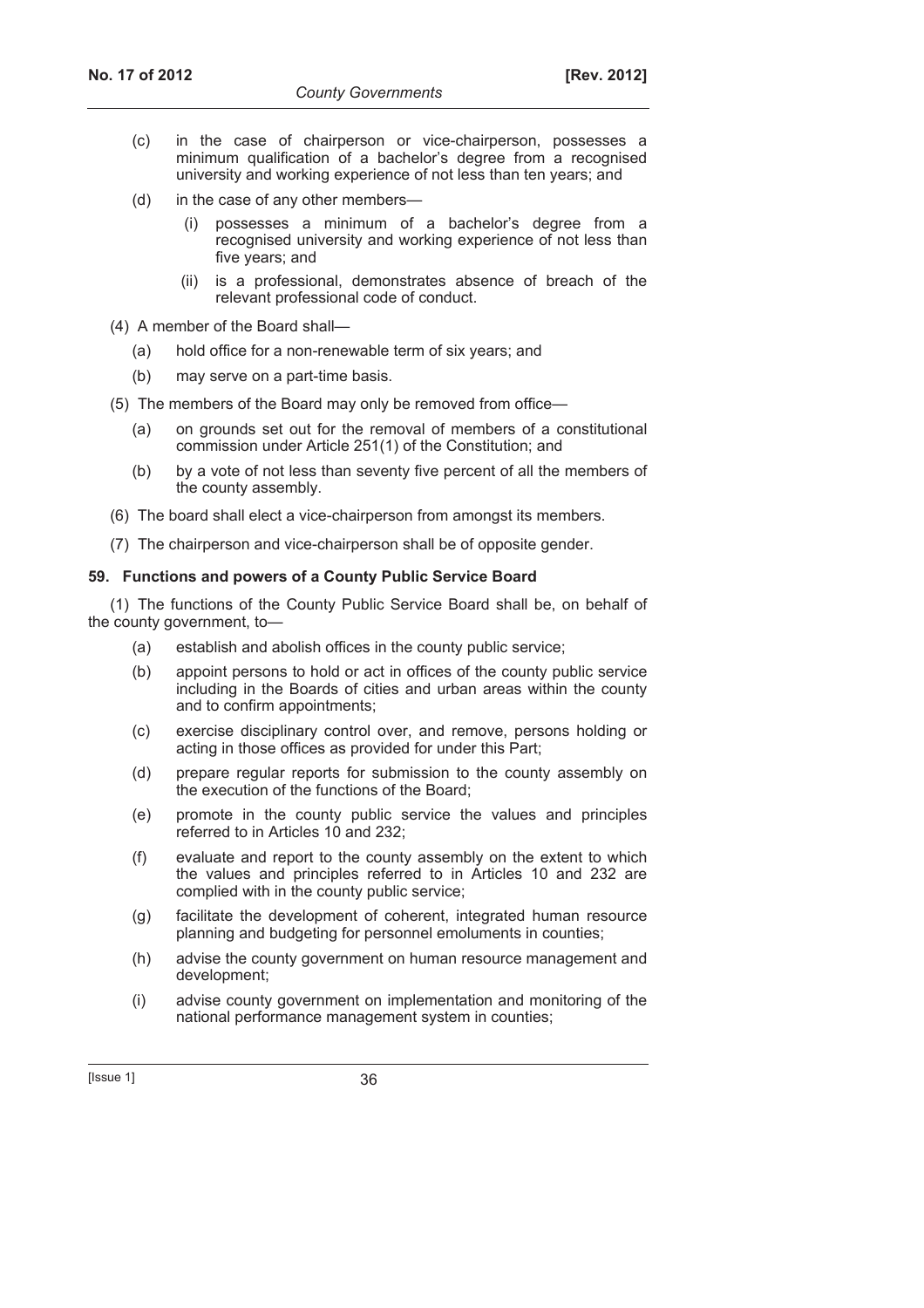(c) in the case of chairperson or vice-chairperson, possesses a minimum qualification of a bachelor's degree from a recognised university and working experience of not less than ten years; and

(d) in the case of any other members—

  (i) possesses a minimum of a bachelor's degree from a recognised university and working experience of not less than five years; and

  (ii) is a professional, demonstrates absence of breach of the relevant professional code of conduct.

(4) A member of the Board shall—

  (a) hold office for a non-renewable term of six years; and

  (b) may serve on a part-time basis.

(5) The members of the Board may only be removed from office—

  (a) on grounds set out for the removal of members of a constitutional commission under Article 251(1) of the Constitution; and

  (b) by a vote of not less than seventy five percent of all the members of the county assembly.

(6) The board shall elect a vice-chairperson from amongst its members.

(7) The chairperson and vice-chairperson shall be of opposite gender.

**59. Functions and powers of a County Public Service Board**

(1) The functions of the County Public Service Board shall be, on behalf of the county government, to—

  (a) establish and abolish offices in the county public service;

  (b) appoint persons to hold or act in offices of the county public service including in the Boards of cities and urban areas within the county and to confirm appointments;

  (c) exercise disciplinary control over, and remove, persons holding or acting in those offices as provided for under this Part;

  (d) prepare regular reports for submission to the county assembly on the execution of the functions of the Board;

  (e) promote in the county public service the values and principles referred to in Articles 10 and 232;

  (f) evaluate and report to the county assembly on the extent to which the values and principles referred to in Articles 10 and 232 are complied with in the county public service;

  (g) facilitate the development of coherent, integrated human resource planning and budgeting for personnel emoluments in counties;

  (h) advise the county government on human resource management and development;

  (i) advise county government on implementation and monitoring of the national performance management system in counties;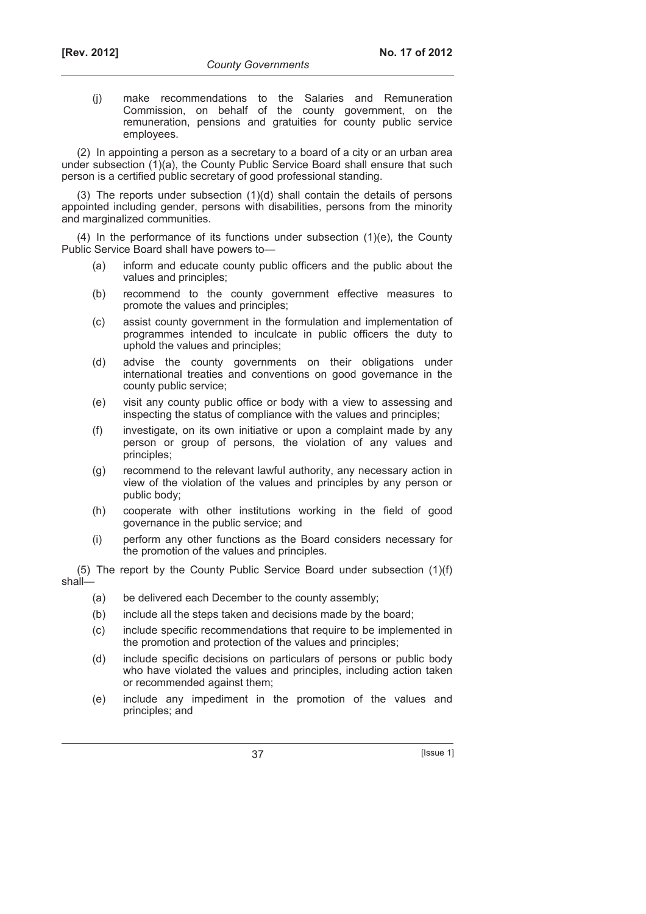(j) make recommendations to the Salaries and Remuneration Commission, on behalf of the county government, on the remuneration, pensions and gratuities for county public service employees.

(2) In appointing a person as a secretary to a board of a city or an urban area under subsection (1)(a), the County Public Service Board shall ensure that such person is a certified public secretary of good professional standing.

(3) The reports under subsection (1)(d) shall contain the details of persons appointed including gender, persons with disabilities, persons from the minority and marginalized communities.

(4) In the performance of its functions under subsection (1)(e), the County Public Service Board shall have powers to—

(a) inform and educate county public officers and the public about the values and principles;

(b) recommend to the county government effective measures to promote the values and principles;

(c) assist county government in the formulation and implementation of programmes intended to inculcate in public officers the duty to uphold the values and principles;

(d) advise the county governments on their obligations under international treaties and conventions on good governance in the county public service;

(e) visit any county public office or body with a view to assessing and inspecting the status of compliance with the values and principles;

(f) investigate, on its own initiative or upon a complaint made by any person or group of persons, the violation of any values and principles;

(g) recommend to the relevant lawful authority, any necessary action in view of the violation of the values and principles by any person or public body;

(h) cooperate with other institutions working in the field of good governance in the public service; and

(i) perform any other functions as the Board considers necessary for the promotion of the values and principles.

(5) The report by the County Public Service Board under subsection (1)(f) shall—

(a) be delivered each December to the county assembly;

(b) include all the steps taken and decisions made by the board;

(c) include specific recommendations that require to be implemented in the promotion and protection of the values and principles;

(d) include specific decisions on particulars of persons or public body who have violated the values and principles, including action taken or recommended against them;

(e) include any impediment in the promotion of the values and principles; and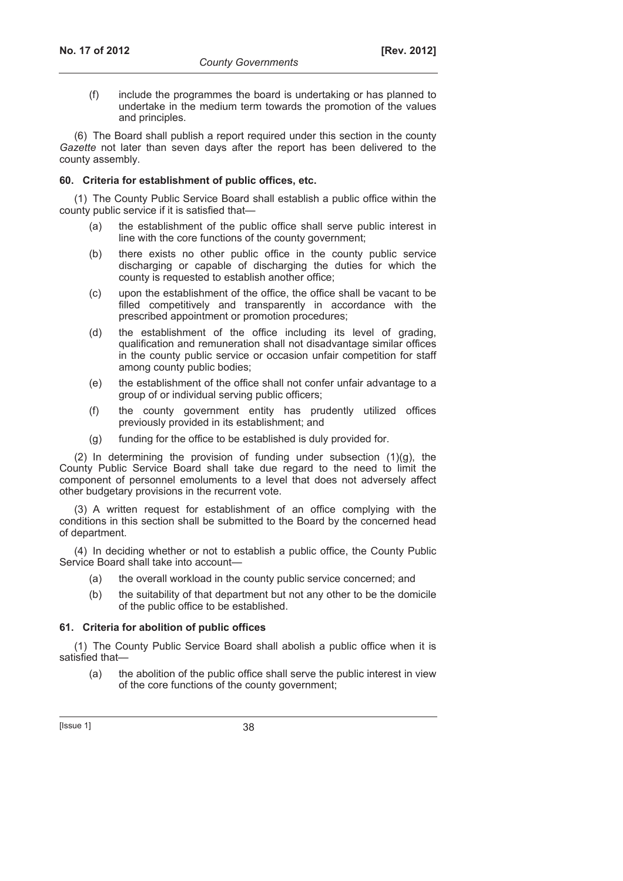(f) include the programmes the board is undertaking or has planned to undertake in the medium term towards the promotion of the values and principles.

(6) The Board shall publish a report required under this section in the county *Gazette* not later than seven days after the report has been delivered to the county assembly.

**60. Criteria for establishment of public offices, etc.**

(1) The County Public Service Board shall establish a public office within the county public service if it is satisfied that—

(a) the establishment of the public office shall serve public interest in line with the core functions of the county government;

(b) there exists no other public office in the county public service discharging or capable of discharging the duties for which the county is requested to establish another office;

(c) upon the establishment of the office, the office shall be vacant to be filled competitively and transparently in accordance with the prescribed appointment or promotion procedures;

(d) the establishment of the office including its level of grading, qualification and remuneration shall not disadvantage similar offices in the county public service or occasion unfair competition for staff among county public bodies;

(e) the establishment of the office shall not confer unfair advantage to a group of or individual serving public officers;

(f) the county government entity has prudently utilized offices previously provided in its establishment; and

(g) funding for the office to be established is duly provided for.

(2) In determining the provision of funding under subsection (1)(g), the County Public Service Board shall take due regard to the need to limit the component of personnel emoluments to a level that does not adversely affect other budgetary provisions in the recurrent vote.

(3) A written request for establishment of an office complying with the conditions in this section shall be submitted to the Board by the concerned head of department.

(4) In deciding whether or not to establish a public office, the County Public Service Board shall take into account—

(a) the overall workload in the county public service concerned; and

(b) the suitability of that department but not any other to be the domicile of the public office to be established.

**61. Criteria for abolition of public offices**

(1) The County Public Service Board shall abolish a public office when it is satisfied that—

(a) the abolition of the public office shall serve the public interest in view of the core functions of the county government;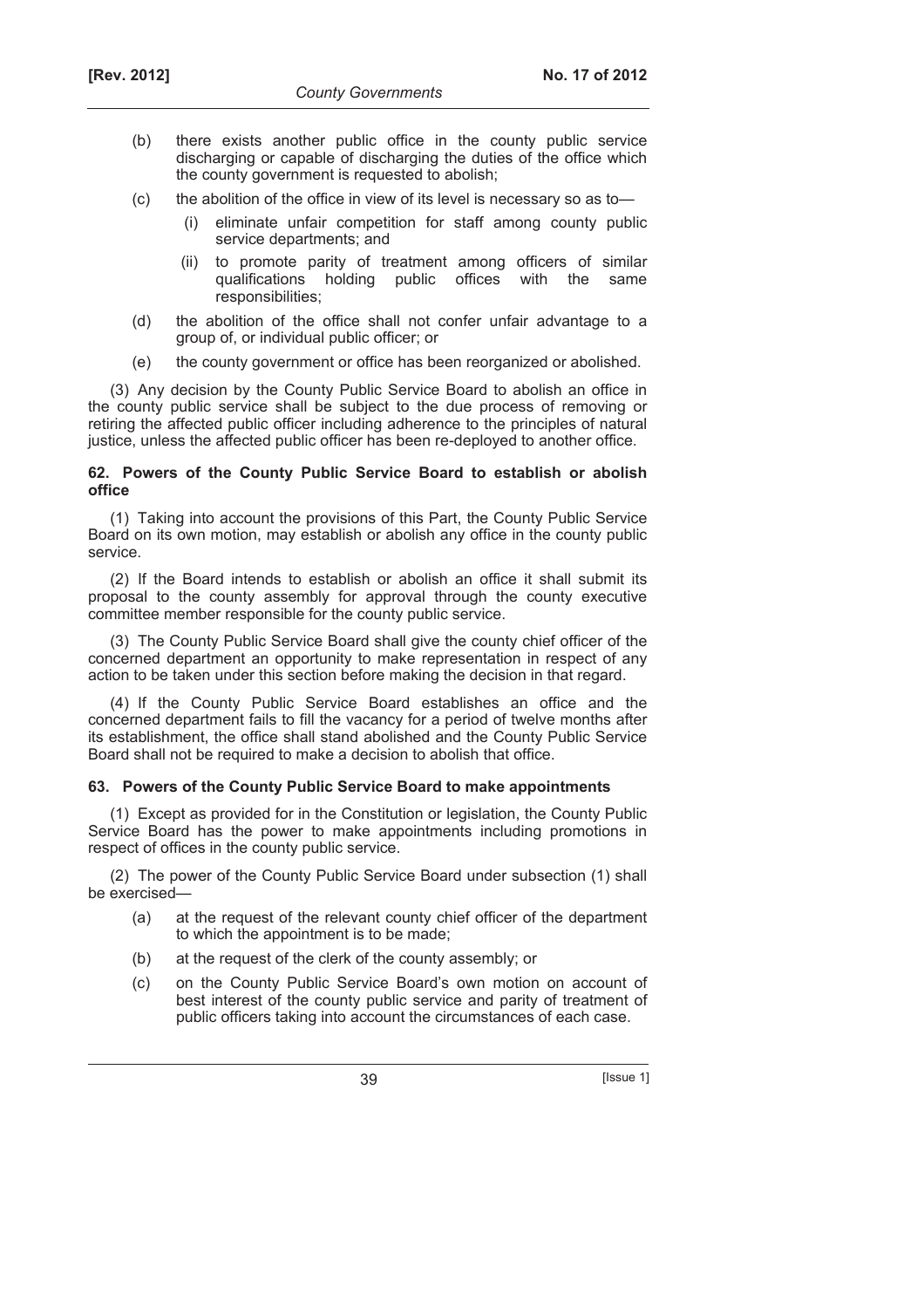(b) there exists another public office in the county public service discharging or capable of discharging the duties of the office which the county government is requested to abolish;

(c) the abolition of the office in view of its level is necessary so as to—

(i) eliminate unfair competition for staff among county public service departments; and

(ii) to promote parity of treatment among officers of similar qualifications holding public offices with the same responsibilities;

(d) the abolition of the office shall not confer unfair advantage to a group of, or individual public officer; or

(e) the county government or office has been reorganized or abolished.

(3) Any decision by the County Public Service Board to abolish an office in the county public service shall be subject to the due process of removing or retiring the affected public officer including adherence to the principles of natural justice, unless the affected public officer has been re-deployed to another office.

**62. Powers of the County Public Service Board to establish or abolish office**

(1) Taking into account the provisions of this Part, the County Public Service Board on its own motion, may establish or abolish any office in the county public service.

(2) If the Board intends to establish or abolish an office it shall submit its proposal to the county assembly for approval through the county executive committee member responsible for the county public service.

(3) The County Public Service Board shall give the county chief officer of the concerned department an opportunity to make representation in respect of any action to be taken under this section before making the decision in that regard.

(4) If the County Public Service Board establishes an office and the concerned department fails to fill the vacancy for a period of twelve months after its establishment, the office shall stand abolished and the County Public Service Board shall not be required to make a decision to abolish that office.

**63. Powers of the County Public Service Board to make appointments**

(1) Except as provided for in the Constitution or legislation, the County Public Service Board has the power to make appointments including promotions in respect of offices in the county public service.

(2) The power of the County Public Service Board under subsection (1) shall be exercised—

(a) at the request of the relevant county chief officer of the department to which the appointment is to be made;

(b) at the request of the clerk of the county assembly; or

(c) on the County Public Service Board's own motion on account of best interest of the county public service and parity of treatment of public officers taking into account the circumstances of each case.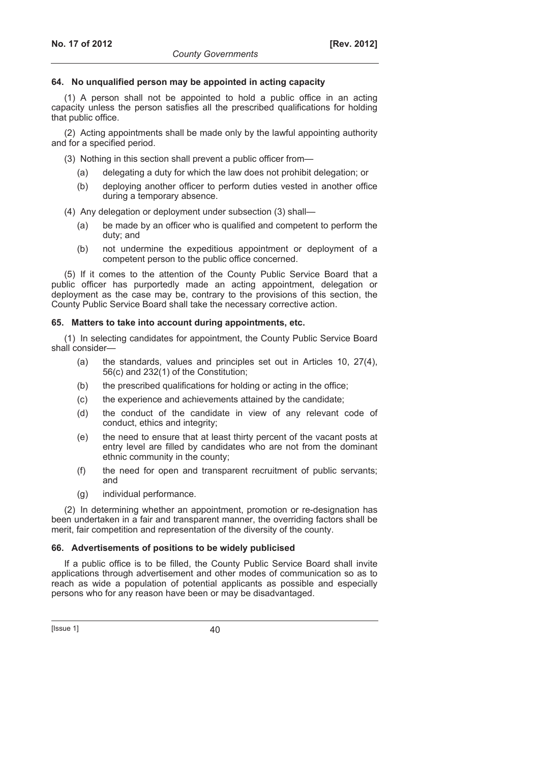**64. No unqualified person may be appointed in acting capacity**

(1) A person shall not be appointed to hold a public office in an acting capacity unless the person satisfies all the prescribed qualifications for holding that public office.

(2) Acting appointments shall be made only by the lawful appointing authority and for a specified period.

(3) Nothing in this section shall prevent a public officer from—

(a) delegating a duty for which the law does not prohibit delegation; or

(b) deploying another officer to perform duties vested in another office during a temporary absence.

(4) Any delegation or deployment under subsection (3) shall—

(a) be made by an officer who is qualified and competent to perform the duty; and

(b) not undermine the expeditious appointment or deployment of a competent person to the public office concerned.

(5) If it comes to the attention of the County Public Service Board that a public officer has purportedly made an acting appointment, delegation or deployment as the case may be, contrary to the provisions of this section, the County Public Service Board shall take the necessary corrective action.

**65. Matters to take into account during appointments, etc.**

(1) In selecting candidates for appointment, the County Public Service Board shall consider—

(a) the standards, values and principles set out in Articles 10, 27(4), 56(c) and 232(1) of the Constitution;

(b) the prescribed qualifications for holding or acting in the office;

(c) the experience and achievements attained by the candidate;

(d) the conduct of the candidate in view of any relevant code of conduct, ethics and integrity;

(e) the need to ensure that at least thirty percent of the vacant posts at entry level are filled by candidates who are not from the dominant ethnic community in the county;

(f) the need for open and transparent recruitment of public servants; and

(g) individual performance.

(2) In determining whether an appointment, promotion or re-designation has been undertaken in a fair and transparent manner, the overriding factors shall be merit, fair competition and representation of the diversity of the county.

**66. Advertisements of positions to be widely publicised**

If a public office is to be filled, the County Public Service Board shall invite applications through advertisement and other modes of communication so as to reach as wide a population of potential applicants as possible and especially persons who for any reason have been or may be disadvantaged.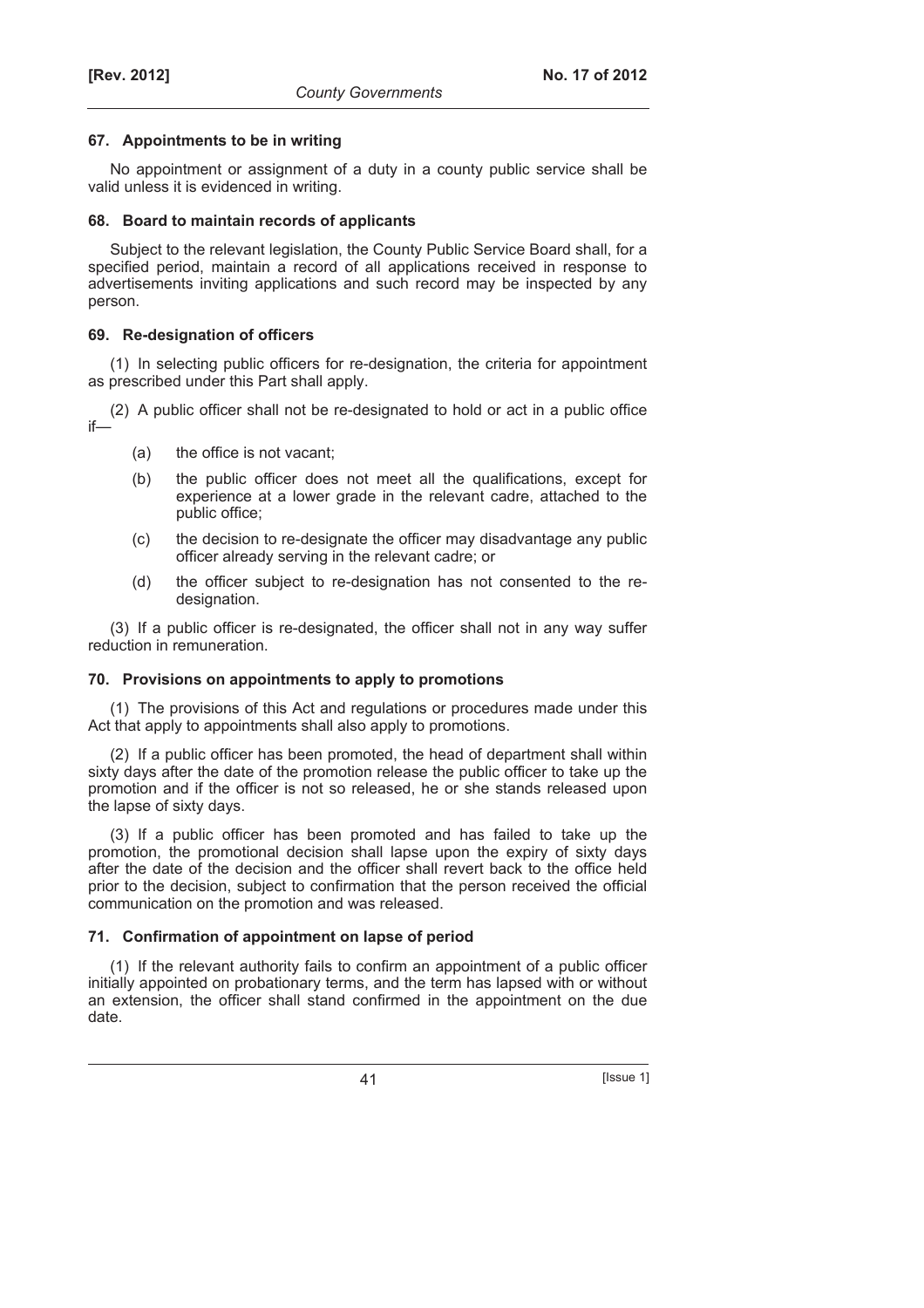### 67. Appointments to be in writing

No appointment or assignment of a duty in a county public service shall be valid unless it is evidenced in writing.

### 68. Board to maintain records of applicants

Subject to the relevant legislation, the County Public Service Board shall, for a specified period, maintain a record of all applications received in response to advertisements inviting applications and such record may be inspected by any person.

### 69. Re-designation of officers

(1) In selecting public officers for re-designation, the criteria for appointment as prescribed under this Part shall apply.

(2) A public officer shall not be re-designated to hold or act in a public office if—

- (a) the office is not vacant;
- (b) the public officer does not meet all the qualifications, except for experience at a lower grade in the relevant cadre, attached to the public office;
- (c) the decision to re-designate the officer may disadvantage any public officer already serving in the relevant cadre; or
- (d) the officer subject to re-designation has not consented to the re-designation.

(3) If a public officer is re-designated, the officer shall not in any way suffer reduction in remuneration.

### 70. Provisions on appointments to apply to promotions

(1) The provisions of this Act and regulations or procedures made under this Act that apply to appointments shall also apply to promotions.

(2) If a public officer has been promoted, the head of department shall within sixty days after the date of the promotion release the public officer to take up the promotion and if the officer is not so released, he or she stands released upon the lapse of sixty days.

(3) If a public officer has been promoted and has failed to take up the promotion, the promotional decision shall lapse upon the expiry of sixty days after the date of the decision and the officer shall revert back to the office held prior to the decision, subject to confirmation that the person received the official communication on the promotion and was released.

### 71. Confirmation of appointment on lapse of period

(1) If the relevant authority fails to confirm an appointment of a public officer initially appointed on probationary terms, and the term has lapsed with or without an extension, the officer shall stand confirmed in the appointment on the due date.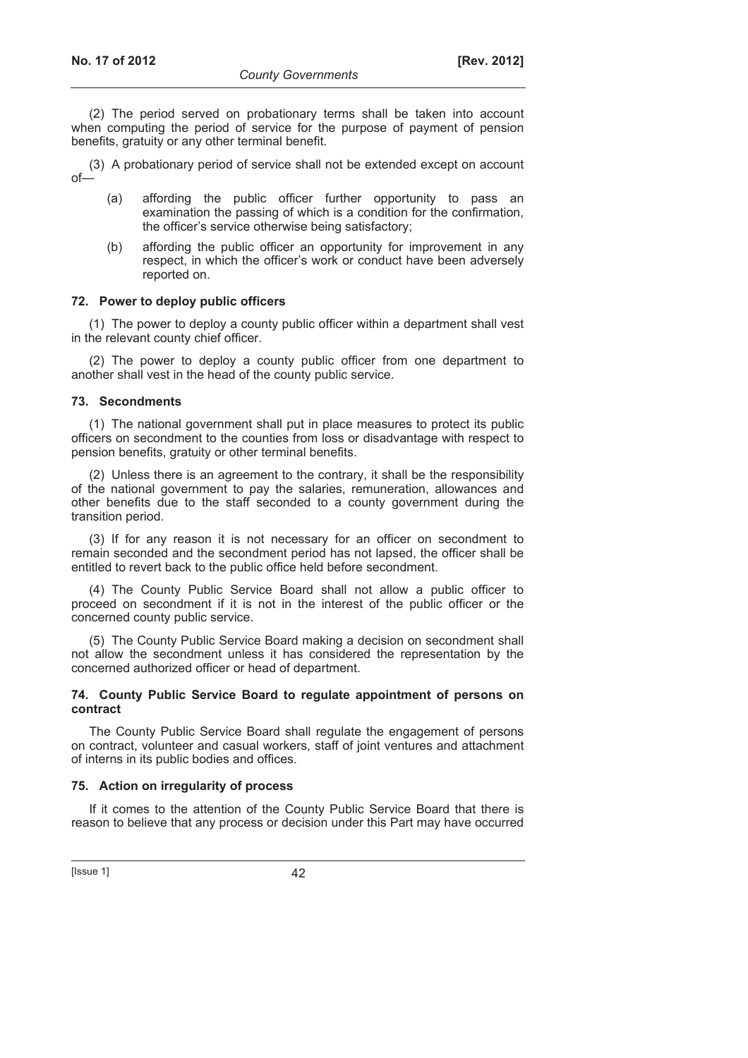(2) The period served on probationary terms shall be taken into account when computing the period of service for the purpose of payment of pension benefits, gratuity or any other terminal benefit.

(3) A probationary period of service shall not be extended except on account of—

(a) affording the public officer further opportunity to pass an examination the passing of which is a condition for the confirmation, the officer's service otherwise being satisfactory;

(b) affording the public officer an opportunity for improvement in any respect, in which the officer's work or conduct have been adversely reported on.

**72. Power to deploy public officers**

(1) The power to deploy a county public officer within a department shall vest in the relevant county chief officer.

(2) The power to deploy a county public officer from one department to another shall vest in the head of the county public service.

**73. Secondments**

(1) The national government shall put in place measures to protect its public officers on secondment to the counties from loss or disadvantage with respect to pension benefits, gratuity or other terminal benefits.

(2) Unless there is an agreement to the contrary, it shall be the responsibility of the national government to pay the salaries, remuneration, allowances and other benefits due to the staff seconded to a county government during the transition period.

(3) If for any reason it is not necessary for an officer on secondment to remain seconded and the secondment period has not lapsed, the officer shall be entitled to revert back to the public office held before secondment.

(4) The County Public Service Board shall not allow a public officer to proceed on secondment if it is not in the interest of the public officer or the concerned county public service.

(5) The County Public Service Board making a decision on secondment shall not allow the secondment unless it has considered the representation by the concerned authorized officer or head of department.

**74. County Public Service Board to regulate appointment of persons on contract**

The County Public Service Board shall regulate the engagement of persons on contract, volunteer and casual workers, staff of joint ventures and attachment of interns in its public bodies and offices.

**75. Action on irregularity of process**

If it comes to the attention of the County Public Service Board that there is reason to believe that any process or decision under this Part may have occurred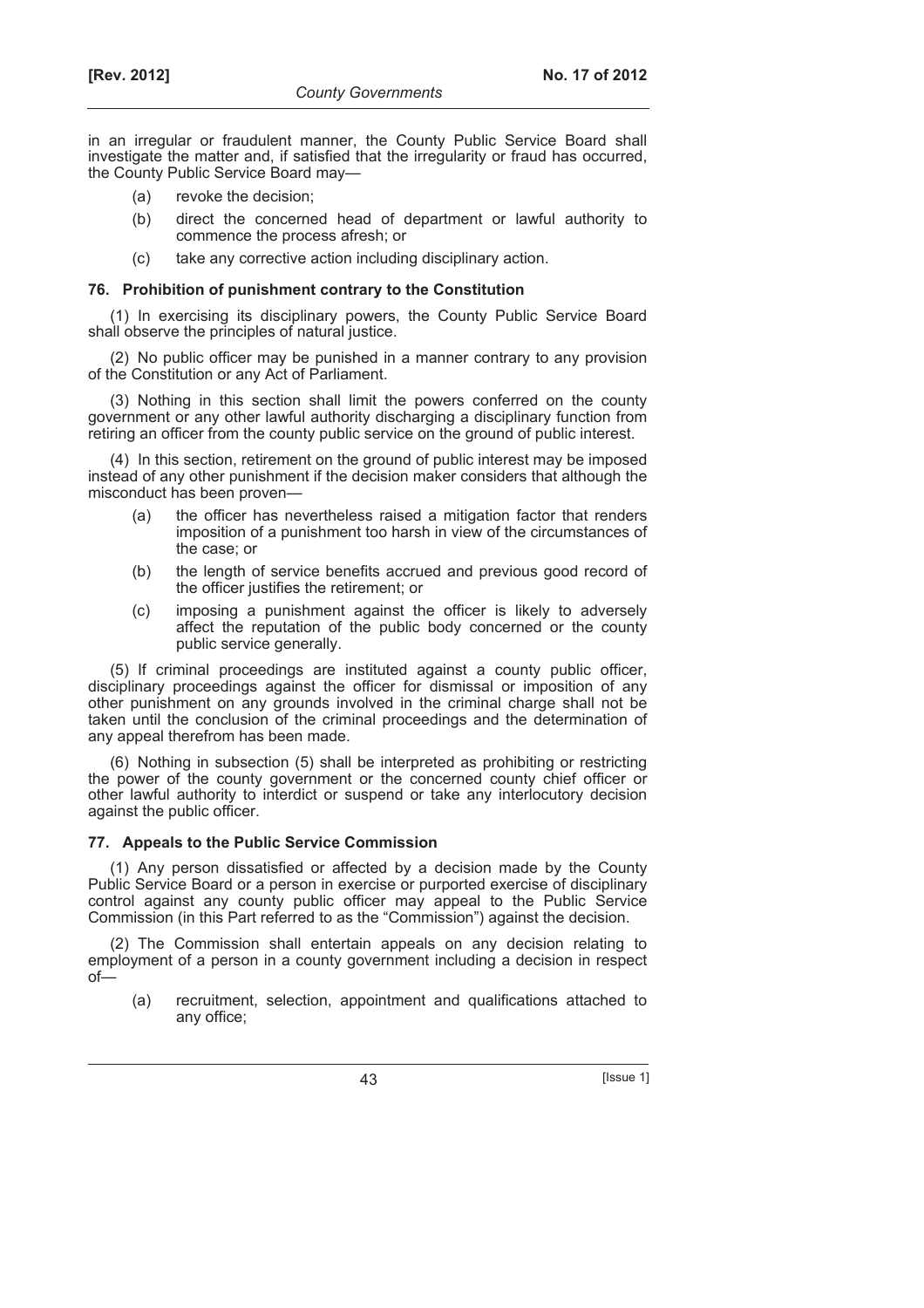in an irregular or fraudulent manner, the County Public Service Board shall investigate the matter and, if satisfied that the irregularity or fraud has occurred, the County Public Service Board may—

(a) revoke the decision;

(b) direct the concerned head of department or lawful authority to commence the process afresh; or

(c) take any corrective action including disciplinary action.

### 76. Prohibition of punishment contrary to the Constitution

(1) In exercising its disciplinary powers, the County Public Service Board shall observe the principles of natural justice.

(2) No public officer may be punished in a manner contrary to any provision of the Constitution or any Act of Parliament.

(3) Nothing in this section shall limit the powers conferred on the county government or any other lawful authority discharging a disciplinary function from retiring an officer from the county public service on the ground of public interest.

(4) In this section, retirement on the ground of public interest may be imposed instead of any other punishment if the decision maker considers that although the misconduct has been proven—

(a) the officer has nevertheless raised a mitigation factor that renders imposition of a punishment too harsh in view of the circumstances of the case; or

(b) the length of service benefits accrued and previous good record of the officer justifies the retirement; or

(c) imposing a punishment against the officer is likely to adversely affect the reputation of the public body concerned or the county public service generally.

(5) If criminal proceedings are instituted against a county public officer, disciplinary proceedings against the officer for dismissal or imposition of any other punishment on any grounds involved in the criminal charge shall not be taken until the conclusion of the criminal proceedings and the determination of any appeal therefrom has been made.

(6) Nothing in subsection (5) shall be interpreted as prohibiting or restricting the power of the county government or the concerned county chief officer or other lawful authority to interdict or suspend or take any interlocutory decision against the public officer.

### 77. Appeals to the Public Service Commission

(1) Any person dissatisfied or affected by a decision made by the County Public Service Board or a person in exercise or purported exercise of disciplinary control against any county public officer may appeal to the Public Service Commission (in this Part referred to as the "Commission") against the decision.

(2) The Commission shall entertain appeals on any decision relating to employment of a person in a county government including a decision in respect of—

(a) recruitment, selection, appointment and qualifications attached to any office;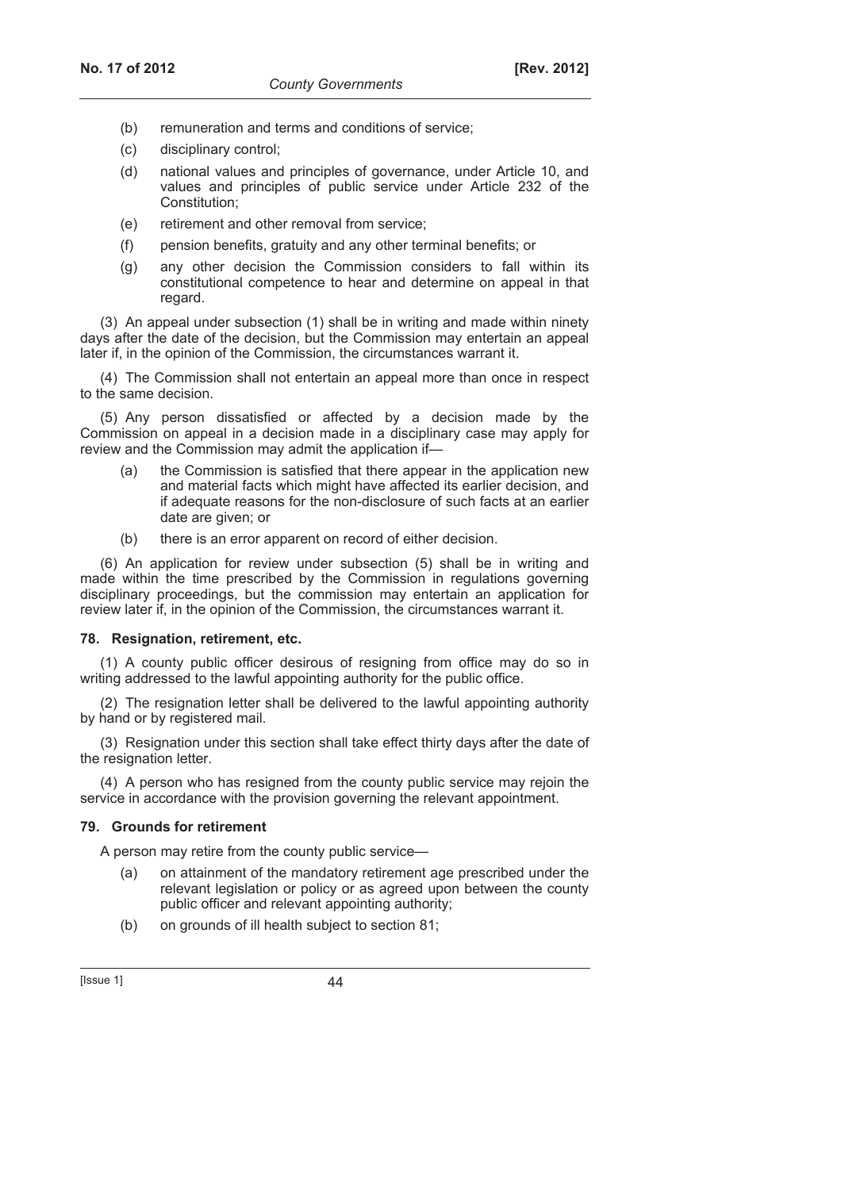(b) remuneration and terms and conditions of service;

(c) disciplinary control;

(d) national values and principles of governance, under Article 10, and values and principles of public service under Article 232 of the Constitution;

(e) retirement and other removal from service;

(f) pension benefits, gratuity and any other terminal benefits; or

(g) any other decision the Commission considers to fall within its constitutional competence to hear and determine on appeal in that regard.

(3) An appeal under subsection (1) shall be in writing and made within ninety days after the date of the decision, but the Commission may entertain an appeal later if, in the opinion of the Commission, the circumstances warrant it.

(4) The Commission shall not entertain an appeal more than once in respect to the same decision.

(5) Any person dissatisfied or affected by a decision made by the Commission on appeal in a decision made in a disciplinary case may apply for review and the Commission may admit the application if—

(a) the Commission is satisfied that there appear in the application new and material facts which might have affected its earlier decision, and if adequate reasons for the non-disclosure of such facts at an earlier date are given; or

(b) there is an error apparent on record of either decision.

(6) An application for review under subsection (5) shall be in writing and made within the time prescribed by the Commission in regulations governing disciplinary proceedings, but the commission may entertain an application for review later if, in the opinion of the Commission, the circumstances warrant it.

**78. Resignation, retirement, etc.**

(1) A county public officer desirous of resigning from office may do so in writing addressed to the lawful appointing authority for the public office.

(2) The resignation letter shall be delivered to the lawful appointing authority by hand or by registered mail.

(3) Resignation under this section shall take effect thirty days after the date of the resignation letter.

(4) A person who has resigned from the county public service may rejoin the service in accordance with the provision governing the relevant appointment.

**79. Grounds for retirement**

A person may retire from the county public service—

(a) on attainment of the mandatory retirement age prescribed under the relevant legislation or policy or as agreed upon between the county public officer and relevant appointing authority;

(b) on grounds of ill health subject to section 81;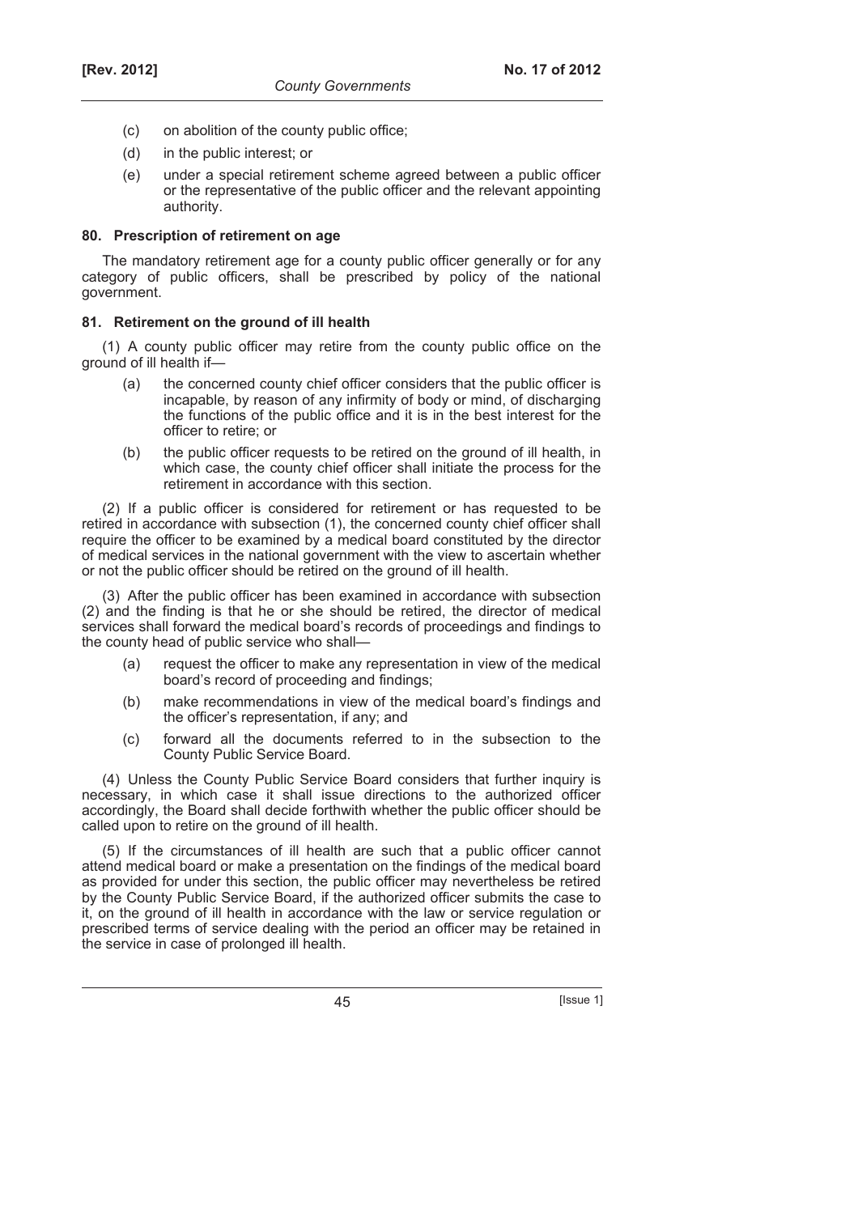(c) on abolition of the county public office;

(d) in the public interest; or

(e) under a special retirement scheme agreed between a public officer or the representative of the public officer and the relevant appointing authority.

**80. Prescription of retirement on age**

The mandatory retirement age for a county public officer generally or for any category of public officers, shall be prescribed by policy of the national government.

**81. Retirement on the ground of ill health**

(1) A county public officer may retire from the county public office on the ground of ill health if—

(a) the concerned county chief officer considers that the public officer is incapable, by reason of any infirmity of body or mind, of discharging the functions of the public office and it is in the best interest for the officer to retire; or

(b) the public officer requests to be retired on the ground of ill health, in which case, the county chief officer shall initiate the process for the retirement in accordance with this section.

(2) If a public officer is considered for retirement or has requested to be retired in accordance with subsection (1), the concerned county chief officer shall require the officer to be examined by a medical board constituted by the director of medical services in the national government with the view to ascertain whether or not the public officer should be retired on the ground of ill health.

(3) After the public officer has been examined in accordance with subsection (2) and the finding is that he or she should be retired, the director of medical services shall forward the medical board's records of proceedings and findings to the county head of public service who shall—

(a) request the officer to make any representation in view of the medical board's record of proceeding and findings;

(b) make recommendations in view of the medical board's findings and the officer's representation, if any; and

(c) forward all the documents referred to in the subsection to the County Public Service Board.

(4) Unless the County Public Service Board considers that further inquiry is necessary, in which case it shall issue directions to the authorized officer accordingly, the Board shall decide forthwith whether the public officer should be called upon to retire on the ground of ill health.

(5) If the circumstances of ill health are such that a public officer cannot attend medical board or make a presentation on the findings of the medical board as provided for under this section, the public officer may nevertheless be retired by the County Public Service Board, if the authorized officer submits the case to it, on the ground of ill health in accordance with the law or service regulation or prescribed terms of service dealing with the period an officer may be retained in the service in case of prolonged ill health.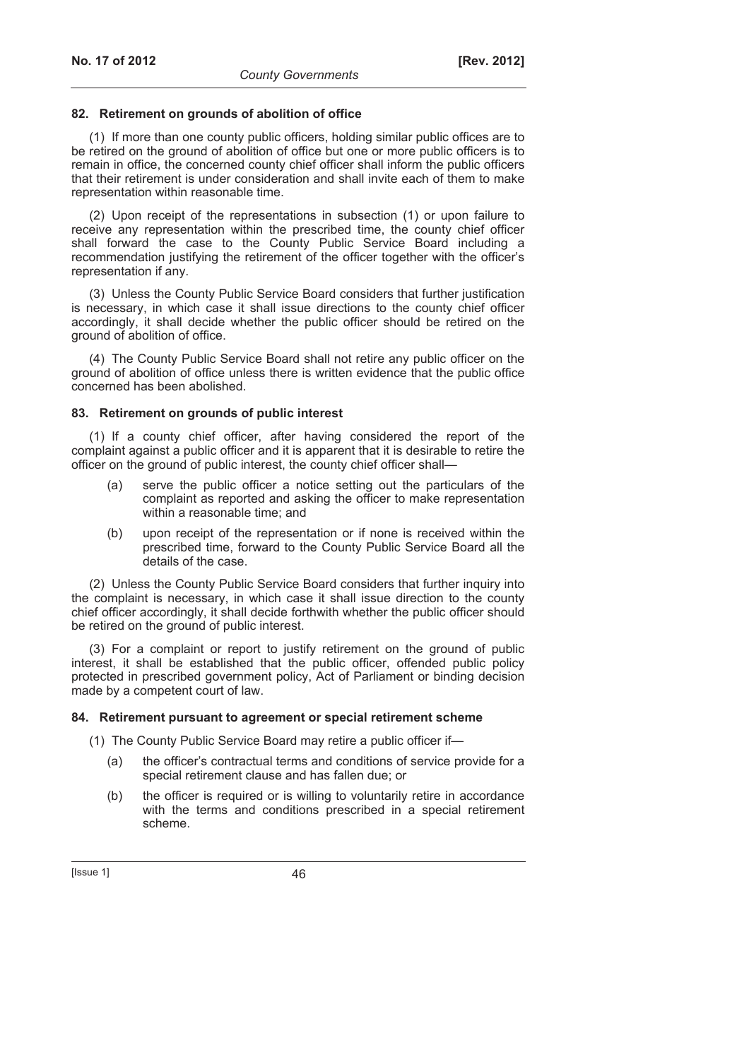### 82. Retirement on grounds of abolition of office

(1) If more than one county public officers, holding similar public offices are to be retired on the ground of abolition of office but one or more public officers is to remain in office, the concerned county chief officer shall inform the public officers that their retirement is under consideration and shall invite each of them to make representation within reasonable time.

(2) Upon receipt of the representations in subsection (1) or upon failure to receive any representation within the prescribed time, the county chief officer shall forward the case to the County Public Service Board including a recommendation justifying the retirement of the officer together with the officer's representation if any.

(3) Unless the County Public Service Board considers that further justification is necessary, in which case it shall issue directions to the county chief officer accordingly, it shall decide whether the public officer should be retired on the ground of abolition of office.

(4) The County Public Service Board shall not retire any public officer on the ground of abolition of office unless there is written evidence that the public office concerned has been abolished.

### 83. Retirement on grounds of public interest

(1) If a county chief officer, after having considered the report of the complaint against a public officer and it is apparent that it is desirable to retire the officer on the ground of public interest, the county chief officer shall—

(a) serve the public officer a notice setting out the particulars of the complaint as reported and asking the officer to make representation within a reasonable time; and

(b) upon receipt of the representation or if none is received within the prescribed time, forward to the County Public Service Board all the details of the case.

(2) Unless the County Public Service Board considers that further inquiry into the complaint is necessary, in which case it shall issue direction to the county chief officer accordingly, it shall decide forthwith whether the public officer should be retired on the ground of public interest.

(3) For a complaint or report to justify retirement on the ground of public interest, it shall be established that the public officer, offended public policy protected in prescribed government policy, Act of Parliament or binding decision made by a competent court of law.

### 84. Retirement pursuant to agreement or special retirement scheme

(1) The County Public Service Board may retire a public officer if—

(a) the officer's contractual terms and conditions of service provide for a special retirement clause and has fallen due; or

(b) the officer is required or is willing to voluntarily retire in accordance with the terms and conditions prescribed in a special retirement scheme.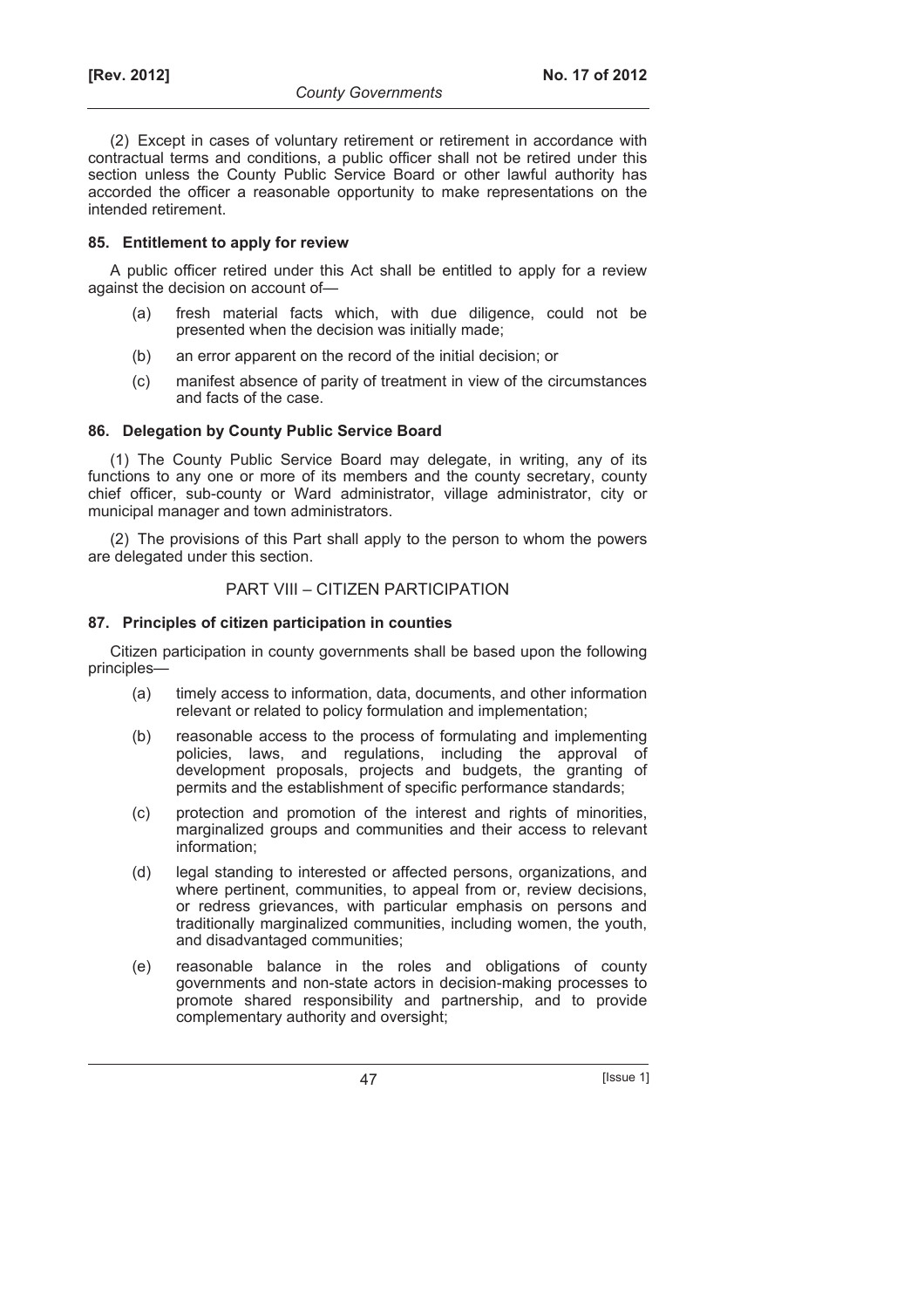(2) Except in cases of voluntary retirement or retirement in accordance with contractual terms and conditions, a public officer shall not be retired under this section unless the County Public Service Board or other lawful authority has accorded the officer a reasonable opportunity to make representations on the intended retirement.

### 85. Entitlement to apply for review

A public officer retired under this Act shall be entitled to apply for a review against the decision on account of—

(a) fresh material facts which, with due diligence, could not be presented when the decision was initially made;

(b) an error apparent on the record of the initial decision; or

(c) manifest absence of parity of treatment in view of the circumstances and facts of the case.

### 86. Delegation by County Public Service Board

(1) The County Public Service Board may delegate, in writing, any of its functions to any one or more of its members and the county secretary, county chief officer, sub-county or Ward administrator, village administrator, city or municipal manager and town administrators.

(2) The provisions of this Part shall apply to the person to whom the powers are delegated under this section.

## PART VIII – CITIZEN PARTICIPATION

### 87. Principles of citizen participation in counties

Citizen participation in county governments shall be based upon the following principles—

(a) timely access to information, data, documents, and other information relevant or related to policy formulation and implementation;

(b) reasonable access to the process of formulating and implementing policies, laws, and regulations, including the approval of development proposals, projects and budgets, the granting of permits and the establishment of specific performance standards;

(c) protection and promotion of the interest and rights of minorities, marginalized groups and communities and their access to relevant information;

(d) legal standing to interested or affected persons, organizations, and where pertinent, communities, to appeal from or, review decisions, or redress grievances, with particular emphasis on persons and traditionally marginalized communities, including women, the youth, and disadvantaged communities;

(e) reasonable balance in the roles and obligations of county governments and non-state actors in decision-making processes to promote shared responsibility and partnership, and to provide complementary authority and oversight;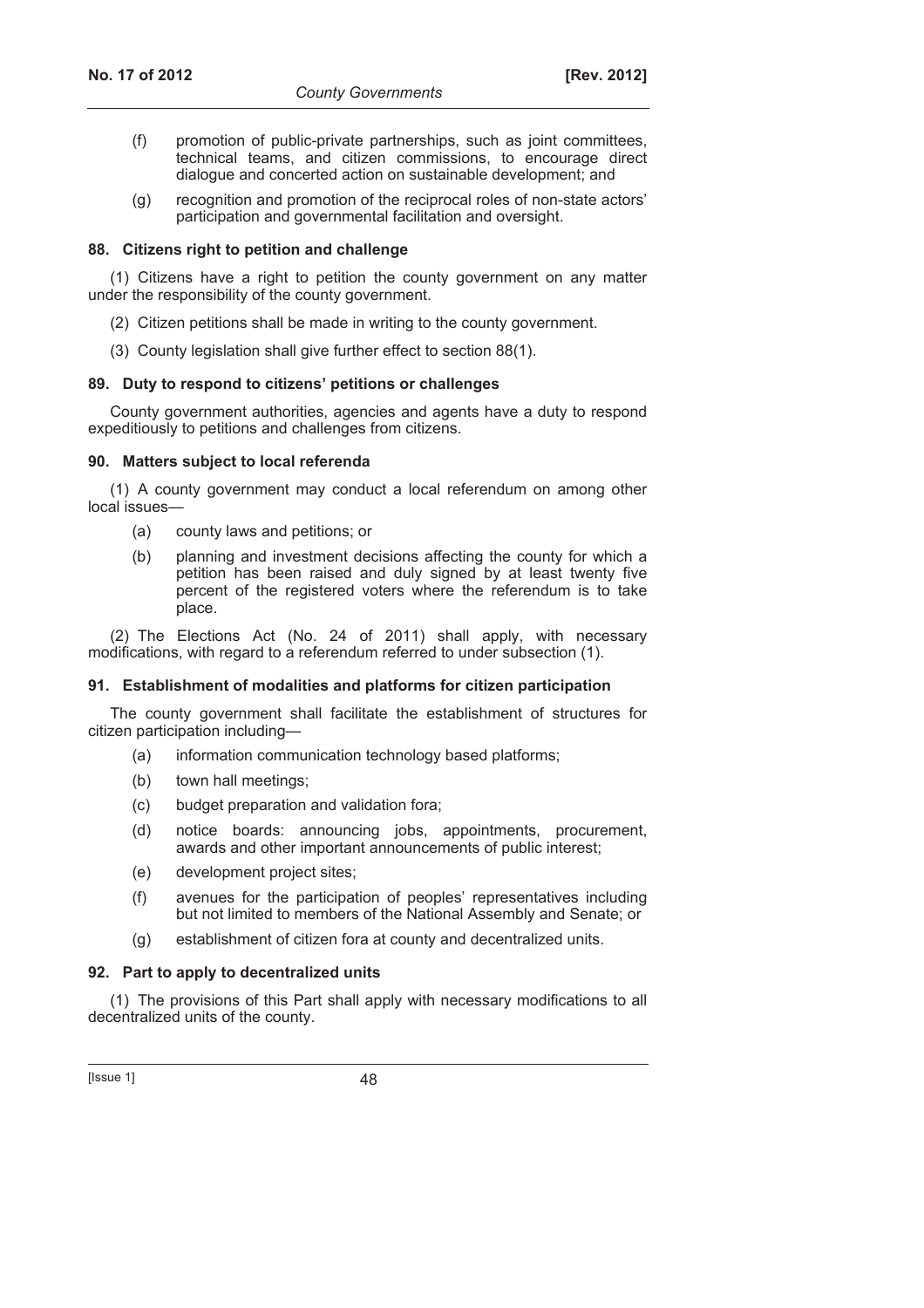(f) promotion of public-private partnerships, such as joint committees, technical teams, and citizen commissions, to encourage direct dialogue and concerted action on sustainable development; and

(g) recognition and promotion of the reciprocal roles of non-state actors' participation and governmental facilitation and oversight.

**88. Citizens right to petition and challenge**

(1) Citizens have a right to petition the county government on any matter under the responsibility of the county government.

(2) Citizen petitions shall be made in writing to the county government.

(3) County legislation shall give further effect to section 88(1).

**89. Duty to respond to citizens' petitions or challenges**

County government authorities, agencies and agents have a duty to respond expeditiously to petitions and challenges from citizens.

**90. Matters subject to local referenda**

(1) A county government may conduct a local referendum on among other local issues—

(a) county laws and petitions; or

(b) planning and investment decisions affecting the county for which a petition has been raised and duly signed by at least twenty five percent of the registered voters where the referendum is to take place.

(2) The Elections Act (No. 24 of 2011) shall apply, with necessary modifications, with regard to a referendum referred to under subsection (1).

**91. Establishment of modalities and platforms for citizen participation**

The county government shall facilitate the establishment of structures for citizen participation including—

(a) information communication technology based platforms;

(b) town hall meetings;

(c) budget preparation and validation fora;

(d) notice boards: announcing jobs, appointments, procurement, awards and other important announcements of public interest;

(e) development project sites;

(f) avenues for the participation of peoples' representatives including but not limited to members of the National Assembly and Senate; or

(g) establishment of citizen fora at county and decentralized units.

**92. Part to apply to decentralized units**

(1) The provisions of this Part shall apply with necessary modifications to all decentralized units of the county.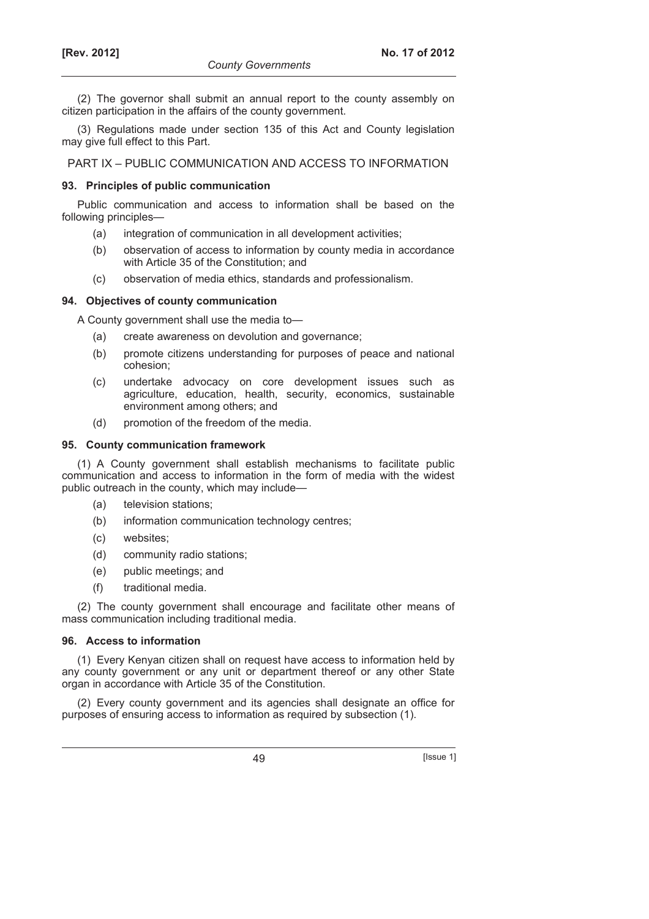(2) The governor shall submit an annual report to the county assembly on citizen participation in the affairs of the county government.

(3) Regulations made under section 135 of this Act and County legislation may give full effect to this Part.

## PART IX – PUBLIC COMMUNICATION AND ACCESS TO INFORMATION

### 93. Principles of public communication

Public communication and access to information shall be based on the following principles—

- (a) integration of communication in all development activities;
- (b) observation of access to information by county media in accordance with Article 35 of the Constitution; and
- (c) observation of media ethics, standards and professionalism.

### 94. Objectives of county communication

A County government shall use the media to—

- (a) create awareness on devolution and governance;
- (b) promote citizens understanding for purposes of peace and national cohesion;
- (c) undertake advocacy on core development issues such as agriculture, education, health, security, economics, sustainable environment among others; and
- (d) promotion of the freedom of the media.

### 95. County communication framework

(1) A County government shall establish mechanisms to facilitate public communication and access to information in the form of media with the widest public outreach in the county, which may include—

- (a) television stations;
- (b) information communication technology centres;
- (c) websites;
- (d) community radio stations;
- (e) public meetings; and
- (f) traditional media.

(2) The county government shall encourage and facilitate other means of mass communication including traditional media.

### 96. Access to information

(1) Every Kenyan citizen shall on request have access to information held by any county government or any unit or department thereof or any other State organ in accordance with Article 35 of the Constitution.

(2) Every county government and its agencies shall designate an office for purposes of ensuring access to information as required by subsection (1).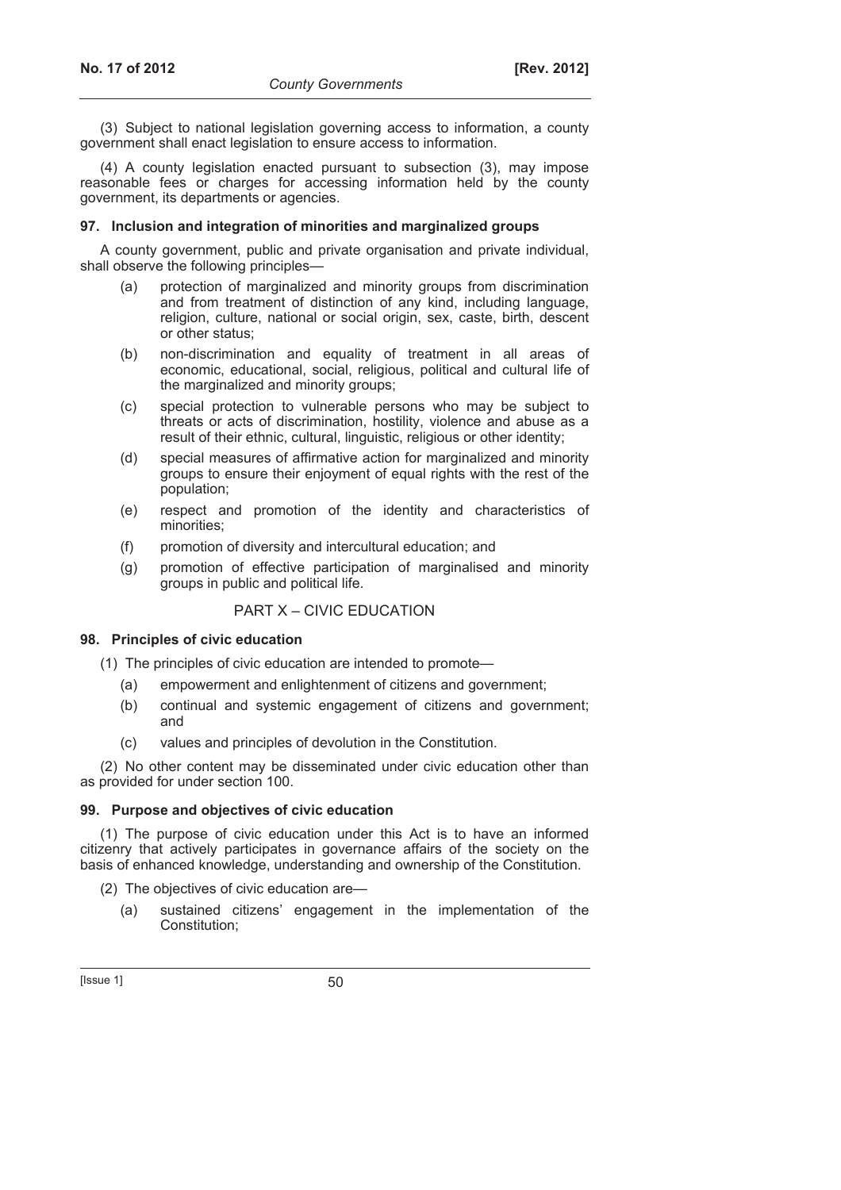(3) Subject to national legislation governing access to information, a county government shall enact legislation to ensure access to information.

(4) A county legislation enacted pursuant to subsection (3), may impose reasonable fees or charges for accessing information held by the county government, its departments or agencies.

**97. Inclusion and integration of minorities and marginalized groups**

A county government, public and private organisation and private individual, shall observe the following principles—

- (a) protection of marginalized and minority groups from discrimination and from treatment of distinction of any kind, including language, religion, culture, national or social origin, sex, caste, birth, descent or other status;
- (b) non-discrimination and equality of treatment in all areas of economic, educational, social, religious, political and cultural life of the marginalized and minority groups;
- (c) special protection to vulnerable persons who may be subject to threats or acts of discrimination, hostility, violence and abuse as a result of their ethnic, cultural, linguistic, religious or other identity;
- (d) special measures of affirmative action for marginalized and minority groups to ensure their enjoyment of equal rights with the rest of the population;
- (e) respect and promotion of the identity and characteristics of minorities;
- (f) promotion of diversity and intercultural education; and
- (g) promotion of effective participation of marginalised and minority groups in public and political life.

## PART X – CIVIC EDUCATION

**98. Principles of civic education**

(1) The principles of civic education are intended to promote—

- (a) empowerment and enlightenment of citizens and government;
- (b) continual and systemic engagement of citizens and government; and
- (c) values and principles of devolution in the Constitution.

(2) No other content may be disseminated under civic education other than as provided for under section 100.

**99. Purpose and objectives of civic education**

(1) The purpose of civic education under this Act is to have an informed citizenry that actively participates in governance affairs of the society on the basis of enhanced knowledge, understanding and ownership of the Constitution.

(2) The objectives of civic education are—

- (a) sustained citizens' engagement in the implementation of the Constitution;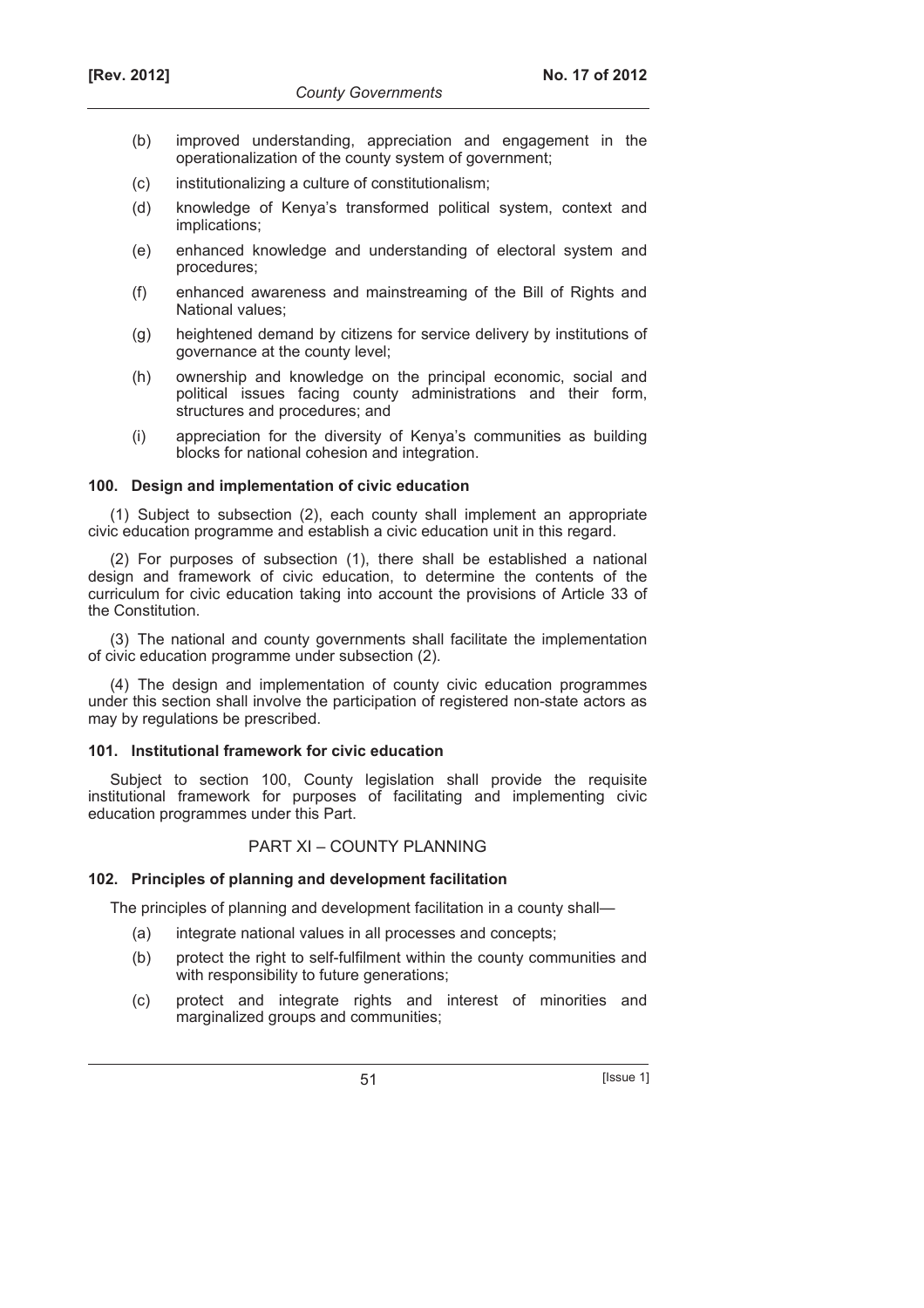(b) improved understanding, appreciation and engagement in the operationalization of the county system of government;

(c) institutionalizing a culture of constitutionalism;

(d) knowledge of Kenya's transformed political system, context and implications;

(e) enhanced knowledge and understanding of electoral system and procedures;

(f) enhanced awareness and mainstreaming of the Bill of Rights and National values;

(g) heightened demand by citizens for service delivery by institutions of governance at the county level;

(h) ownership and knowledge on the principal economic, social and political issues facing county administrations and their form, structures and procedures; and

(i) appreciation for the diversity of Kenya's communities as building blocks for national cohesion and integration.

**100. Design and implementation of civic education**

(1) Subject to subsection (2), each county shall implement an appropriate civic education programme and establish a civic education unit in this regard.

(2) For purposes of subsection (1), there shall be established a national design and framework of civic education, to determine the contents of the curriculum for civic education taking into account the provisions of Article 33 of the Constitution.

(3) The national and county governments shall facilitate the implementation of civic education programme under subsection (2).

(4) The design and implementation of county civic education programmes under this section shall involve the participation of registered non-state actors as may by regulations be prescribed.

**101. Institutional framework for civic education**

Subject to section 100, County legislation shall provide the requisite institutional framework for purposes of facilitating and implementing civic education programmes under this Part.

## PART XI – COUNTY PLANNING

**102. Principles of planning and development facilitation**

The principles of planning and development facilitation in a county shall—

(a) integrate national values in all processes and concepts;

(b) protect the right to self-fulfilment within the county communities and with responsibility to future generations;

(c) protect and integrate rights and interest of minorities and marginalized groups and communities;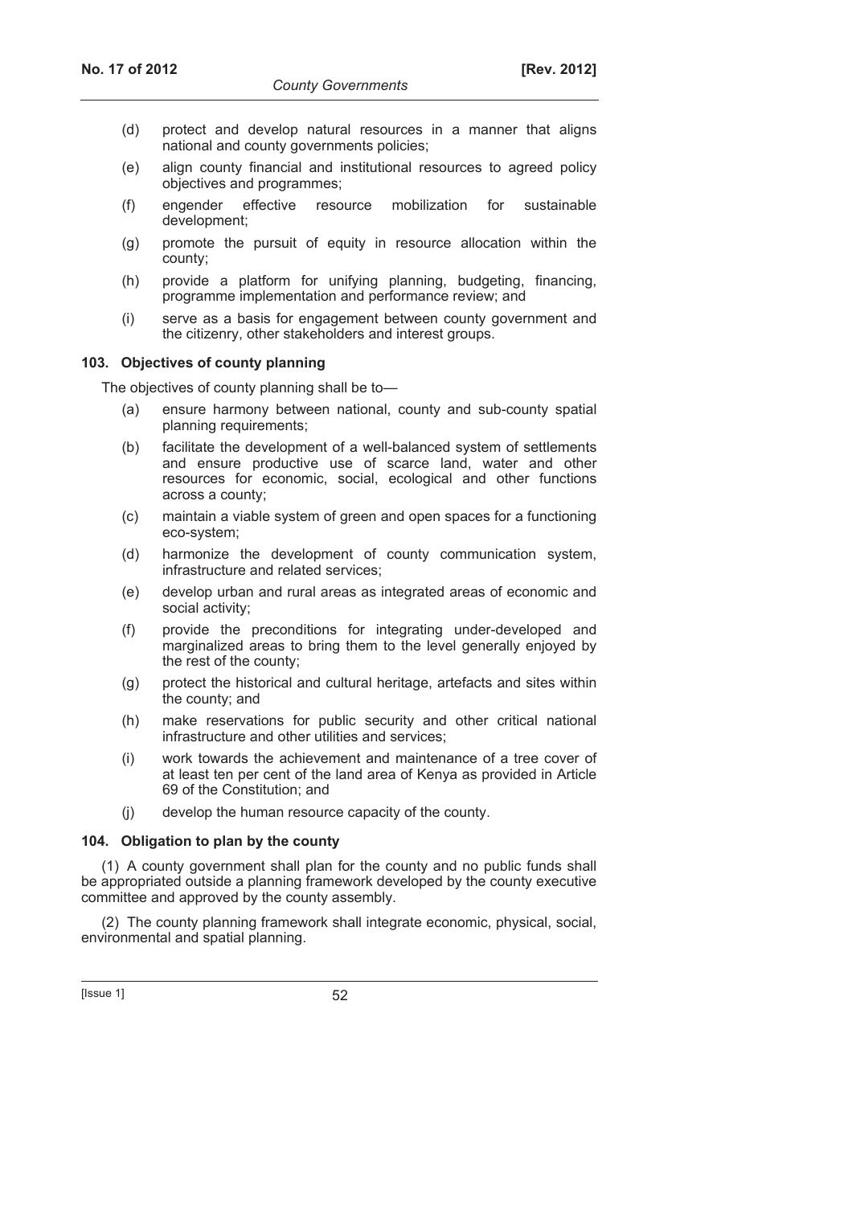(d) protect and develop natural resources in a manner that aligns national and county governments policies;

(e) align county financial and institutional resources to agreed policy objectives and programmes;

(f) engender effective resource mobilization for sustainable development;

(g) promote the pursuit of equity in resource allocation within the county;

(h) provide a platform for unifying planning, budgeting, financing, programme implementation and performance review; and

(i) serve as a basis for engagement between county government and the citizenry, other stakeholders and interest groups.

### 103. Objectives of county planning

The objectives of county planning shall be to—

(a) ensure harmony between national, county and sub-county spatial planning requirements;

(b) facilitate the development of a well-balanced system of settlements and ensure productive use of scarce land, water and other resources for economic, social, ecological and other functions across a county;

(c) maintain a viable system of green and open spaces for a functioning eco-system;

(d) harmonize the development of county communication system, infrastructure and related services;

(e) develop urban and rural areas as integrated areas of economic and social activity;

(f) provide the preconditions for integrating under-developed and marginalized areas to bring them to the level generally enjoyed by the rest of the county;

(g) protect the historical and cultural heritage, artefacts and sites within the county; and

(h) make reservations for public security and other critical national infrastructure and other utilities and services;

(i) work towards the achievement and maintenance of a tree cover of at least ten per cent of the land area of Kenya as provided in Article 69 of the Constitution; and

(j) develop the human resource capacity of the county.

### 104. Obligation to plan by the county

(1) A county government shall plan for the county and no public funds shall be appropriated outside a planning framework developed by the county executive committee and approved by the county assembly.

(2) The county planning framework shall integrate economic, physical, social, environmental and spatial planning.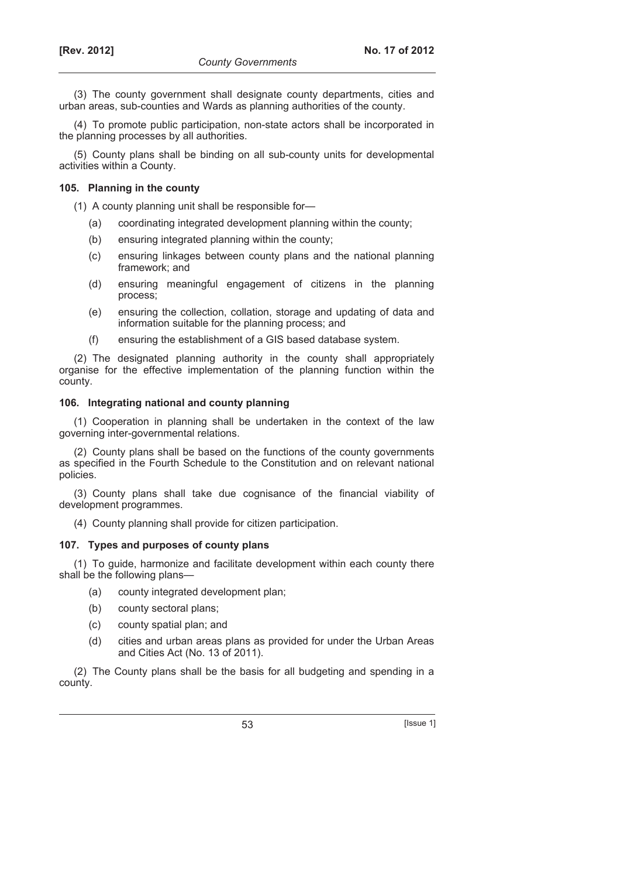(3) The county government shall designate county departments, cities and urban areas, sub-counties and Wards as planning authorities of the county.

(4) To promote public participation, non-state actors shall be incorporated in the planning processes by all authorities.

(5) County plans shall be binding on all sub-county units for developmental activities within a County.

### 105. Planning in the county

(1) A county planning unit shall be responsible for—

- (a) coordinating integrated development planning within the county;
- (b) ensuring integrated planning within the county;
- (c) ensuring linkages between county plans and the national planning framework; and
- (d) ensuring meaningful engagement of citizens in the planning process;
- (e) ensuring the collection, collation, storage and updating of data and information suitable for the planning process; and
- (f) ensuring the establishment of a GIS based database system.

(2) The designated planning authority in the county shall appropriately organise for the effective implementation of the planning function within the county.

### 106. Integrating national and county planning

(1) Cooperation in planning shall be undertaken in the context of the law governing inter-governmental relations.

(2) County plans shall be based on the functions of the county governments as specified in the Fourth Schedule to the Constitution and on relevant national policies.

(3) County plans shall take due cognisance of the financial viability of development programmes.

(4) County planning shall provide for citizen participation.

### 107. Types and purposes of county plans

(1) To guide, harmonize and facilitate development within each county there shall be the following plans—

- (a) county integrated development plan;
- (b) county sectoral plans;
- (c) county spatial plan; and
- (d) cities and urban areas plans as provided for under the Urban Areas and Cities Act (No. 13 of 2011).

(2) The County plans shall be the basis for all budgeting and spending in a county.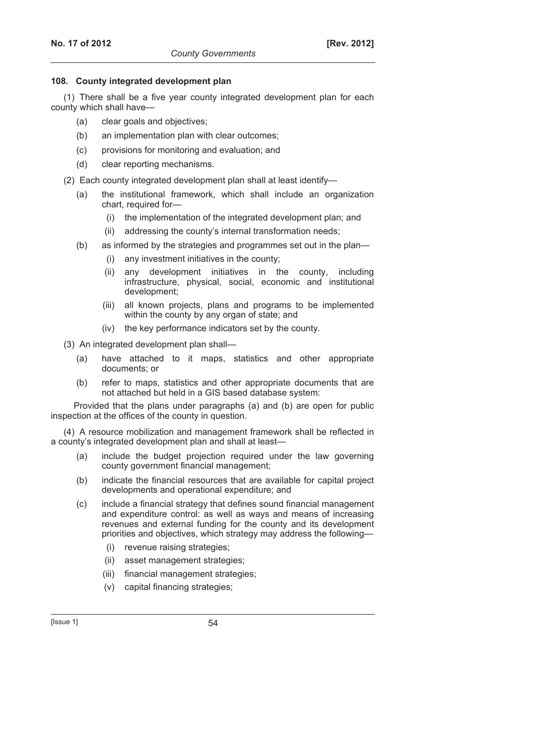### 108. County integrated development plan

(1) There shall be a five year county integrated development plan for each county which shall have—

(a) clear goals and objectives;

(b) an implementation plan with clear outcomes;

(c) provisions for monitoring and evaluation; and

(d) clear reporting mechanisms.

(2) Each county integrated development plan shall at least identify—

(a) the institutional framework, which shall include an organization chart, required for—

(i) the implementation of the integrated development plan; and

(ii) addressing the county's internal transformation needs;

(b) as informed by the strategies and programmes set out in the plan—

(i) any investment initiatives in the county;

(ii) any development initiatives in the county, including infrastructure, physical, social, economic and institutional development;

(iii) all known projects, plans and programs to be implemented within the county by any organ of state; and

(iv) the key performance indicators set by the county.

(3) An integrated development plan shall—

(a) have attached to it maps, statistics and other appropriate documents; or

(b) refer to maps, statistics and other appropriate documents that are not attached but held in a GIS based database system:

Provided that the plans under paragraphs (a) and (b) are open for public inspection at the offices of the county in question.

(4) A resource mobilization and management framework shall be reflected in a county's integrated development plan and shall at least—

(a) include the budget projection required under the law governing county government financial management;

(b) indicate the financial resources that are available for capital project developments and operational expenditure; and

(c) include a financial strategy that defines sound financial management and expenditure control: as well as ways and means of increasing revenues and external funding for the county and its development priorities and objectives, which strategy may address the following—

(i) revenue raising strategies;

(ii) asset management strategies;

(iii) financial management strategies;

(v) capital financing strategies;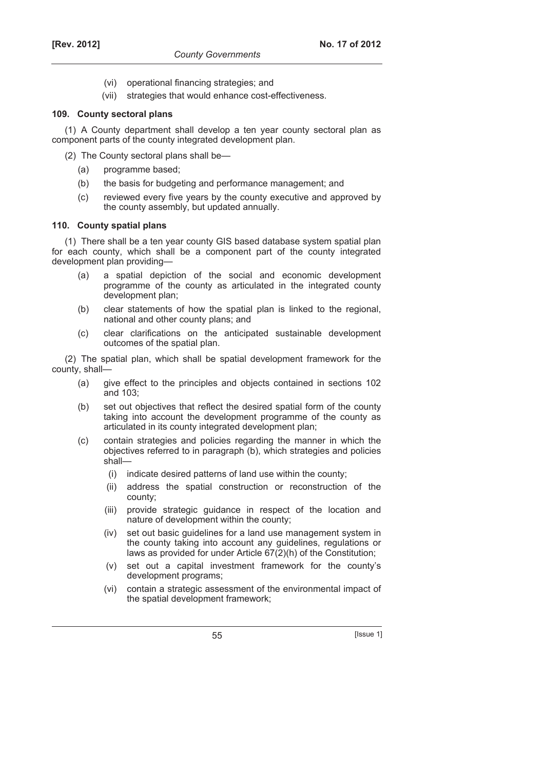(vi) operational financing strategies; and

(vii) strategies that would enhance cost-effectiveness.

**109. County sectoral plans**

(1) A County department shall develop a ten year county sectoral plan as component parts of the county integrated development plan.

(2) The County sectoral plans shall be—

(a) programme based;

(b) the basis for budgeting and performance management; and

(c) reviewed every five years by the county executive and approved by the county assembly, but updated annually.

**110. County spatial plans**

(1) There shall be a ten year county GIS based database system spatial plan for each county, which shall be a component part of the county integrated development plan providing—

(a) a spatial depiction of the social and economic development programme of the county as articulated in the integrated county development plan;

(b) clear statements of how the spatial plan is linked to the regional, national and other county plans; and

(c) clear clarifications on the anticipated sustainable development outcomes of the spatial plan.

(2) The spatial plan, which shall be spatial development framework for the county, shall—

(a) give effect to the principles and objects contained in sections 102 and 103;

(b) set out objectives that reflect the desired spatial form of the county taking into account the development programme of the county as articulated in its county integrated development plan;

(c) contain strategies and policies regarding the manner in which the objectives referred to in paragraph (b), which strategies and policies shall—

(i) indicate desired patterns of land use within the county;

(ii) address the spatial construction or reconstruction of the county;

(iii) provide strategic guidance in respect of the location and nature of development within the county;

(iv) set out basic guidelines for a land use management system in the county taking into account any guidelines, regulations or laws as provided for under Article 67(2)(h) of the Constitution;

(v) set out a capital investment framework for the county's development programs;

(vi) contain a strategic assessment of the environmental impact of the spatial development framework;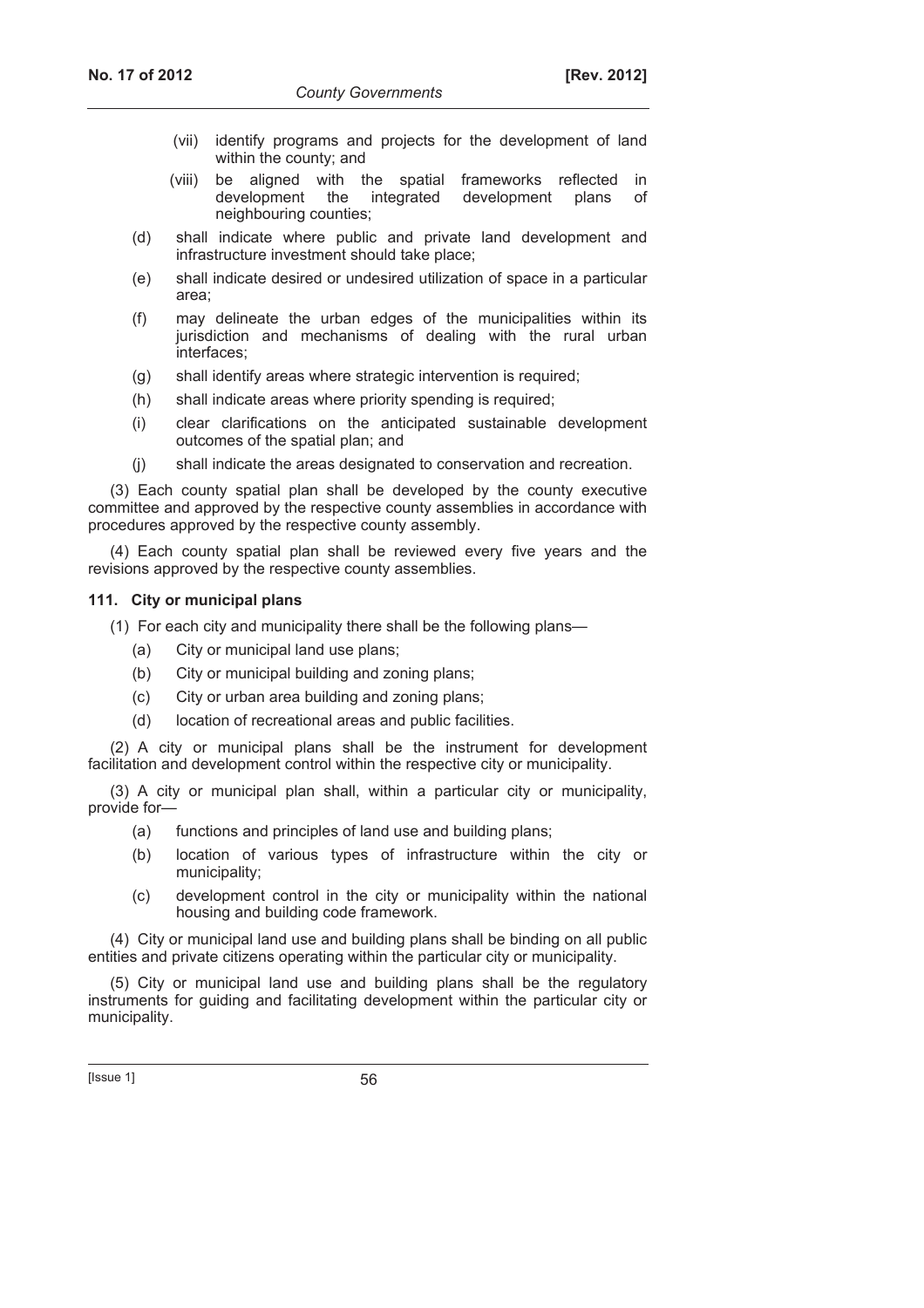(vii) identify programs and projects for the development of land within the county; and

(viii) be aligned with the spatial frameworks reflected in development the integrated development plans of neighbouring counties;

(d) shall indicate where public and private land development and infrastructure investment should take place;

(e) shall indicate desired or undesired utilization of space in a particular area;

(f) may delineate the urban edges of the municipalities within its jurisdiction and mechanisms of dealing with the rural urban interfaces;

(g) shall identify areas where strategic intervention is required;

(h) shall indicate areas where priority spending is required;

(i) clear clarifications on the anticipated sustainable development outcomes of the spatial plan; and

(j) shall indicate the areas designated to conservation and recreation.

(3) Each county spatial plan shall be developed by the county executive committee and approved by the respective county assemblies in accordance with procedures approved by the respective county assembly.

(4) Each county spatial plan shall be reviewed every five years and the revisions approved by the respective county assemblies.

### 111. City or municipal plans

(1) For each city and municipality there shall be the following plans—

(a) City or municipal land use plans;

(b) City or municipal building and zoning plans;

(c) City or urban area building and zoning plans;

(d) location of recreational areas and public facilities.

(2) A city or municipal plans shall be the instrument for development facilitation and development control within the respective city or municipality.

(3) A city or municipal plan shall, within a particular city or municipality, provide for—

(a) functions and principles of land use and building plans;

(b) location of various types of infrastructure within the city or municipality;

(c) development control in the city or municipality within the national housing and building code framework.

(4) City or municipal land use and building plans shall be binding on all public entities and private citizens operating within the particular city or municipality.

(5) City or municipal land use and building plans shall be the regulatory instruments for guiding and facilitating development within the particular city or municipality.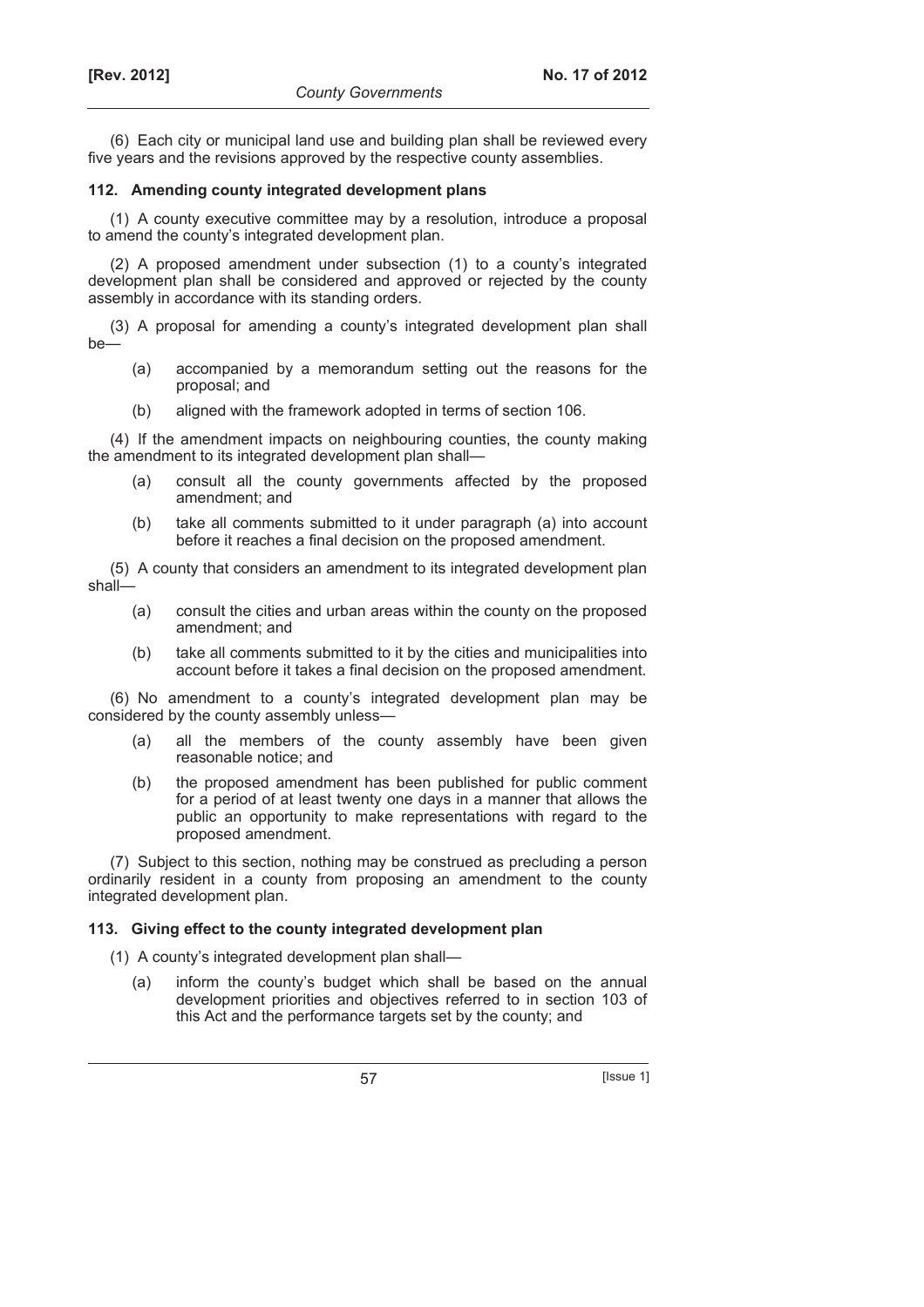(6) Each city or municipal land use and building plan shall be reviewed every five years and the revisions approved by the respective county assemblies.

### 112. Amending county integrated development plans

(1) A county executive committee may by a resolution, introduce a proposal to amend the county's integrated development plan.

(2) A proposed amendment under subsection (1) to a county's integrated development plan shall be considered and approved or rejected by the county assembly in accordance with its standing orders.

(3) A proposal for amending a county's integrated development plan shall be—

- (a) accompanied by a memorandum setting out the reasons for the proposal; and
- (b) aligned with the framework adopted in terms of section 106.

(4) If the amendment impacts on neighbouring counties, the county making the amendment to its integrated development plan shall—

- (a) consult all the county governments affected by the proposed amendment; and
- (b) take all comments submitted to it under paragraph (a) into account before it reaches a final decision on the proposed amendment.

(5) A county that considers an amendment to its integrated development plan shall—

- (a) consult the cities and urban areas within the county on the proposed amendment; and
- (b) take all comments submitted to it by the cities and municipalities into account before it takes a final decision on the proposed amendment.

(6) No amendment to a county's integrated development plan may be considered by the county assembly unless—

- (a) all the members of the county assembly have been given reasonable notice; and
- (b) the proposed amendment has been published for public comment for a period of at least twenty one days in a manner that allows the public an opportunity to make representations with regard to the proposed amendment.

(7) Subject to this section, nothing may be construed as precluding a person ordinarily resident in a county from proposing an amendment to the county integrated development plan.

### 113. Giving effect to the county integrated development plan

(1) A county's integrated development plan shall—

- (a) inform the county's budget which shall be based on the annual development priorities and objectives referred to in section 103 of this Act and the performance targets set by the county; and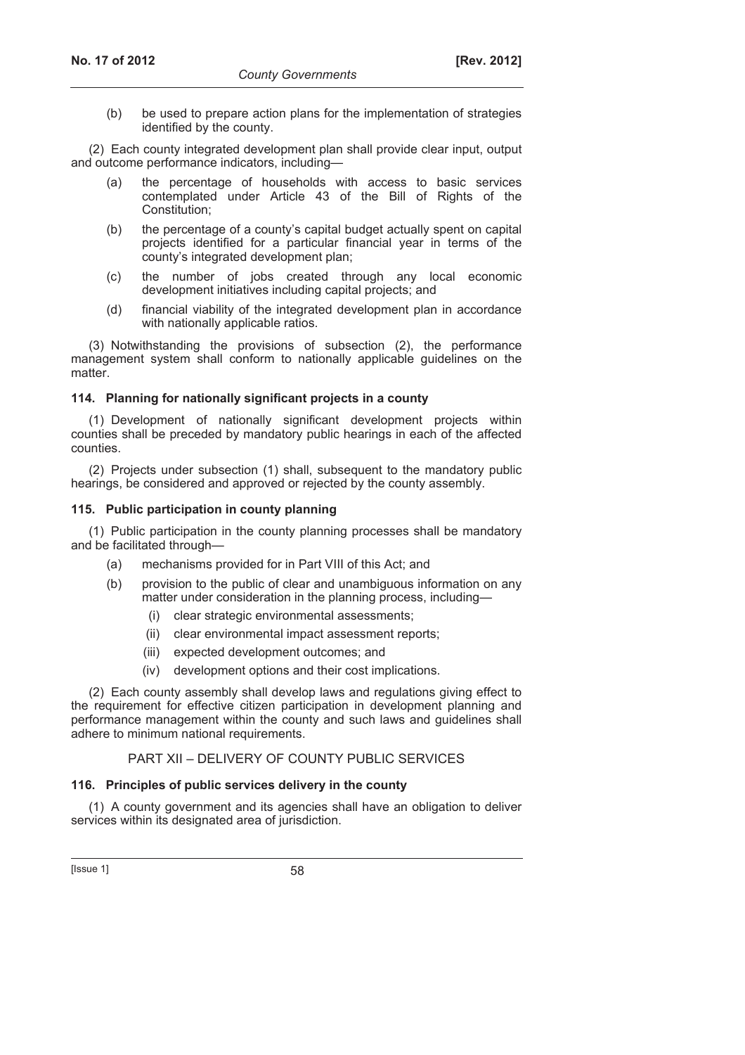(b) be used to prepare action plans for the implementation of strategies identified by the county.

(2) Each county integrated development plan shall provide clear input, output and outcome performance indicators, including—

(a) the percentage of households with access to basic services contemplated under Article 43 of the Bill of Rights of the Constitution;

(b) the percentage of a county's capital budget actually spent on capital projects identified for a particular financial year in terms of the county's integrated development plan;

(c) the number of jobs created through any local economic development initiatives including capital projects; and

(d) financial viability of the integrated development plan in accordance with nationally applicable ratios.

(3) Notwithstanding the provisions of subsection (2), the performance management system shall conform to nationally applicable guidelines on the matter.

### 114. Planning for nationally significant projects in a county

(1) Development of nationally significant development projects within counties shall be preceded by mandatory public hearings in each of the affected counties.

(2) Projects under subsection (1) shall, subsequent to the mandatory public hearings, be considered and approved or rejected by the county assembly.

### 115. Public participation in county planning

(1) Public participation in the county planning processes shall be mandatory and be facilitated through—

(a) mechanisms provided for in Part VIII of this Act; and

(b) provision to the public of clear and unambiguous information on any matter under consideration in the planning process, including—

(i) clear strategic environmental assessments;

(ii) clear environmental impact assessment reports;

(iii) expected development outcomes; and

(iv) development options and their cost implications.

(2) Each county assembly shall develop laws and regulations giving effect to the requirement for effective citizen participation in development planning and performance management within the county and such laws and guidelines shall adhere to minimum national requirements.

## PART XII – DELIVERY OF COUNTY PUBLIC SERVICES

### 116. Principles of public services delivery in the county

(1) A county government and its agencies shall have an obligation to deliver services within its designated area of jurisdiction.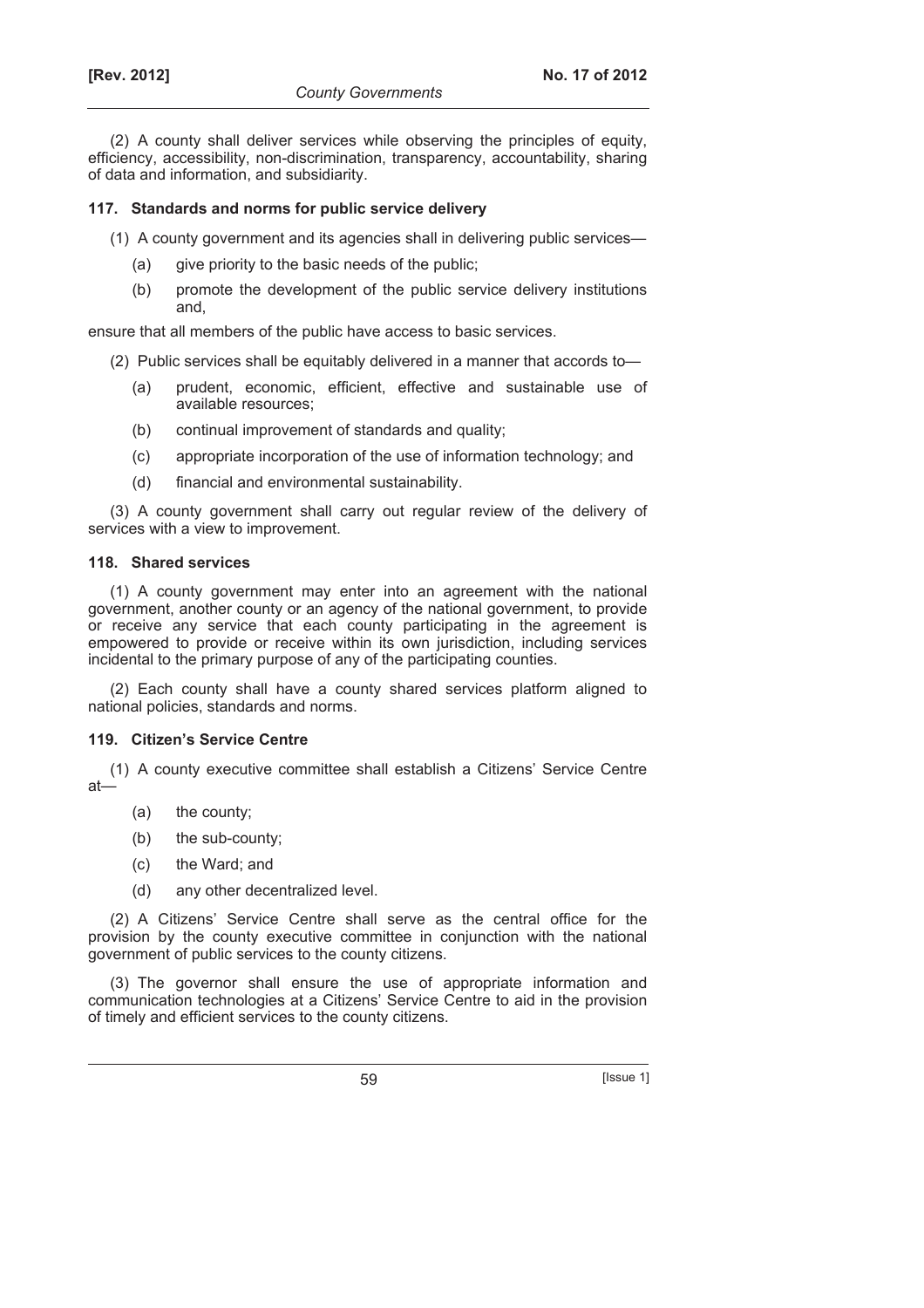(2) A county shall deliver services while observing the principles of equity, efficiency, accessibility, non-discrimination, transparency, accountability, sharing of data and information, and subsidiarity.

### 117. Standards and norms for public service delivery

(1) A county government and its agencies shall in delivering public services—

(a) give priority to the basic needs of the public;

(b) promote the development of the public service delivery institutions and,

ensure that all members of the public have access to basic services.

(2) Public services shall be equitably delivered in a manner that accords to—

(a) prudent, economic, efficient, effective and sustainable use of available resources;

(b) continual improvement of standards and quality;

(c) appropriate incorporation of the use of information technology; and

(d) financial and environmental sustainability.

(3) A county government shall carry out regular review of the delivery of services with a view to improvement.

### 118. Shared services

(1) A county government may enter into an agreement with the national government, another county or an agency of the national government, to provide or receive any service that each county participating in the agreement is empowered to provide or receive within its own jurisdiction, including services incidental to the primary purpose of any of the participating counties.

(2) Each county shall have a county shared services platform aligned to national policies, standards and norms.

### 119. Citizen's Service Centre

(1) A county executive committee shall establish a Citizens' Service Centre at—

(a) the county;

(b) the sub-county;

(c) the Ward; and

(d) any other decentralized level.

(2) A Citizens' Service Centre shall serve as the central office for the provision by the county executive committee in conjunction with the national government of public services to the county citizens.

(3) The governor shall ensure the use of appropriate information and communication technologies at a Citizens' Service Centre to aid in the provision of timely and efficient services to the county citizens.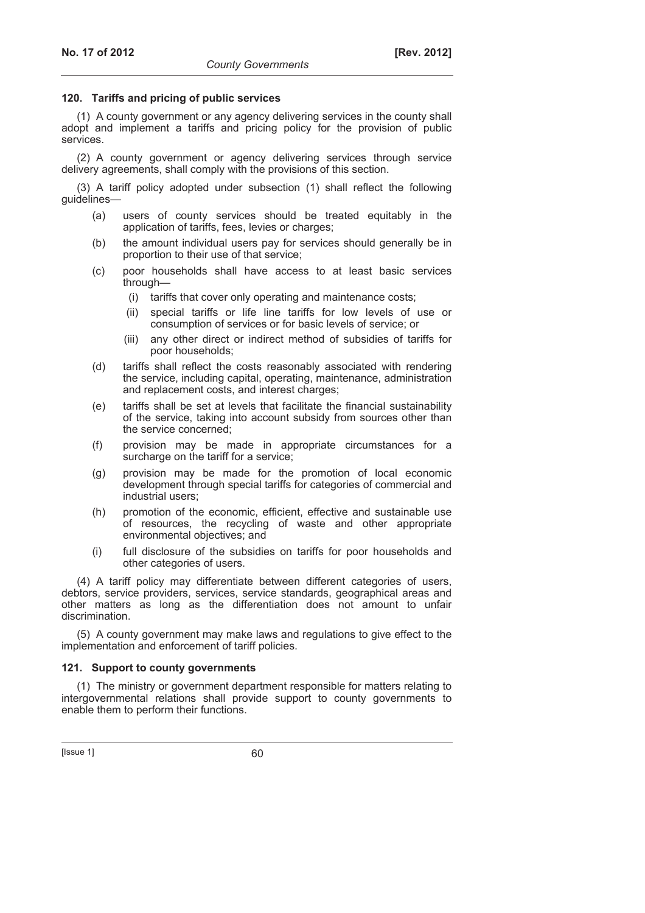### 120. Tariffs and pricing of public services

(1) A county government or any agency delivering services in the county shall adopt and implement a tariffs and pricing policy for the provision of public services.

(2) A county government or agency delivering services through service delivery agreements, shall comply with the provisions of this section.

(3) A tariff policy adopted under subsection (1) shall reflect the following guidelines—

(a) users of county services should be treated equitably in the application of tariffs, fees, levies or charges;

(b) the amount individual users pay for services should generally be in proportion to their use of that service;

(c) poor households shall have access to at least basic services through—

(i) tariffs that cover only operating and maintenance costs;

(ii) special tariffs or life line tariffs for low levels of use or consumption of services or for basic levels of service; or

(iii) any other direct or indirect method of subsidies of tariffs for poor households;

(d) tariffs shall reflect the costs reasonably associated with rendering the service, including capital, operating, maintenance, administration and replacement costs, and interest charges;

(e) tariffs shall be set at levels that facilitate the financial sustainability of the service, taking into account subsidy from sources other than the service concerned;

(f) provision may be made in appropriate circumstances for a surcharge on the tariff for a service;

(g) provision may be made for the promotion of local economic development through special tariffs for categories of commercial and industrial users;

(h) promotion of the economic, efficient, effective and sustainable use of resources, the recycling of waste and other appropriate environmental objectives; and

(i) full disclosure of the subsidies on tariffs for poor households and other categories of users.

(4) A tariff policy may differentiate between different categories of users, debtors, service providers, services, service standards, geographical areas and other matters as long as the differentiation does not amount to unfair discrimination.

(5) A county government may make laws and regulations to give effect to the implementation and enforcement of tariff policies.

### 121. Support to county governments

(1) The ministry or government department responsible for matters relating to intergovernmental relations shall provide support to county governments to enable them to perform their functions.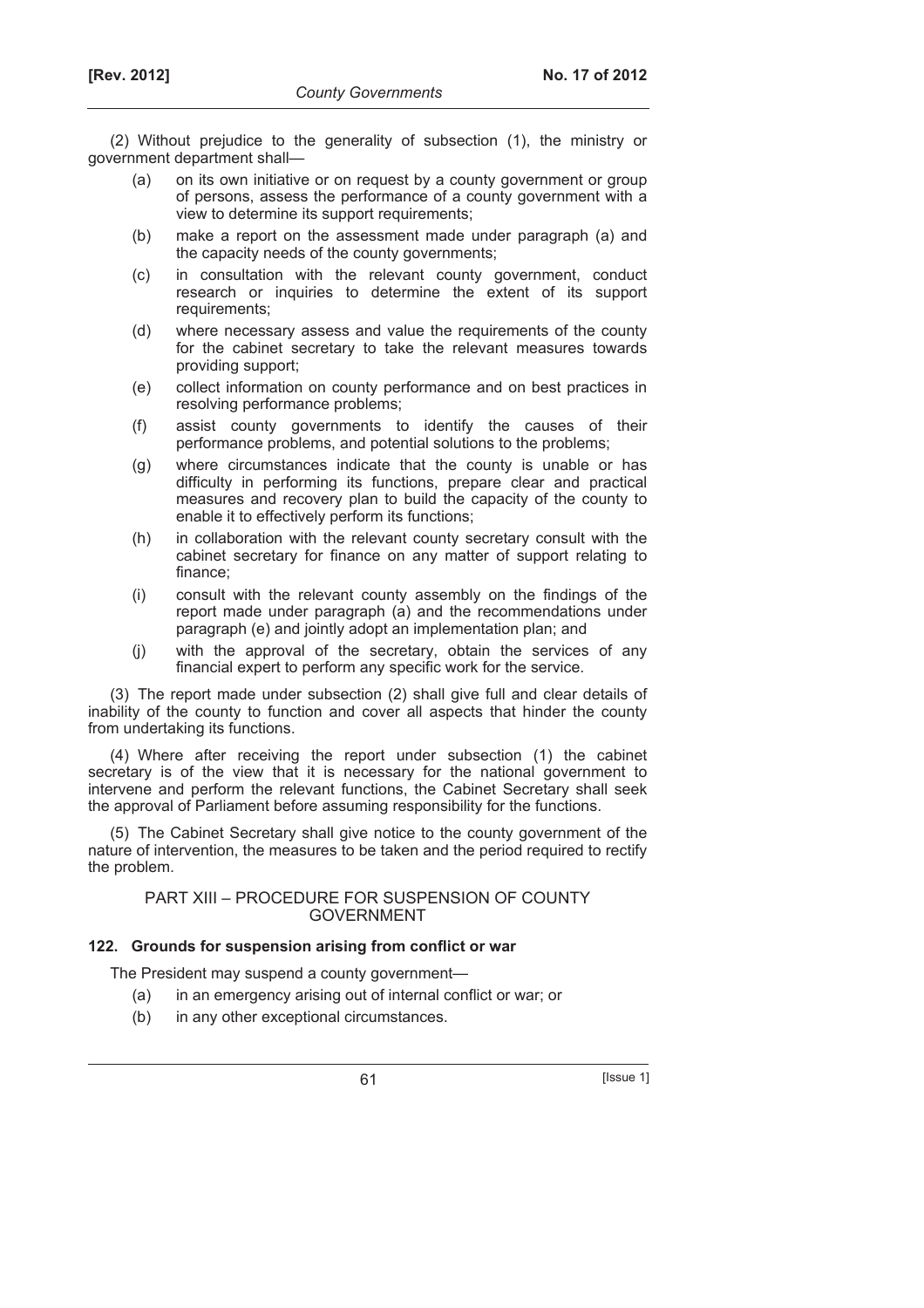(2) Without prejudice to the generality of subsection (1), the ministry or government department shall—

- (a) on its own initiative or on request by a county government or group of persons, assess the performance of a county government with a view to determine its support requirements;
- (b) make a report on the assessment made under paragraph (a) and the capacity needs of the county governments;
- (c) in consultation with the relevant county government, conduct research or inquiries to determine the extent of its support requirements;
- (d) where necessary assess and value the requirements of the county for the cabinet secretary to take the relevant measures towards providing support;
- (e) collect information on county performance and on best practices in resolving performance problems;
- (f) assist county governments to identify the causes of their performance problems, and potential solutions to the problems;
- (g) where circumstances indicate that the county is unable or has difficulty in performing its functions, prepare clear and practical measures and recovery plan to build the capacity of the county to enable it to effectively perform its functions;
- (h) in collaboration with the relevant county secretary consult with the cabinet secretary for finance on any matter of support relating to finance;
- (i) consult with the relevant county assembly on the findings of the report made under paragraph (a) and the recommendations under paragraph (e) and jointly adopt an implementation plan; and
- (j) with the approval of the secretary, obtain the services of any financial expert to perform any specific work for the service.

(3) The report made under subsection (2) shall give full and clear details of inability of the county to function and cover all aspects that hinder the county from undertaking its functions.

(4) Where after receiving the report under subsection (1) the cabinet secretary is of the view that it is necessary for the national government to intervene and perform the relevant functions, the Cabinet Secretary shall seek the approval of Parliament before assuming responsibility for the functions.

(5) The Cabinet Secretary shall give notice to the county government of the nature of intervention, the measures to be taken and the period required to rectify the problem.

## PART XIII – PROCEDURE FOR SUSPENSION OF COUNTY GOVERNMENT

### 122. Grounds for suspension arising from conflict or war

The President may suspend a county government—

- (a) in an emergency arising out of internal conflict or war; or
- (b) in any other exceptional circumstances.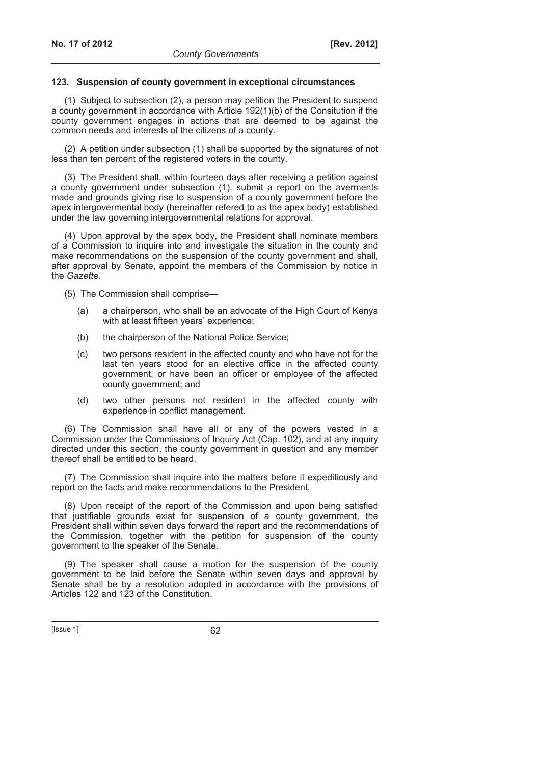### 123. Suspension of county government in exceptional circumstances

(1) Subject to subsection (2), a person may petition the President to suspend a county government in accordance with Article 192(1)(b) of the Consitution if the county government engages in actions that are deemed to be against the common needs and interests of the citizens of a county.

(2) A petition under subsection (1) shall be supported by the signatures of not less than ten percent of the registered voters in the county.

(3) The President shall, within fourteen days after receiving a petition against a county government under subsection (1), submit a report on the averments made and grounds giving rise to suspension of a county government before the apex intergovermental body (hereinafter refered to as the apex body) established under the law governing intergovernmental relations for approval.

(4) Upon approval by the apex body, the President shall nominate members of a Commission to inquire into and investigate the situation in the county and make recommendations on the suspension of the county government and shall, after approval by Senate, appoint the members of the Commission by notice in the *Gazette*.

(5) The Commission shall comprise—

(a) a chairperson, who shall be an advocate of the High Court of Kenya with at least fifteen years' experience;

(b) the chairperson of the National Police Service;

(c) two persons resident in the affected county and who have not for the last ten years stood for an elective office in the affected county government, or have been an officer or employee of the affected county government; and

(d) two other persons not resident in the affected county with experience in conflict management.

(6) The Commission shall have all or any of the powers vested in a Commission under the Commissions of Inquiry Act (Cap. 102), and at any inquiry directed under this section, the county government in question and any member thereof shall be entitled to be heard.

(7) The Commission shall inquire into the matters before it expeditiously and report on the facts and make recommendations to the President.

(8) Upon receipt of the report of the Commission and upon being satisfied that justifiable grounds exist for suspension of a county government, the President shall within seven days forward the report and the recommendations of the Commission, together with the petition for suspension of the county government to the speaker of the Senate.

(9) The speaker shall cause a motion for the suspension of the county government to be laid before the Senate within seven days and approval by Senate shall be by a resolution adopted in accordance with the provisions of Articles 122 and 123 of the Constitution.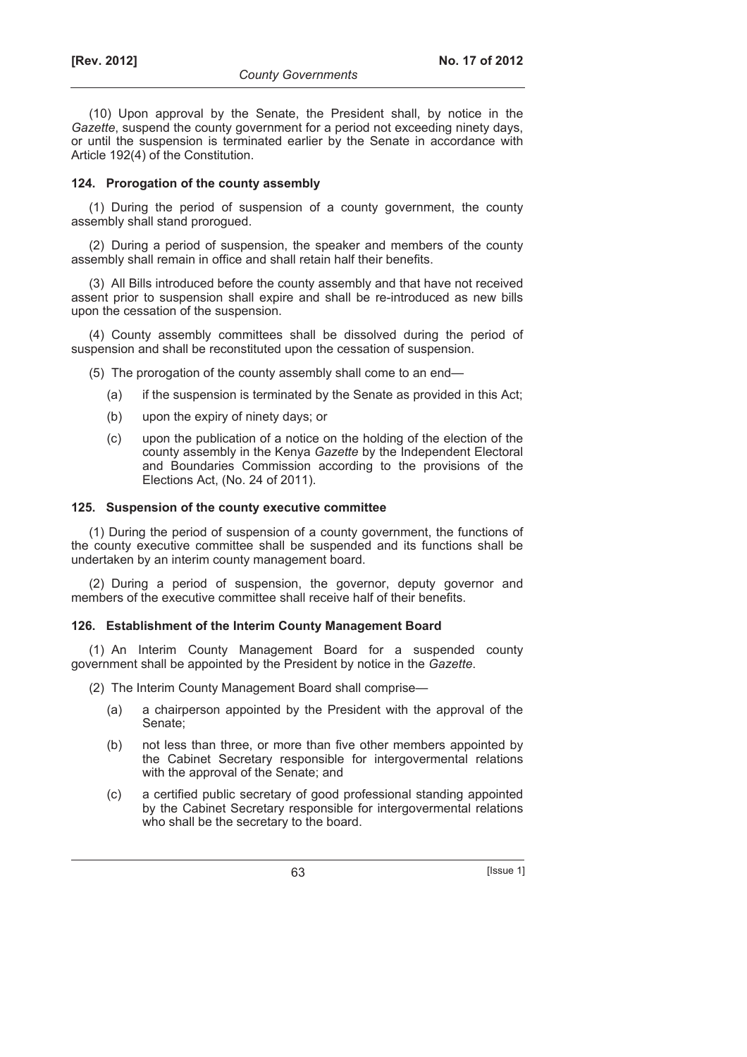(10) Upon approval by the Senate, the President shall, by notice in the *Gazette*, suspend the county government for a period not exceeding ninety days, or until the suspension is terminated earlier by the Senate in accordance with Article 192(4) of the Constitution.

### 124. Prorogation of the county assembly

(1) During the period of suspension of a county government, the county assembly shall stand prorogued.

(2) During a period of suspension, the speaker and members of the county assembly shall remain in office and shall retain half their benefits.

(3) All Bills introduced before the county assembly and that have not received assent prior to suspension shall expire and shall be re-introduced as new bills upon the cessation of the suspension.

(4) County assembly committees shall be dissolved during the period of suspension and shall be reconstituted upon the cessation of suspension.

(5) The prorogation of the county assembly shall come to an end—

- (a) if the suspension is terminated by the Senate as provided in this Act;
- (b) upon the expiry of ninety days; or
- (c) upon the publication of a notice on the holding of the election of the county assembly in the Kenya *Gazette* by the Independent Electoral and Boundaries Commission according to the provisions of the Elections Act, (No. 24 of 2011).

### 125. Suspension of the county executive committee

(1) During the period of suspension of a county government, the functions of the county executive committee shall be suspended and its functions shall be undertaken by an interim county management board.

(2) During a period of suspension, the governor, deputy governor and members of the executive committee shall receive half of their benefits.

### 126. Establishment of the Interim County Management Board

(1) An Interim County Management Board for a suspended county government shall be appointed by the President by notice in the *Gazette*.

(2) The Interim County Management Board shall comprise—

- (a) a chairperson appointed by the President with the approval of the Senate;
- (b) not less than three, or more than five other members appointed by the Cabinet Secretary responsible for intergovermental relations with the approval of the Senate; and
- (c) a certified public secretary of good professional standing appointed by the Cabinet Secretary responsible for intergovermental relations who shall be the secretary to the board.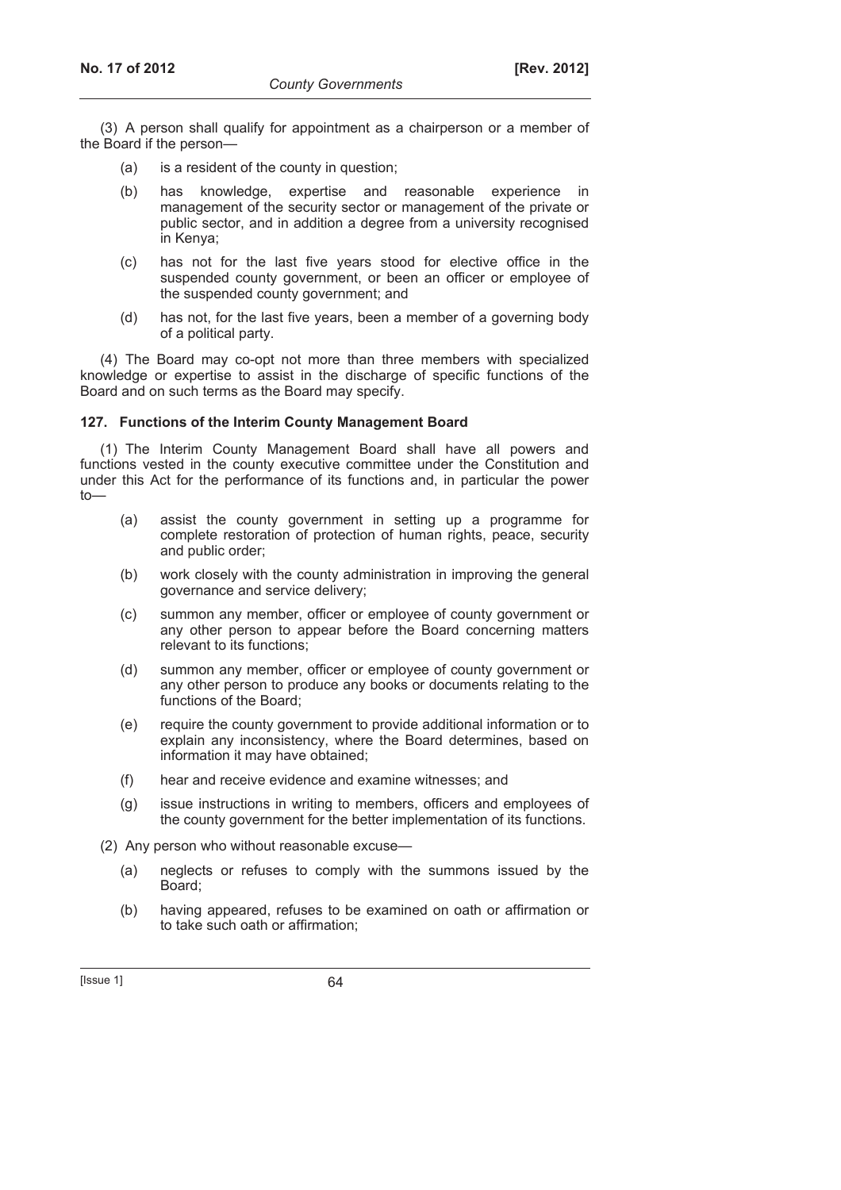(3) A person shall qualify for appointment as a chairperson or a member of the Board if the person—

- (a) is a resident of the county in question;
- (b) has knowledge, expertise and reasonable experience in management of the security sector or management of the private or public sector, and in addition a degree from a university recognised in Kenya;
- (c) has not for the last five years stood for elective office in the suspended county government, or been an officer or employee of the suspended county government; and
- (d) has not, for the last five years, been a member of a governing body of a political party.

(4) The Board may co-opt not more than three members with specialized knowledge or expertise to assist in the discharge of specific functions of the Board and on such terms as the Board may specify.

### 127. Functions of the Interim County Management Board

(1) The Interim County Management Board shall have all powers and functions vested in the county executive committee under the Constitution and under this Act for the performance of its functions and, in particular the power to—

- (a) assist the county government in setting up a programme for complete restoration of protection of human rights, peace, security and public order;
- (b) work closely with the county administration in improving the general governance and service delivery;
- (c) summon any member, officer or employee of county government or any other person to appear before the Board concerning matters relevant to its functions;
- (d) summon any member, officer or employee of county government or any other person to produce any books or documents relating to the functions of the Board;
- (e) require the county government to provide additional information or to explain any inconsistency, where the Board determines, based on information it may have obtained;
- (f) hear and receive evidence and examine witnesses; and
- (g) issue instructions in writing to members, officers and employees of the county government for the better implementation of its functions.

(2) Any person who without reasonable excuse—

- (a) neglects or refuses to comply with the summons issued by the Board;
- (b) having appeared, refuses to be examined on oath or affirmation or to take such oath or affirmation;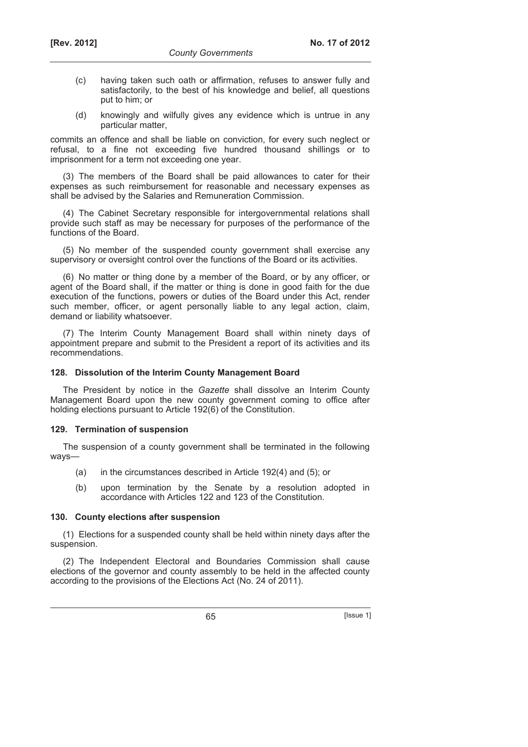(c) having taken such oath or affirmation, refuses to answer fully and satisfactorily, to the best of his knowledge and belief, all questions put to him; or

(d) knowingly and wilfully gives any evidence which is untrue in any particular matter,

commits an offence and shall be liable on conviction, for every such neglect or refusal, to a fine not exceeding five hundred thousand shillings or to imprisonment for a term not exceeding one year.

(3) The members of the Board shall be paid allowances to cater for their expenses as such reimbursement for reasonable and necessary expenses as shall be advised by the Salaries and Remuneration Commission.

(4) The Cabinet Secretary responsible for intergovernmental relations shall provide such staff as may be necessary for purposes of the performance of the functions of the Board.

(5) No member of the suspended county government shall exercise any supervisory or oversight control over the functions of the Board or its activities.

(6) No matter or thing done by a member of the Board, or by any officer, or agent of the Board shall, if the matter or thing is done in good faith for the due execution of the functions, powers or duties of the Board under this Act, render such member, officer, or agent personally liable to any legal action, claim, demand or liability whatsoever.

(7) The Interim County Management Board shall within ninety days of appointment prepare and submit to the President a report of its activities and its recommendations.

**128. Dissolution of the Interim County Management Board**

The President by notice in the *Gazette* shall dissolve an Interim County Management Board upon the new county government coming to office after holding elections pursuant to Article 192(6) of the Constitution.

**129. Termination of suspension**

The suspension of a county government shall be terminated in the following ways—

(a) in the circumstances described in Article 192(4) and (5); or

(b) upon termination by the Senate by a resolution adopted in accordance with Articles 122 and 123 of the Constitution.

**130. County elections after suspension**

(1) Elections for a suspended county shall be held within ninety days after the suspension.

(2) The Independent Electoral and Boundaries Commission shall cause elections of the governor and county assembly to be held in the affected county according to the provisions of the Elections Act (No. 24 of 2011).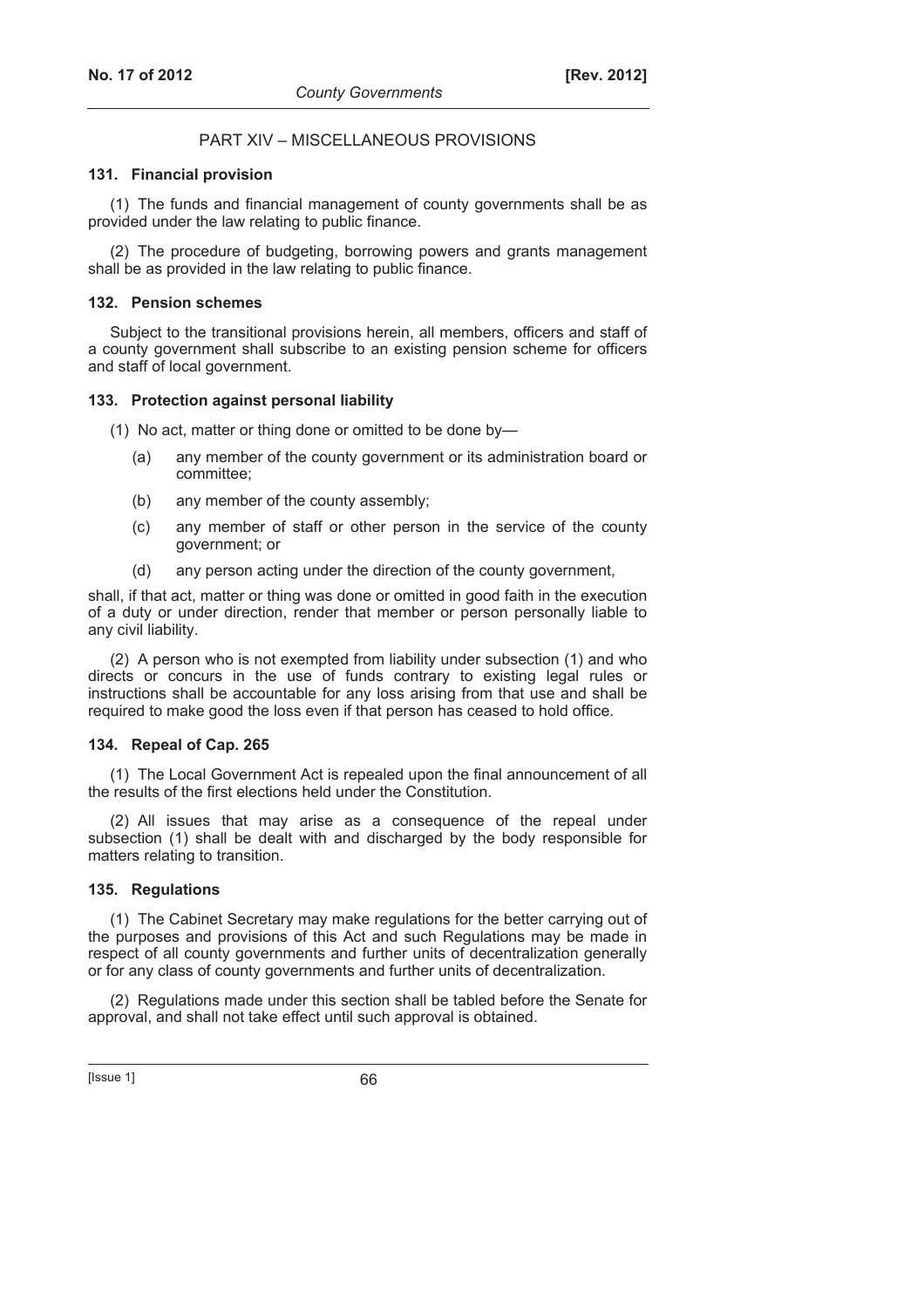## PART XIV – MISCELLANEOUS PROVISIONS

### 131. Financial provision

(1) The funds and financial management of county governments shall be as provided under the law relating to public finance.

(2) The procedure of budgeting, borrowing powers and grants management shall be as provided in the law relating to public finance.

### 132. Pension schemes

Subject to the transitional provisions herein, all members, officers and staff of a county government shall subscribe to an existing pension scheme for officers and staff of local government.

### 133. Protection against personal liability

(1) No act, matter or thing done or omitted to be done by—

- (a) any member of the county government or its administration board or committee;
- (b) any member of the county assembly;
- (c) any member of staff or other person in the service of the county government; or
- (d) any person acting under the direction of the county government,

shall, if that act, matter or thing was done or omitted in good faith in the execution of a duty or under direction, render that member or person personally liable to any civil liability.

(2) A person who is not exempted from liability under subsection (1) and who directs or concurs in the use of funds contrary to existing legal rules or instructions shall be accountable for any loss arising from that use and shall be required to make good the loss even if that person has ceased to hold office.

### 134. Repeal of Cap. 265

(1) The Local Government Act is repealed upon the final announcement of all the results of the first elections held under the Constitution.

(2) All issues that may arise as a consequence of the repeal under subsection (1) shall be dealt with and discharged by the body responsible for matters relating to transition.

### 135. Regulations

(1) The Cabinet Secretary may make regulations for the better carrying out of the purposes and provisions of this Act and such Regulations may be made in respect of all county governments and further units of decentralization generally or for any class of county governments and further units of decentralization.

(2) Regulations made under this section shall be tabled before the Senate for approval, and shall not take effect until such approval is obtained.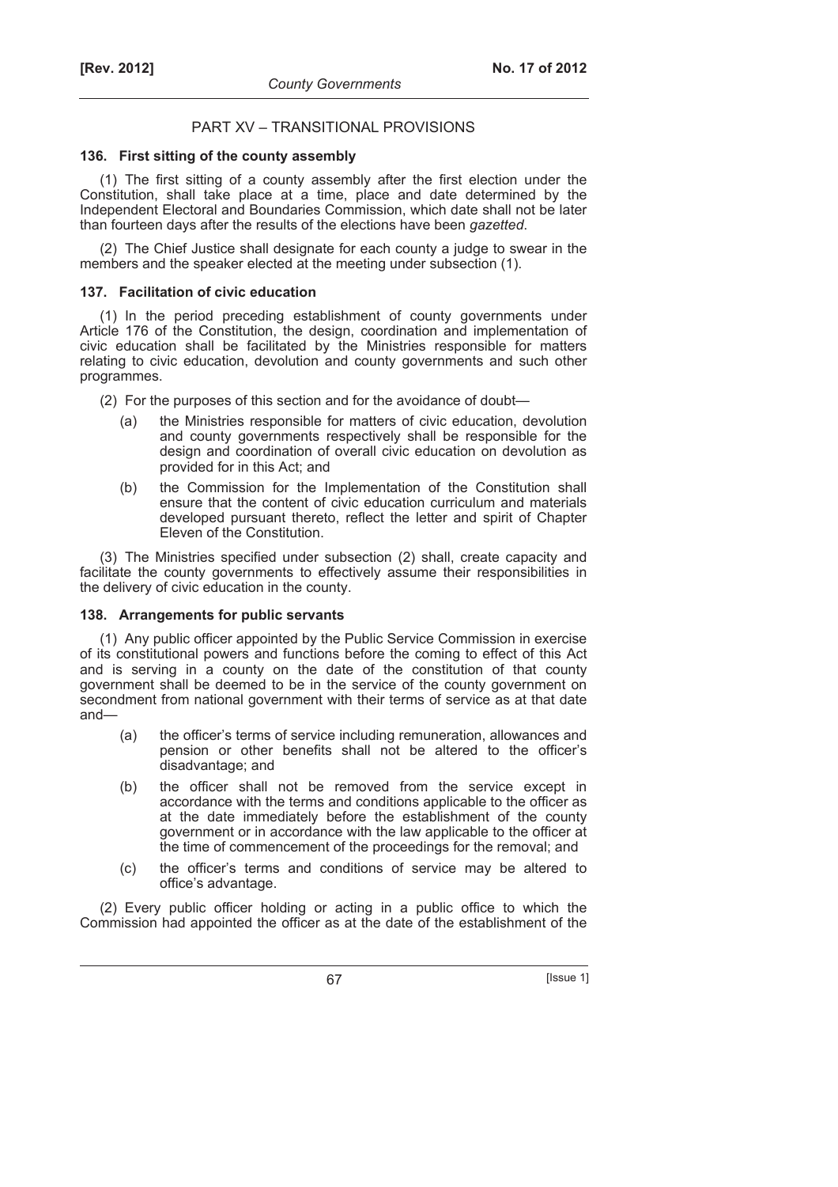## PART XV – TRANSITIONAL PROVISIONS

### 136. First sitting of the county assembly

(1) The first sitting of a county assembly after the first election under the Constitution, shall take place at a time, place and date determined by the Independent Electoral and Boundaries Commission, which date shall not be later than fourteen days after the results of the elections have been *gazetted*.

(2) The Chief Justice shall designate for each county a judge to swear in the members and the speaker elected at the meeting under subsection (1).

### 137. Facilitation of civic education

(1) In the period preceding establishment of county governments under Article 176 of the Constitution, the design, coordination and implementation of civic education shall be facilitated by the Ministries responsible for matters relating to civic education, devolution and county governments and such other programmes.

(2) For the purposes of this section and for the avoidance of doubt—

(a) the Ministries responsible for matters of civic education, devolution and county governments respectively shall be responsible for the design and coordination of overall civic education on devolution as provided for in this Act; and

(b) the Commission for the Implementation of the Constitution shall ensure that the content of civic education curriculum and materials developed pursuant thereto, reflect the letter and spirit of Chapter Eleven of the Constitution.

(3) The Ministries specified under subsection (2) shall, create capacity and facilitate the county governments to effectively assume their responsibilities in the delivery of civic education in the county.

### 138. Arrangements for public servants

(1) Any public officer appointed by the Public Service Commission in exercise of its constitutional powers and functions before the coming to effect of this Act and is serving in a county on the date of the constitution of that county government shall be deemed to be in the service of the county government on secondment from national government with their terms of service as at that date and—

(a) the officer's terms of service including remuneration, allowances and pension or other benefits shall not be altered to the officer's disadvantage; and

(b) the officer shall not be removed from the service except in accordance with the terms and conditions applicable to the officer as at the date immediately before the establishment of the county government or in accordance with the law applicable to the officer at the time of commencement of the proceedings for the removal; and

(c) the officer's terms and conditions of service may be altered to office's advantage.

(2) Every public officer holding or acting in a public office to which the Commission had appointed the officer as at the date of the establishment of the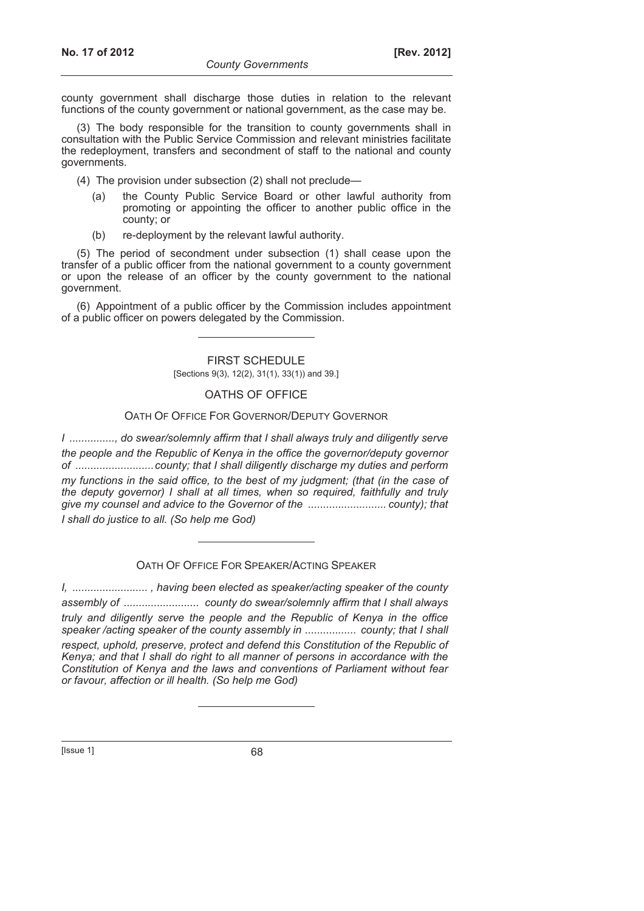county government shall discharge those duties in relation to the relevant functions of the county government or national government, as the case may be.

(3) The body responsible for the transition to county governments shall in consultation with the Public Service Commission and relevant ministries facilitate the redeployment, transfers and secondment of staff to the national and county governments.

(4) The provision under subsection (2) shall not preclude—

(a) the County Public Service Board or other lawful authority from promoting or appointing the officer to another public office in the county; or

(b) re-deployment by the relevant lawful authority.

(5) The period of secondment under subsection (1) shall cease upon the transfer of a public officer from the national government to a county government or upon the release of an officer by the county government to the national government.

(6) Appointment of a public officer by the Commission includes appointment of a public officer on powers delegated by the Commission.

---

## FIRST SCHEDULE

[Sections 9(3), 12(2), 31(1), 33(1)) and 39.]

## OATHS OF OFFICE

### OATH OF OFFICE FOR GOVERNOR/DEPUTY GOVERNOR

*I ..............., do swear/solemnly affirm that I shall always truly and diligently serve the people and the Republic of Kenya in the office the governor/deputy governor of ..........................county; that I shall diligently discharge my duties and perform my functions in the said office, to the best of my judgment; (that (in the case of the deputy governor) I shall at all times, when so required, faithfully and truly give my counsel and advice to the Governor of the .......................... county); that I shall do justice to all. (So help me God)*

---

### OATH OF OFFICE FOR SPEAKER/ACTING SPEAKER

*I, ......................... , having been elected as speaker/acting speaker of the county assembly of ......................... county do swear/solemnly affirm that I shall always truly and diligently serve the people and the Republic of Kenya in the office speaker /acting speaker of the county assembly in ................. county; that I shall respect, uphold, preserve, protect and defend this Constitution of the Republic of Kenya; and that I shall do right to all manner of persons in accordance with the Constitution of Kenya and the laws and conventions of Parliament without fear or favour, affection or ill health. (So help me God)*

---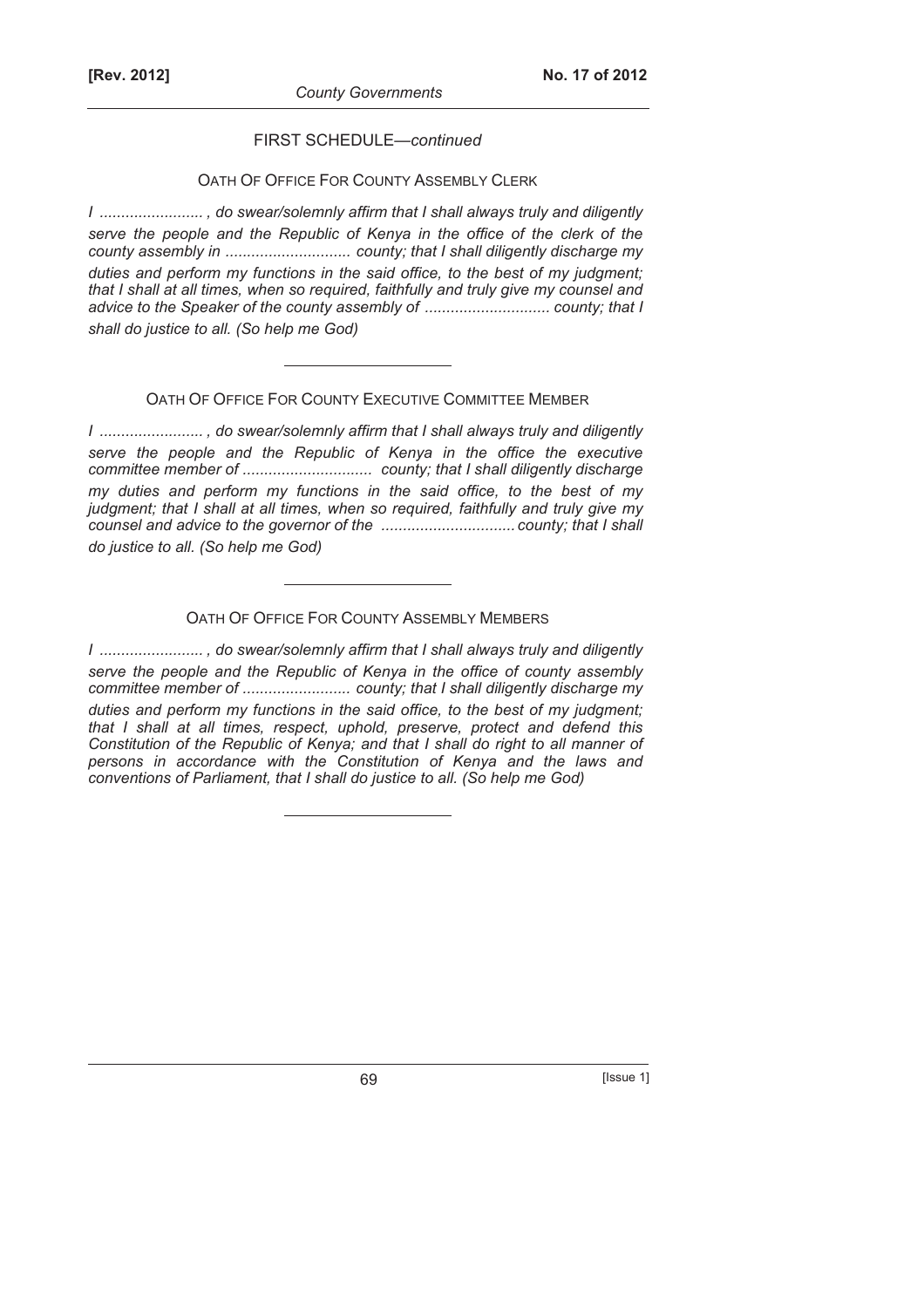FIRST SCHEDULE—*continued*

OATH OF OFFICE FOR COUNTY ASSEMBLY CLERK

*I ........................ , do swear/solemnly affirm that I shall always truly and diligently serve the people and the Republic of Kenya in the office of the clerk of the county assembly in ............................ county; that I shall diligently discharge my duties and perform my functions in the said office, to the best of my judgment; that I shall at all times, when so required, faithfully and truly give my counsel and advice to the Speaker of the county assembly of ............................ county; that I shall do justice to all. (So help me God)*

---

OATH OF OFFICE FOR COUNTY EXECUTIVE COMMITTEE MEMBER

*I ........................ , do swear/solemnly affirm that I shall always truly and diligently serve the people and the Republic of Kenya in the office the executive committee member of ............................. county; that I shall diligently discharge my duties and perform my functions in the said office, to the best of my judgment; that I shall at all times, when so required, faithfully and truly give my counsel and advice to the governor of the .............................. county; that I shall do justice to all. (So help me God)*

---

OATH OF OFFICE FOR COUNTY ASSEMBLY MEMBERS

*I ........................ , do swear/solemnly affirm that I shall always truly and diligently serve the people and the Republic of Kenya in the office of county assembly committee member of ......................... county; that I shall diligently discharge my duties and perform my functions in the said office, to the best of my judgment; that I shall at all times, respect, uphold, preserve, protect and defend this Constitution of the Republic of Kenya; and that I shall do right to all manner of persons in accordance with the Constitution of Kenya and the laws and conventions of Parliament, that I shall do justice to all. (So help me God)*

---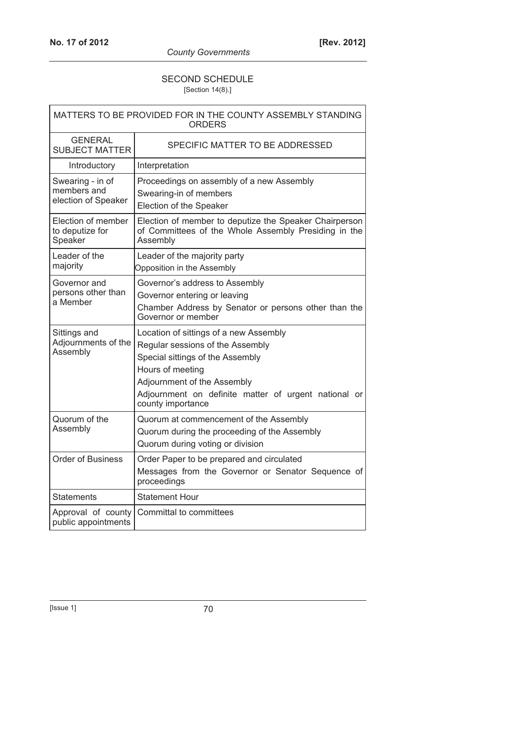## SECOND SCHEDULE

[Section 14(8).]

| MATTERS TO BE PROVIDED FOR IN THE COUNTY ASSEMBLY STANDING ORDERS | |
|---|---|
| GENERAL SUBJECT MATTER | SPECIFIC MATTER TO BE ADDRESSED |
| Introductory | Interpretation |
| Swearing - in of members and election of Speaker | Proceedings on assembly of a new Assembly<br>Swearing-in of members<br>Election of the Speaker |
| Election of member to deputize for Speaker | Election of member to deputize the Speaker Chairperson of Committees of the Whole Assembly Presiding in the Assembly |
| Leader of the majority | Leader of the majority party<br>Opposition in the Assembly |
| Governor and persons other than a Member | Governor's address to Assembly<br>Governor entering or leaving<br>Chamber Address by Senator or persons other than the Governor or member |
| Sittings and Adjournments of the Assembly | Location of sittings of a new Assembly<br>Regular sessions of the Assembly<br>Special sittings of the Assembly<br>Hours of meeting<br>Adjournment of the Assembly<br>Adjournment on definite matter of urgent national or county importance |
| Quorum of the Assembly | Quorum at commencement of the Assembly<br>Quorum during the proceeding of the Assembly<br>Quorum during voting or division |
| Order of Business | Order Paper to be prepared and circulated<br>Messages from the Governor or Senator Sequence of proceedings |
| Statements | Statement Hour |
| Approval of county public appointments | Committal to committees |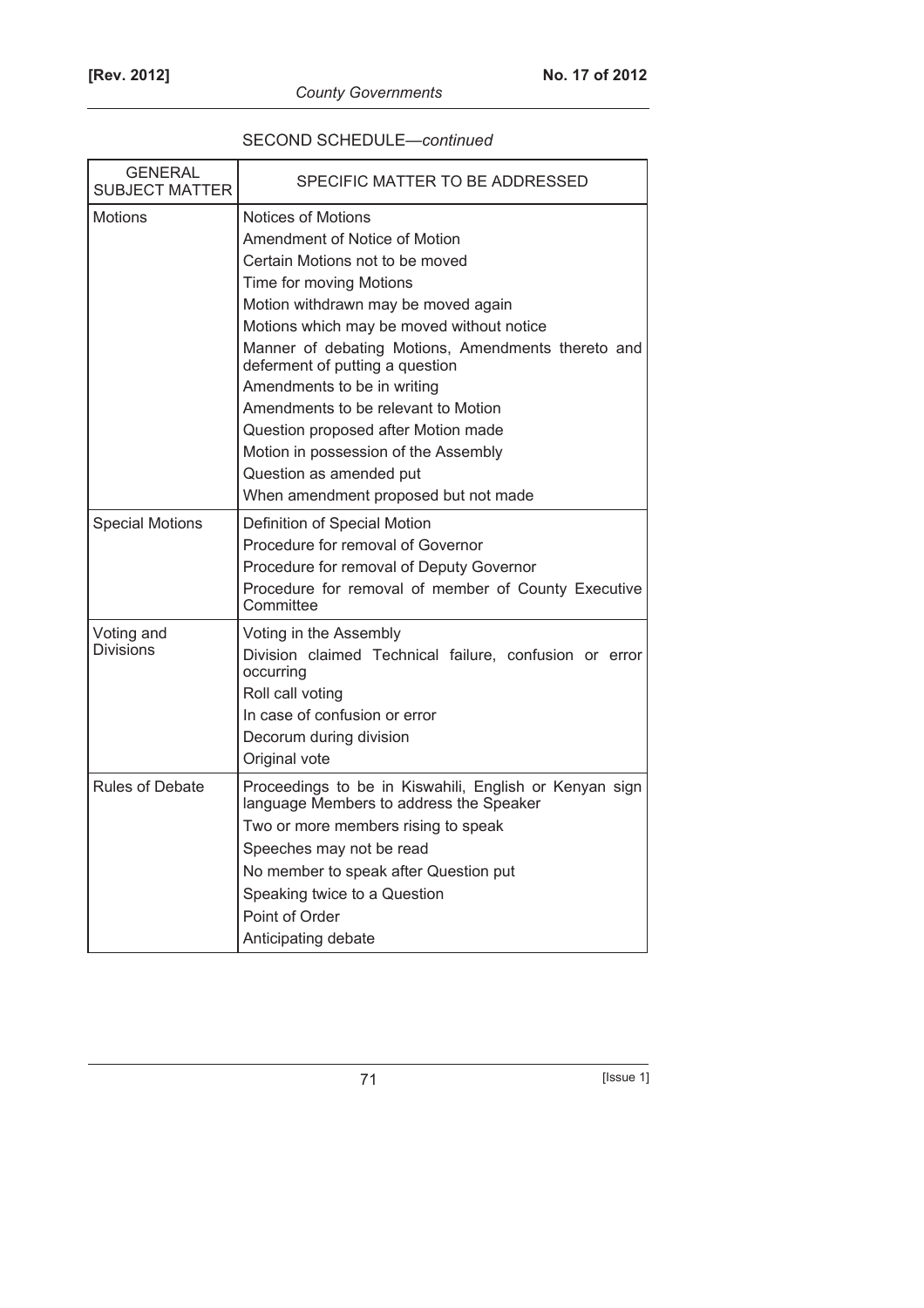SECOND SCHEDULE—*continued*

| GENERAL SUBJECT MATTER | SPECIFIC MATTER TO BE ADDRESSED |
|---|---|
| Motions | Notices of Motions<br>Amendment of Notice of Motion<br>Certain Motions not to be moved<br>Time for moving Motions<br>Motion withdrawn may be moved again<br>Motions which may be moved without notice<br>Manner of debating Motions, Amendments thereto and deferment of putting a question<br>Amendments to be in writing<br>Amendments to be relevant to Motion<br>Question proposed after Motion made<br>Motion in possession of the Assembly<br>Question as amended put<br>When amendment proposed but not made |
| Special Motions | Definition of Special Motion<br>Procedure for removal of Governor<br>Procedure for removal of Deputy Governor<br>Procedure for removal of member of County Executive Committee |
| Voting and Divisions | Voting in the Assembly<br>Division claimed Technical failure, confusion or error occurring<br>Roll call voting<br>In case of confusion or error<br>Decorum during division<br>Original vote |
| Rules of Debate | Proceedings to be in Kiswahili, English or Kenyan sign language Members to address the Speaker<br>Two or more members rising to speak<br>Speeches may not be read<br>No member to speak after Question put<br>Speaking twice to a Question<br>Point of Order<br>Anticipating debate |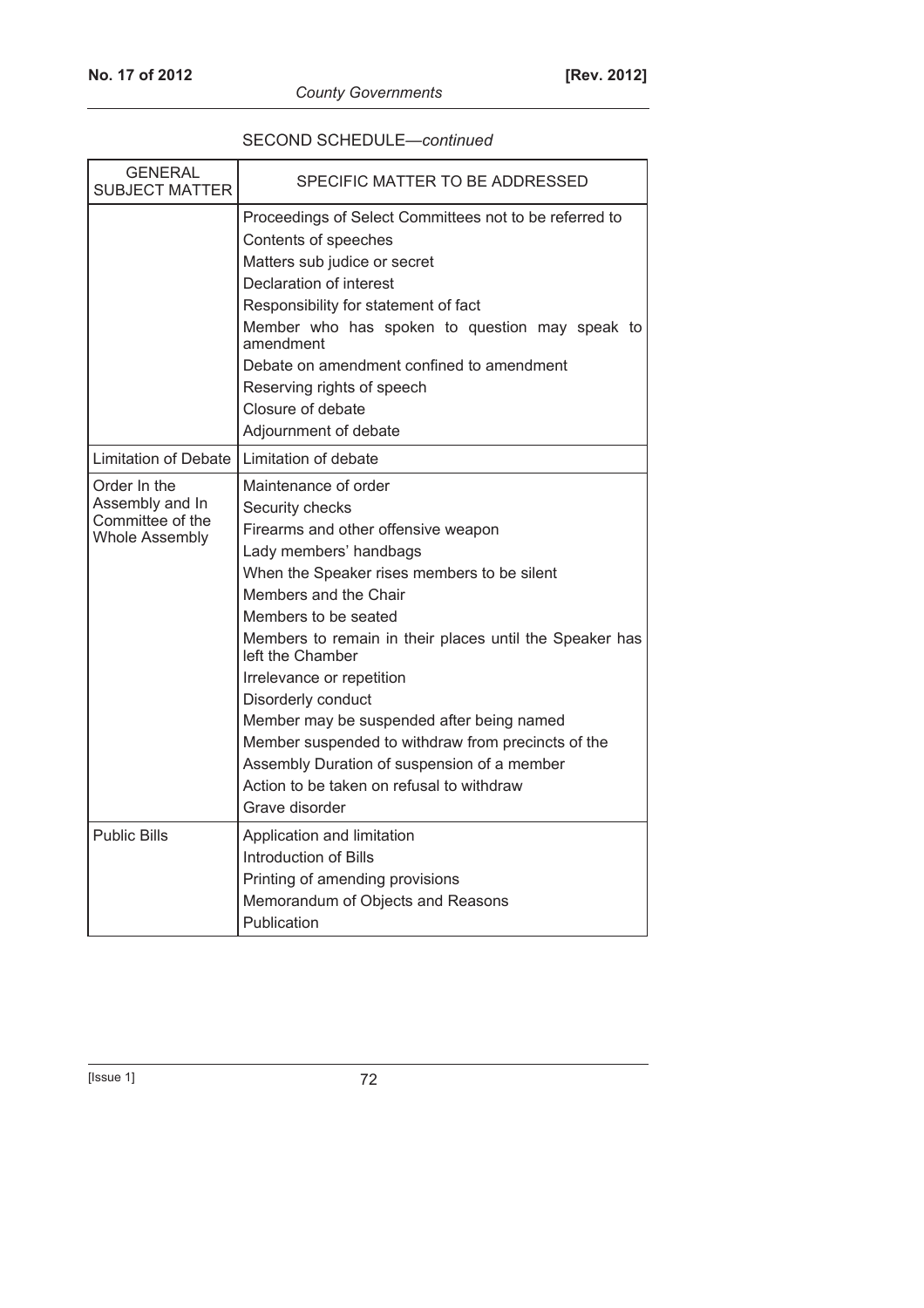SECOND SCHEDULE—*continued*

| GENERAL SUBJECT MATTER | SPECIFIC MATTER TO BE ADDRESSED |
|---|---|
| | Proceedings of Select Committees not to be referred to<br>Contents of speeches<br>Matters sub judice or secret<br>Declaration of interest<br>Responsibility for statement of fact<br>Member who has spoken to question may speak to amendment<br>Debate on amendment confined to amendment<br>Reserving rights of speech<br>Closure of debate<br>Adjournment of debate |
| Limitation of Debate | Limitation of debate |
| Order In the Assembly and In Committee of the Whole Assembly | Maintenance of order<br>Security checks<br>Firearms and other offensive weapon<br>Lady members' handbags<br>When the Speaker rises members to be silent<br>Members and the Chair<br>Members to be seated<br>Members to remain in their places until the Speaker has left the Chamber<br>Irrelevance or repetition<br>Disorderly conduct<br>Member may be suspended after being named<br>Member suspended to withdraw from precincts of the Assembly Duration of suspension of a member<br>Action to be taken on refusal to withdraw<br>Grave disorder |
| Public Bills | Application and limitation<br>Introduction of Bills<br>Printing of amending provisions<br>Memorandum of Objects and Reasons<br>Publication |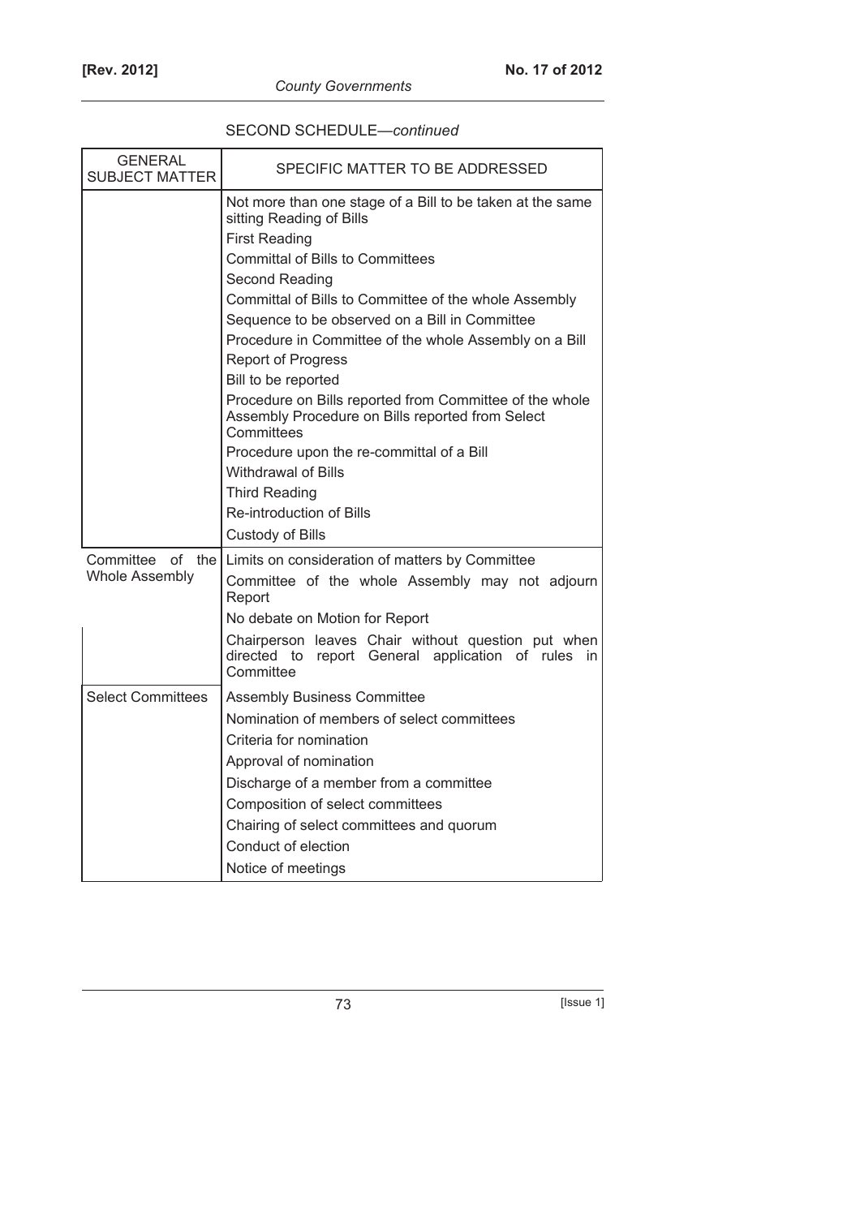SECOND SCHEDULE—*continued*

| GENERAL SUBJECT MATTER | SPECIFIC MATTER TO BE ADDRESSED |
|---|---|
| | Not more than one stage of a Bill to be taken at the same sitting Reading of Bills |
| | First Reading |
| | Committal of Bills to Committees |
| | Second Reading |
| | Committal of Bills to Committee of the whole Assembly |
| | Sequence to be observed on a Bill in Committee |
| | Procedure in Committee of the whole Assembly on a Bill |
| | Report of Progress |
| | Bill to be reported |
| | Procedure on Bills reported from Committee of the whole Assembly Procedure on Bills reported from Select Committees |
| | Procedure upon the re-committal of a Bill |
| | Withdrawal of Bills |
| | Third Reading |
| | Re-introduction of Bills |
| | Custody of Bills |
| Committee of the Whole Assembly | Limits on consideration of matters by Committee |
| | Committee of the whole Assembly may not adjourn Report |
| | No debate on Motion for Report |
| | Chairperson leaves Chair without question put when directed to report General application of rules in Committee |
| Select Committees | Assembly Business Committee |
| | Nomination of members of select committees |
| | Criteria for nomination |
| | Approval of nomination |
| | Discharge of a member from a committee |
| | Composition of select committees |
| | Chairing of select committees and quorum |
| | Conduct of election |
| | Notice of meetings |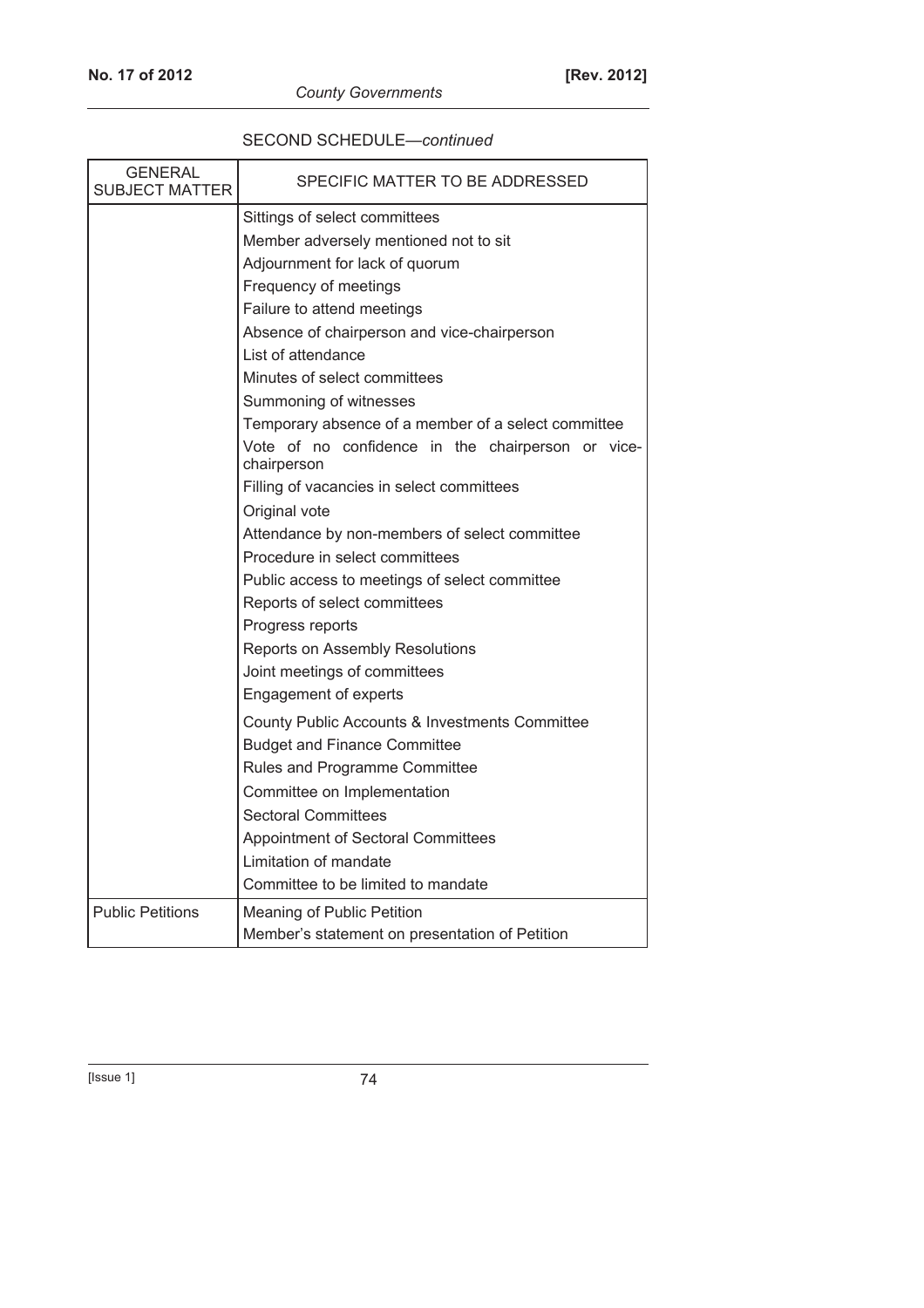SECOND SCHEDULE—*continued*

| GENERAL SUBJECT MATTER | SPECIFIC MATTER TO BE ADDRESSED |
|---|---|
| | Sittings of select committees |
| | Member adversely mentioned not to sit |
| | Adjournment for lack of quorum |
| | Frequency of meetings |
| | Failure to attend meetings |
| | Absence of chairperson and vice-chairperson |
| | List of attendance |
| | Minutes of select committees |
| | Summoning of witnesses |
| | Temporary absence of a member of a select committee |
| | Vote of no confidence in the chairperson or vice-chairperson |
| | Filling of vacancies in select committees |
| | Original vote |
| | Attendance by non-members of select committee |
| | Procedure in select committees |
| | Public access to meetings of select committee |
| | Reports of select committees |
| | Progress reports |
| | Reports on Assembly Resolutions |
| | Joint meetings of committees |
| | Engagement of experts |
| | County Public Accounts & Investments Committee |
| | Budget and Finance Committee |
| | Rules and Programme Committee |
| | Committee on Implementation |
| | Sectoral Committees |
| | Appointment of Sectoral Committees |
| | Limitation of mandate |
| | Committee to be limited to mandate |
| Public Petitions | Meaning of Public Petition |
| | Member's statement on presentation of Petition |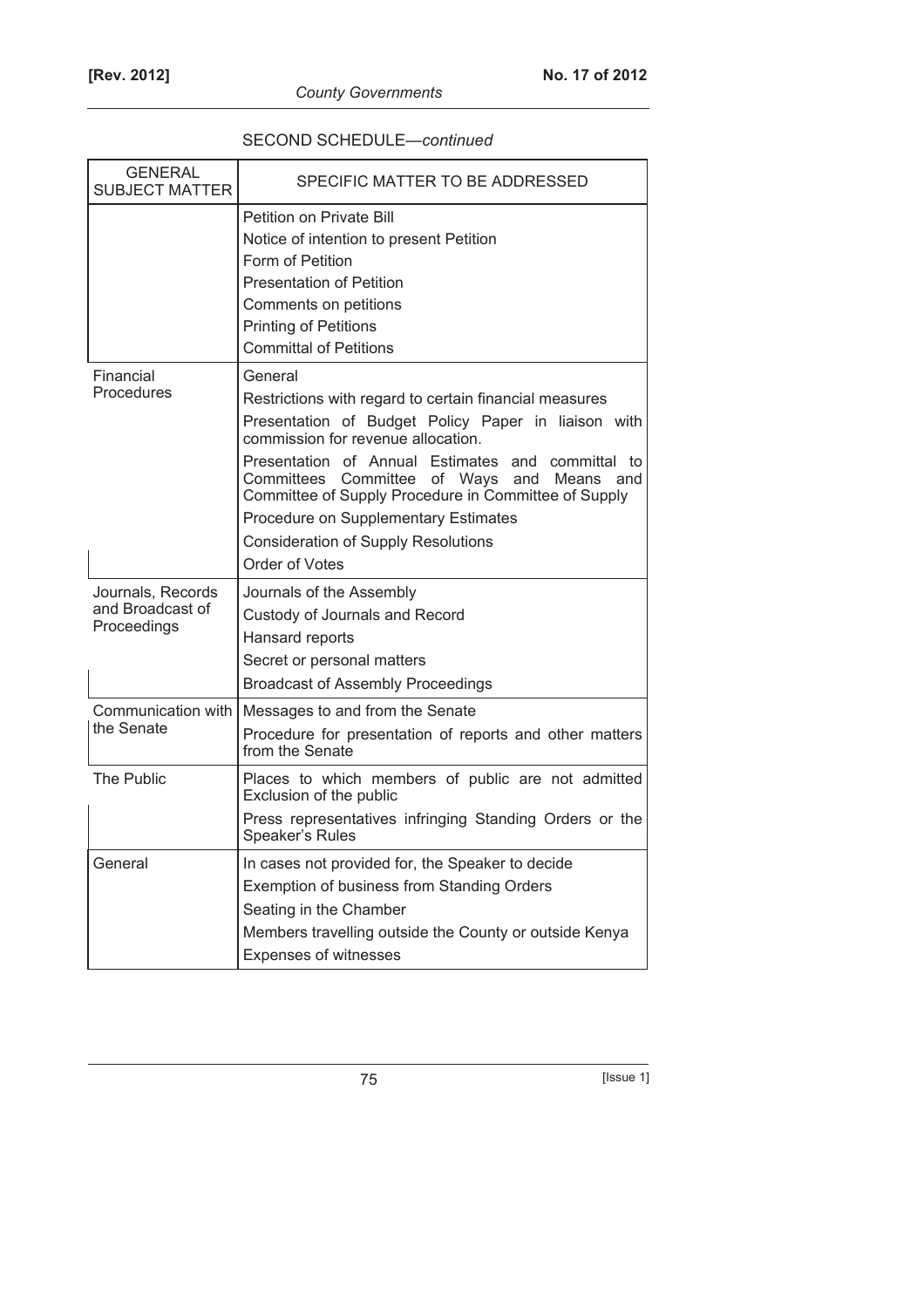SECOND SCHEDULE—*continued*

| GENERAL SUBJECT MATTER | SPECIFIC MATTER TO BE ADDRESSED |
|---|---|
| | Petition on Private Bill<br>Notice of intention to present Petition<br>Form of Petition<br>Presentation of Petition<br>Comments on petitions<br>Printing of Petitions<br>Committal of Petitions |
| Financial Procedures | General<br>Restrictions with regard to certain financial measures<br>Presentation of Budget Policy Paper in liaison with commission for revenue allocation.<br>Presentation of Annual Estimates and committal to Committees Committee of Ways and Means and Committee of Supply Procedure in Committee of Supply<br>Procedure on Supplementary Estimates<br>Consideration of Supply Resolutions<br>Order of Votes |
| Journals, Records and Broadcast of Proceedings | Journals of the Assembly<br>Custody of Journals and Record<br>Hansard reports<br>Secret or personal matters<br>Broadcast of Assembly Proceedings |
| Communication with the Senate | Messages to and from the Senate<br>Procedure for presentation of reports and other matters from the Senate |
| The Public | Places to which members of public are not admitted Exclusion of the public<br>Press representatives infringing Standing Orders or the Speaker's Rules |
| General | In cases not provided for, the Speaker to decide<br>Exemption of business from Standing Orders<br>Seating in the Chamber<br>Members travelling outside the County or outside Kenya<br>Expenses of witnesses |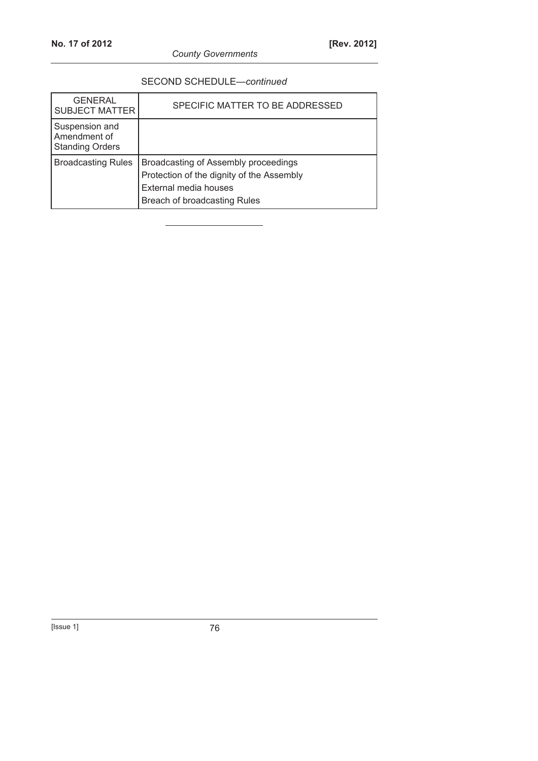SECOND SCHEDULE—*continued*

| GENERAL SUBJECT MATTER | SPECIFIC MATTER TO BE ADDRESSED |
|---|---|
| Suspension and Amendment of Standing Orders | |
| Broadcasting Rules | Broadcasting of Assembly proceedings<br>Protection of the dignity of the Assembly<br>External media houses<br>Breach of broadcasting Rules |